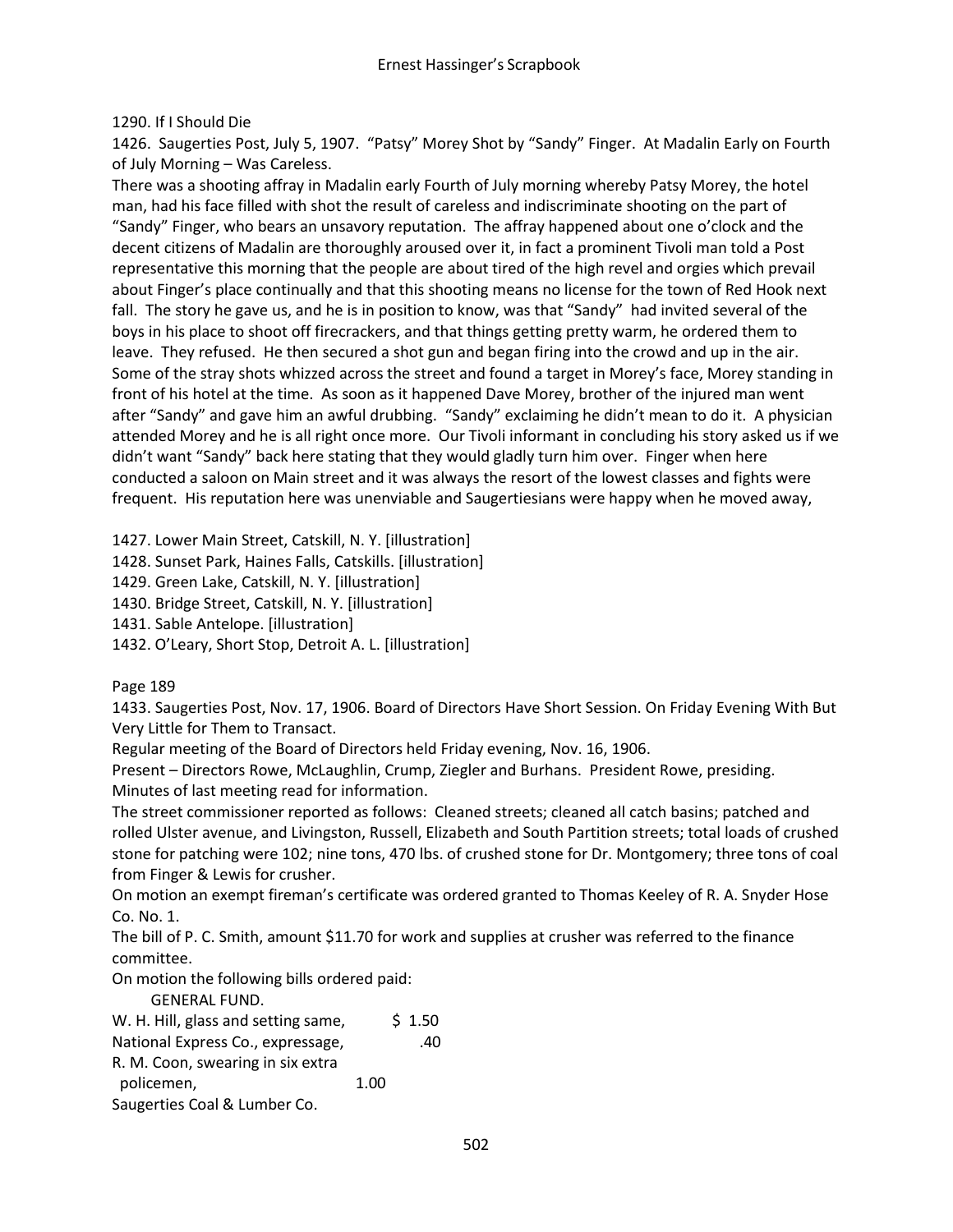1290. If I Should Die

1426. Saugerties Post, July 5, 1907. "Patsy" Morey Shot by "Sandy" Finger. At Madalin Early on Fourth of July Morning – Was Careless.

There was a shooting affray in Madalin early Fourth of July morning whereby Patsy Morey, the hotel man, had his face filled with shot the result of careless and indiscriminate shooting on the part of "Sandy" Finger, who bears an unsavory reputation. The affray happened about one o'clock and the decent citizens of Madalin are thoroughly aroused over it, in fact a prominent Tivoli man told a Post representative this morning that the people are about tired of the high revel and orgies which prevail about Finger's place continually and that this shooting means no license for the town of Red Hook next fall. The story he gave us, and he is in position to know, was that "Sandy" had invited several of the boys in his place to shoot off firecrackers, and that things getting pretty warm, he ordered them to leave. They refused. He then secured a shot gun and began firing into the crowd and up in the air. Some of the stray shots whizzed across the street and found a target in Morey's face, Morey standing in front of his hotel at the time. As soon as it happened Dave Morey, brother of the injured man went after "Sandy" and gave him an awful drubbing. "Sandy" exclaiming he didn't mean to do it. A physician attended Morey and he is all right once more. Our Tivoli informant in concluding his story asked us if we didn't want "Sandy" back here stating that they would gladly turn him over. Finger when here conducted a saloon on Main street and it was always the resort of the lowest classes and fights were frequent. His reputation here was unenviable and Saugertiesians were happy when he moved away,

1427. Lower Main Street, Catskill, N. Y. [illustration]
1428. Sunset Park, Haines Falls, Catskills. [illustration]
1429. Green Lake, Catskill, N. Y. [illustration]
1430. Bridge Street, Catskill, N. Y. [illustration]
1431. Sable Antelope. [illustration]
1432. O'Leary, Short Stop, Detroit A. L. [illustration]

Page 189

1433. Saugerties Post, Nov. 17, 1906. Board of Directors Have Short Session. On Friday Evening With But Very Little for Them to Transact.

Regular meeting of the Board of Directors held Friday evening, Nov. 16, 1906.

Present – Directors Rowe, McLaughlin, Crump, Ziegler and Burhans. President Rowe, presiding.

Minutes of last meeting read for information.

The street commissioner reported as follows: Cleaned streets; cleaned all catch basins; patched and rolled Ulster avenue, and Livingston, Russell, Elizabeth and South Partition streets; total loads of crushed stone for patching were 102; nine tons, 470 lbs. of crushed stone for Dr. Montgomery; three tons of coal from Finger & Lewis for crusher.

On motion an exempt fireman's certificate was ordered granted to Thomas Keeley of R. A. Snyder Hose Co. No. 1.

The bill of P. C. Smith, amount $11.70 for work and supplies at crusher was referred to the finance committee.

On motion the following bills ordered paid:

GENERAL FUND.

| | |
|---|---|
| W. H. Hill, glass and setting same, | $ 1.50 |
| National Express Co., expressage, | .40 |
| R. M. Coon, swearing in six extra policemen, | 1.00 |
| Saugerties Coal & Lumber Co. | |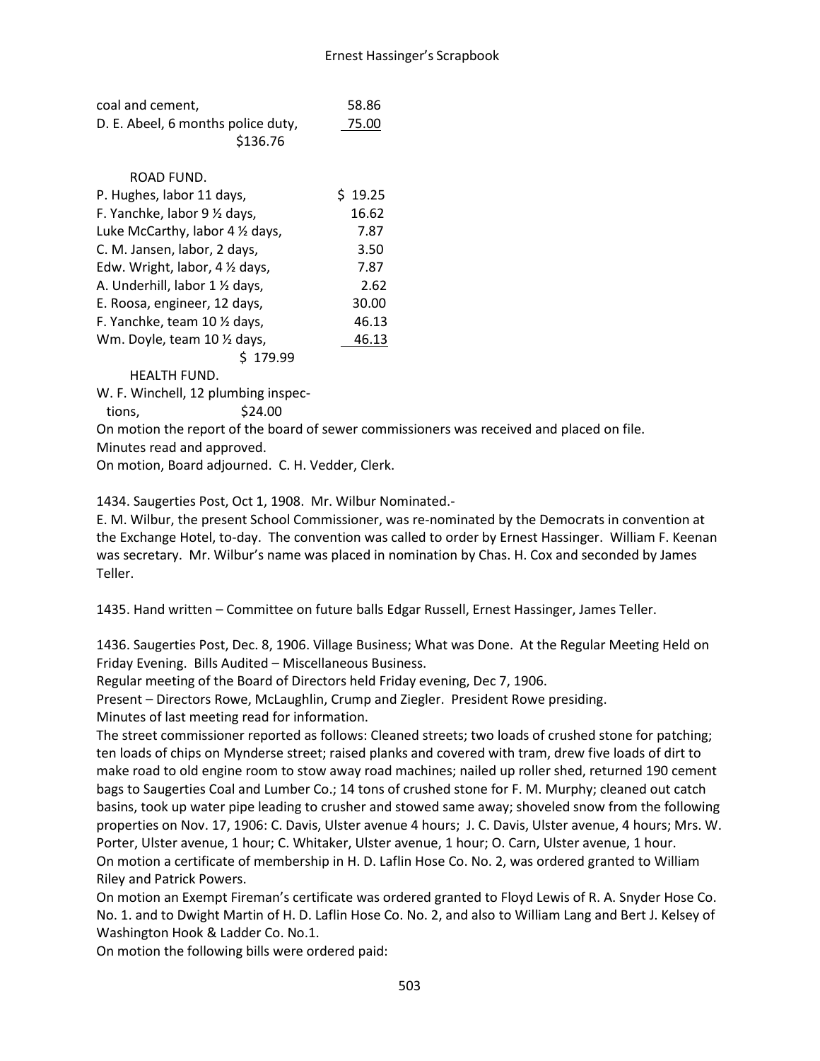| | |
|---|---|
| coal and cement, | 58.86 |
| D. E. Abeel, 6 months police duty, | 75.00 |
| $136.76 | |

ROAD FUND.

| | |
|---|---|
| P. Hughes, labor 11 days, | $ 19.25 |
| F. Yanchke, labor 9 ½ days, | 16.62 |
| Luke McCarthy, labor 4 ½ days, | 7.87 |
| C. M. Jansen, labor, 2 days, | 3.50 |
| Edw. Wright, labor, 4 ½ days, | 7.87 |
| A. Underhill, labor 1 ½ days, | 2.62 |
| E. Roosa, engineer, 12 days, | 30.00 |
| F. Yanchke, team 10 ½ days, | 46.13 |
| Wm. Doyle, team 10 ½ days, | 46.13 |
| $ 179.99 | |

HEALTH FUND.

W. F. Winchell, 12 plumbing inspections, $24.00

On motion the report of the board of sewer commissioners was received and placed on file.

Minutes read and approved.

On motion, Board adjourned. C. H. Vedder, Clerk.

1434. Saugerties Post, Oct 1, 1908. Mr. Wilbur Nominated.-

E. M. Wilbur, the present School Commissioner, was re-nominated by the Democrats in convention at the Exchange Hotel, to-day. The convention was called to order by Ernest Hassinger. William F. Keenan was secretary. Mr. Wilbur's name was placed in nomination by Chas. H. Cox and seconded by James Teller.

1435. Hand written – Committee on future balls Edgar Russell, Ernest Hassinger, James Teller.

1436. Saugerties Post, Dec. 8, 1906. Village Business; What was Done. At the Regular Meeting Held on Friday Evening. Bills Audited – Miscellaneous Business.

Regular meeting of the Board of Directors held Friday evening, Dec 7, 1906.

Present – Directors Rowe, McLaughlin, Crump and Ziegler. President Rowe presiding.

Minutes of last meeting read for information.

The street commissioner reported as follows: Cleaned streets; two loads of crushed stone for patching; ten loads of chips on Mynderse street; raised planks and covered with tram, drew five loads of dirt to make road to old engine room to stow away road machines; nailed up roller shed, returned 190 cement bags to Saugerties Coal and Lumber Co.; 14 tons of crushed stone for F. M. Murphy; cleaned out catch basins, took up water pipe leading to crusher and stowed same away; shoveled snow from the following properties on Nov. 17, 1906: C. Davis, Ulster avenue 4 hours; J. C. Davis, Ulster avenue, 4 hours; Mrs. W. Porter, Ulster avenue, 1 hour; C. Whitaker, Ulster avenue, 1 hour; O. Carn, Ulster avenue, 1 hour.

On motion a certificate of membership in H. D. Laflin Hose Co. No. 2, was ordered granted to William Riley and Patrick Powers.

On motion an Exempt Fireman's certificate was ordered granted to Floyd Lewis of R. A. Snyder Hose Co. No. 1. and to Dwight Martin of H. D. Laflin Hose Co. No. 2, and also to William Lang and Bert J. Kelsey of Washington Hook & Ladder Co. No.1.

On motion the following bills were ordered paid: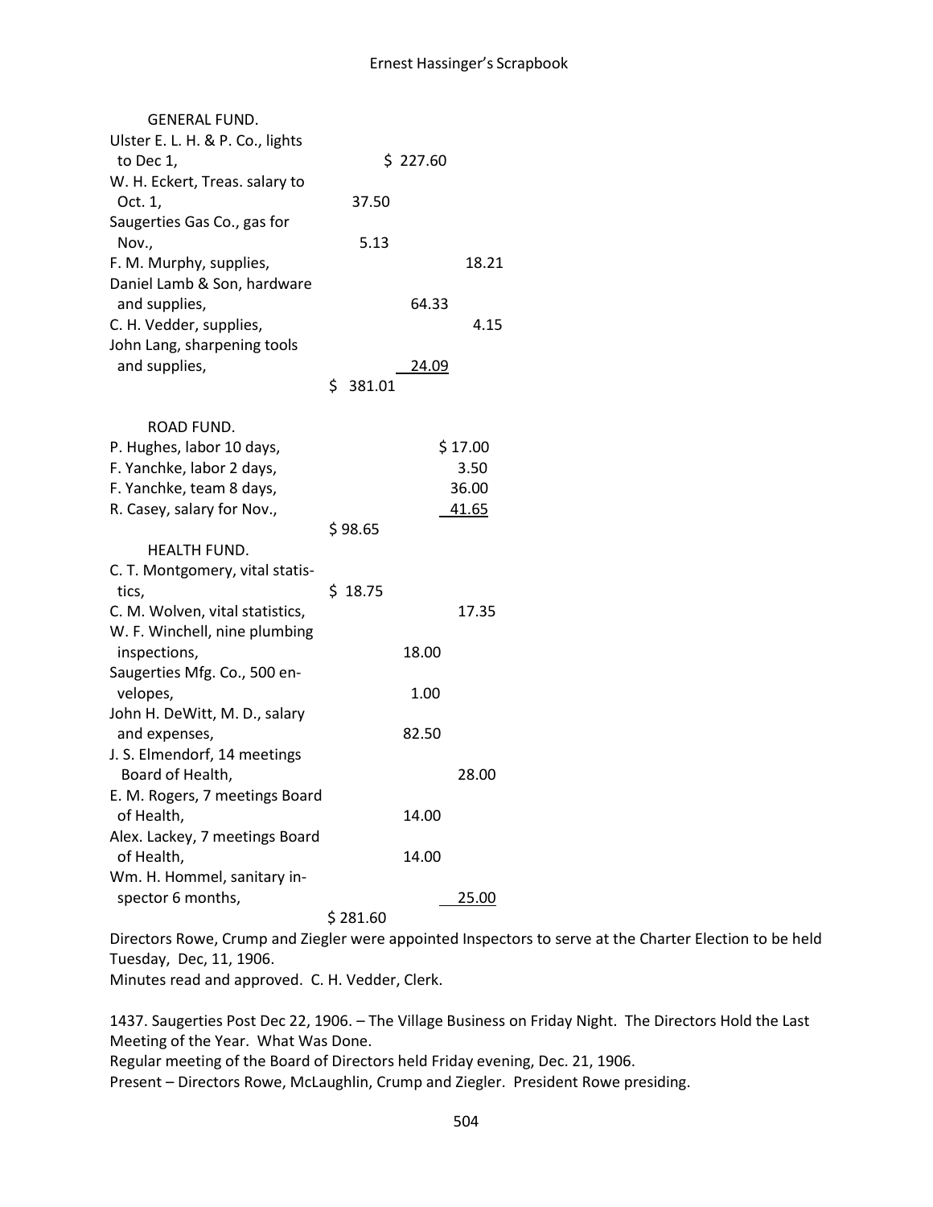GENERAL FUND.

| | |
|---|---|
| Ulster E. L. H. & P. Co., lights to Dec 1, | $ 227.60 |
| W. H. Eckert, Treas. salary to Oct. 1, | 37.50 |
| Saugerties Gas Co., gas for Nov., | 5.13 |
| F. M. Murphy, supplies, | 18.21 |
| Daniel Lamb & Son, hardware and supplies, | 64.33 |
| C. H. Vedder, supplies, | 4.15 |
| John Lang, sharpening tools and supplies, | 24.09 |
| | $ 381.01 |

ROAD FUND.

| | |
|---|---|
| P. Hughes, labor 10 days, | $ 17.00 |
| F. Yanchke, labor 2 days, | 3.50 |
| F. Yanchke, team 8 days, | 36.00 |
| R. Casey, salary for Nov., | 41.65 |
| | $ 98.65 |

HEALTH FUND.

| | |
|---|---|
| C. T. Montgomery, vital statistics, | $ 18.75 |
| C. M. Wolven, vital statistics, | 17.35 |
| W. F. Winchell, nine plumbing inspections, | 18.00 |
| Saugerties Mfg. Co., 500 envelopes, | 1.00 |
| John H. DeWitt, M. D., salary and expenses, | 82.50 |
| J. S. Elmendorf, 14 meetings Board of Health, | 28.00 |
| E. M. Rogers, 7 meetings Board of Health, | 14.00 |
| Alex. Lackey, 7 meetings Board of Health, | 14.00 |
| Wm. H. Hommel, sanitary inspector 6 months, | 25.00 |
| | $ 281.60 |

Directors Rowe, Crump and Ziegler were appointed Inspectors to serve at the Charter Election to be held Tuesday, Dec, 11, 1906.

Minutes read and approved. C. H. Vedder, Clerk.

1437. Saugerties Post Dec 22, 1906. – The Village Business on Friday Night. The Directors Hold the Last Meeting of the Year. What Was Done.

Regular meeting of the Board of Directors held Friday evening, Dec. 21, 1906.

Present – Directors Rowe, McLaughlin, Crump and Ziegler. President Rowe presiding.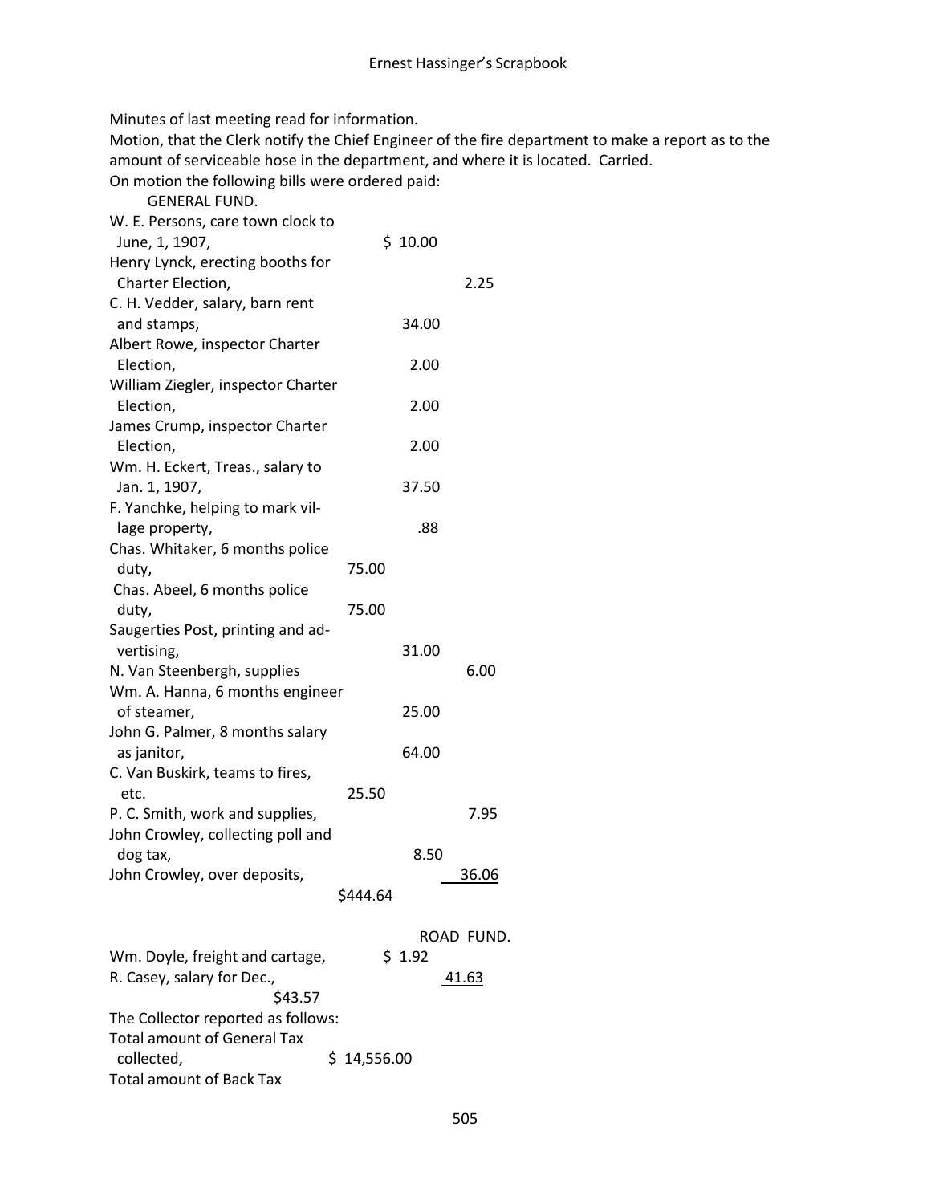Minutes of last meeting read for information.

Motion, that the Clerk notify the Chief Engineer of the fire department to make a report as to the amount of serviceable hose in the department, and where it is located. Carried.

On motion the following bills were ordered paid:

GENERAL FUND.

| | |
|---|---|
| W. E. Persons, care town clock to June, 1, 1907, | $ 10.00 |
| Henry Lynck, erecting booths for Charter Election, | 2.25 |
| C. H. Vedder, salary, barn rent and stamps, | 34.00 |
| Albert Rowe, inspector Charter Election, | 2.00 |
| William Ziegler, inspector Charter Election, | 2.00 |
| James Crump, inspector Charter Election, | 2.00 |
| Wm. H. Eckert, Treas., salary to Jan. 1, 1907, | 37.50 |
| F. Yanchke, helping to mark village property, | .88 |
| Chas. Whitaker, 6 months police duty, | 75.00 |
| Chas. Abeel, 6 months police duty, | 75.00 |
| Saugerties Post, printing and advertising, | 31.00 |
| N. Van Steenbergh, supplies | 6.00 |
| Wm. A. Hanna, 6 months engineer of steamer, | 25.00 |
| John G. Palmer, 8 months salary as janitor, | 64.00 |
| C. Van Buskirk, teams to fires, etc. | 25.50 |
| P. C. Smith, work and supplies, | 7.95 |
| John Crowley, collecting poll and dog tax, | 8.50 |
| John Crowley, over deposits, | 36.06 |
| | $444.64 |

ROAD FUND.

| | |
|---|---|
| Wm. Doyle, freight and cartage, | $ 1.92 |
| R. Casey, salary for Dec., | 41.63 |
| | $43.57 |

The Collector reported as follows:

Total amount of General Tax collected, $ 14,556.00

Total amount of Back Tax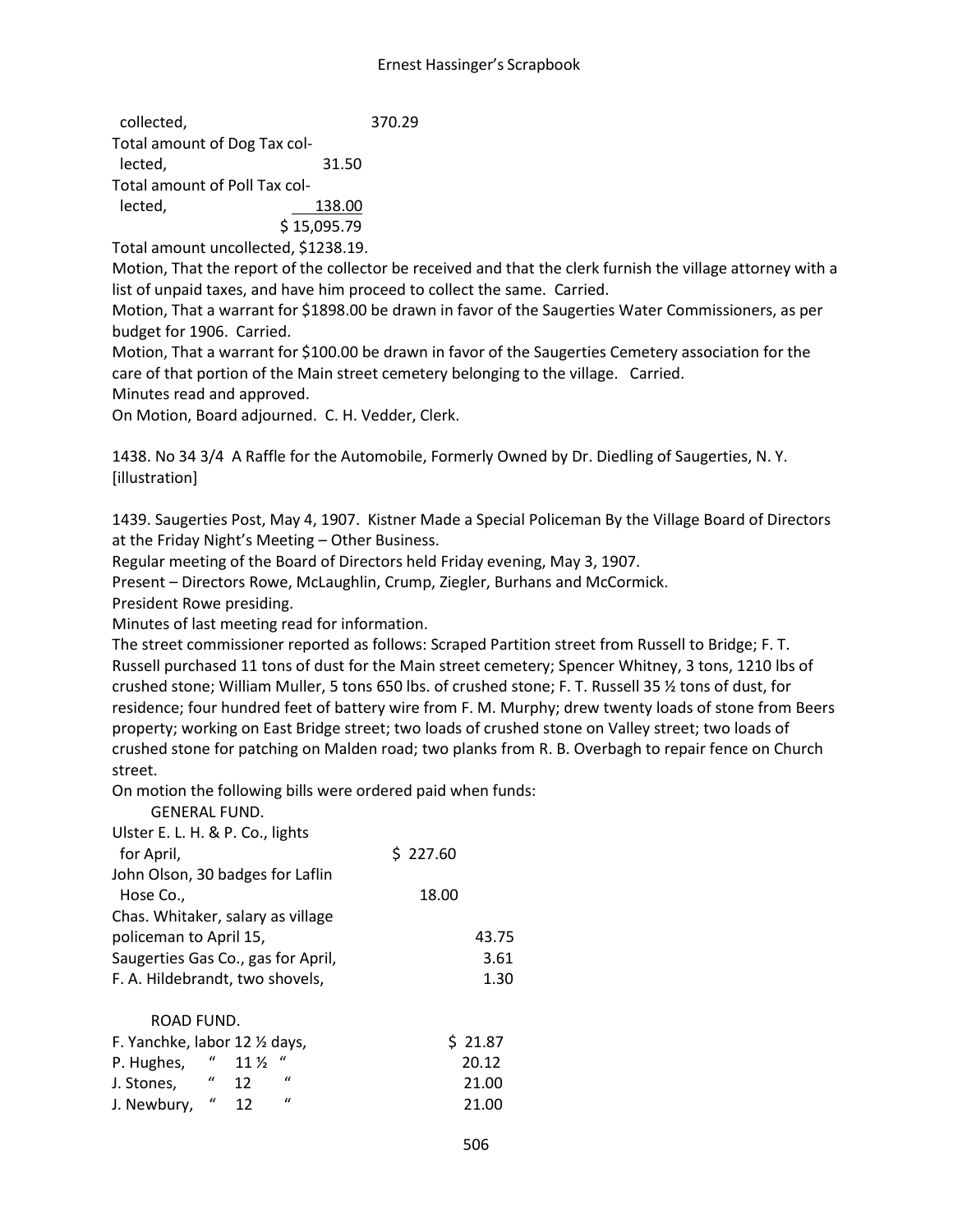collected, 370.29
Total amount of Dog Tax collected, 31.50
Total amount of Poll Tax collected, 138.00
$ 15,095.79

Total amount uncollected, $1238.19.

Motion, That the report of the collector be received and that the clerk furnish the village attorney with a list of unpaid taxes, and have him proceed to collect the same. Carried.

Motion, That a warrant for $1898.00 be drawn in favor of the Saugerties Water Commissioners, as per budget for 1906. Carried.

Motion, That a warrant for $100.00 be drawn in favor of the Saugerties Cemetery association for the care of that portion of the Main street cemetery belonging to the village. Carried.

Minutes read and approved.

On Motion, Board adjourned. C. H. Vedder, Clerk.

1438. No 34 3/4 A Raffle for the Automobile, Formerly Owned by Dr. Diedling of Saugerties, N. Y. [illustration]

1439. Saugerties Post, May 4, 1907. Kistner Made a Special Policeman By the Village Board of Directors at the Friday Night's Meeting – Other Business.

Regular meeting of the Board of Directors held Friday evening, May 3, 1907.

Present – Directors Rowe, McLaughlin, Crump, Ziegler, Burhans and McCormick.

President Rowe presiding.

Minutes of last meeting read for information.

The street commissioner reported as follows: Scraped Partition street from Russell to Bridge; F. T. Russell purchased 11 tons of dust for the Main street cemetery; Spencer Whitney, 3 tons, 1210 lbs of crushed stone; William Muller, 5 tons 650 lbs. of crushed stone; F. T. Russell 35 ½ tons of dust, for residence; four hundred feet of battery wire from F. M. Murphy; drew twenty loads of stone from Beers property; working on East Bridge street; two loads of crushed stone on Valley street; two loads of crushed stone for patching on Malden road; two planks from R. B. Overbagh to repair fence on Church street.

On motion the following bills were ordered paid when funds:

GENERAL FUND.

| | |
|---|---|
| Ulster E. L. H. & P. Co., lights for April, | $ 227.60 |
| John Olson, 30 badges for Laflin Hose Co., | 18.00 |
| Chas. Whitaker, salary as village policeman to April 15, | 43.75 |
| Saugerties Gas Co., gas for April, | 3.61 |
| F. A. Hildebrandt, two shovels, | 1.30 |

ROAD FUND.

| | |
|---|---|
| F. Yanchke, labor 12 ½ days, | $ 21.87 |
| P. Hughes, " 11 ½ " | 20.12 |
| J. Stones, " 12 " | 21.00 |
| J. Newbury, " 12 " | 21.00 |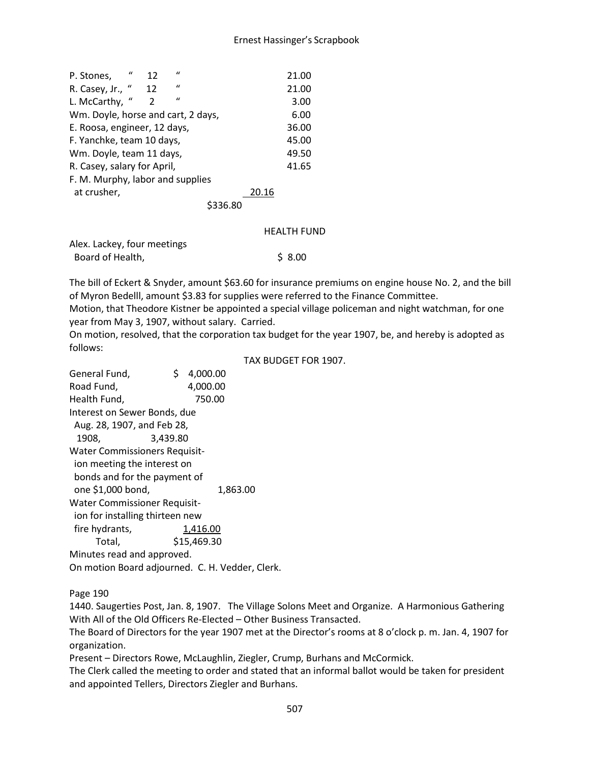| | |
|---|---|
| P. Stones, " 12 " | 21.00 |
| R. Casey, Jr., " 12 " | 21.00 |
| L. McCarthy, " 2 " | 3.00 |
| Wm. Doyle, horse and cart, 2 days, | 6.00 |
| E. Roosa, engineer, 12 days, | 36.00 |
| F. Yanchke, team 10 days, | 45.00 |
| Wm. Doyle, team 11 days, | 49.50 |
| R. Casey, salary for April, | 41.65 |
| F. M. Murphy, labor and supplies at crusher, | 20.16 |
| | $336.80 |

HEALTH FUND

| | |
|---|---|
| Alex. Lackey, four meetings Board of Health, | $ 8.00 |

The bill of Eckert & Snyder, amount $63.60 for insurance premiums on engine house No. 2, and the bill of Myron Bedelll, amount $3.83 for supplies were referred to the Finance Committee.

Motion, that Theodore Kistner be appointed a special village policeman and night watchman, for one year from May 3, 1907, without salary. Carried.

On motion, resolved, that the corporation tax budget for the year 1907, be, and hereby is adopted as follows:

TAX BUDGET FOR 1907.

| | |
|---|---|
| General Fund, | $ 4,000.00 |
| Road Fund, | 4,000.00 |
| Health Fund, | 750.00 |
| Interest on Sewer Bonds, due Aug. 28, 1907, and Feb 28, 1908, | 3,439.80 |
| Water Commissioners Requisition meeting the interest on bonds and for the payment of one $1,000 bond, | 1,863.00 |
| Water Commissioner Requisition for installing thirteen new fire hydrants, | 1,416.00 |
| Total, | $15,469.30 |

Minutes read and approved.

On motion Board adjourned. C. H. Vedder, Clerk.

Page 190

1440. Saugerties Post, Jan. 8, 1907. The Village Solons Meet and Organize. A Harmonious Gathering With All of the Old Officers Re-Elected – Other Business Transacted.

The Board of Directors for the year 1907 met at the Director's rooms at 8 o'clock p. m. Jan. 4, 1907 for organization.

Present – Directors Rowe, McLaughlin, Ziegler, Crump, Burhans and McCormick.

The Clerk called the meeting to order and stated that an informal ballot would be taken for president and appointed Tellers, Directors Ziegler and Burhans.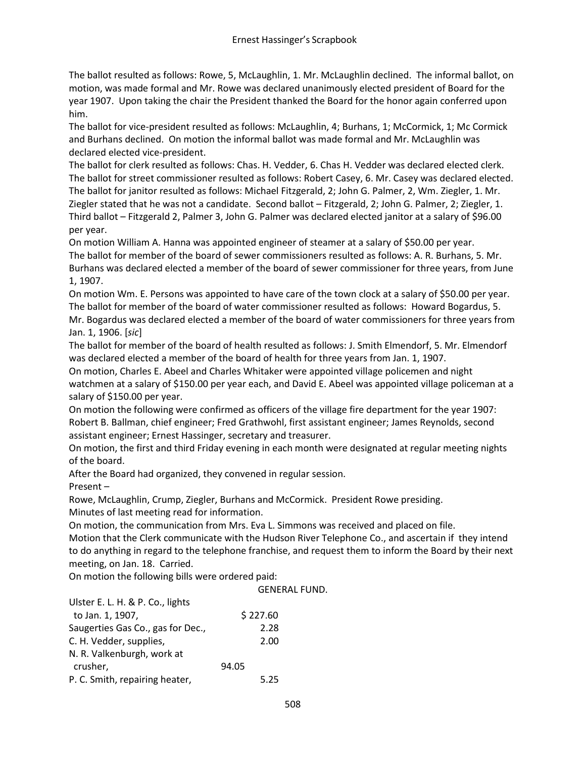The ballot resulted as follows: Rowe, 5, McLaughlin, 1. Mr. McLaughlin declined. The informal ballot, on motion, was made formal and Mr. Rowe was declared unanimously elected president of Board for the year 1907. Upon taking the chair the President thanked the Board for the honor again conferred upon him.

The ballot for vice-president resulted as follows: McLaughlin, 4; Burhans, 1; McCormick, 1; Mc Cormick and Burhans declined. On motion the informal ballot was made formal and Mr. McLaughlin was declared elected vice-president.

The ballot for clerk resulted as follows: Chas. H. Vedder, 6. Chas H. Vedder was declared elected clerk.

The ballot for street commissioner resulted as follows: Robert Casey, 6. Mr. Casey was declared elected.

The ballot for janitor resulted as follows: Michael Fitzgerald, 2; John G. Palmer, 2, Wm. Ziegler, 1. Mr. Ziegler stated that he was not a candidate. Second ballot – Fitzgerald, 2; John G. Palmer, 2; Ziegler, 1. Third ballot – Fitzgerald 2, Palmer 3, John G. Palmer was declared elected janitor at a salary of $96.00 per year.

On motion William A. Hanna was appointed engineer of steamer at a salary of $50.00 per year.

The ballot for member of the board of sewer commissioners resulted as follows: A. R. Burhans, 5. Mr. Burhans was declared elected a member of the board of sewer commissioner for three years, from June 1, 1907.

On motion Wm. E. Persons was appointed to have care of the town clock at a salary of $50.00 per year.

The ballot for member of the board of water commissioner resulted as follows: Howard Bogardus, 5. Mr. Bogardus was declared elected a member of the board of water commissioners for three years from Jan. 1, 1906. [*sic*]

The ballot for member of the board of health resulted as follows: J. Smith Elmendorf, 5. Mr. Elmendorf was declared elected a member of the board of health for three years from Jan. 1, 1907.

On motion, Charles E. Abeel and Charles Whitaker were appointed village policemen and night watchmen at a salary of $150.00 per year each, and David E. Abeel was appointed village policeman at a salary of $150.00 per year.

On motion the following were confirmed as officers of the village fire department for the year 1907: Robert B. Ballman, chief engineer; Fred Grathwohl, first assistant engineer; James Reynolds, second assistant engineer; Ernest Hassinger, secretary and treasurer.

On motion, the first and third Friday evening in each month were designated at regular meeting nights of the board.

After the Board had organized, they convened in regular session.

Present –

Rowe, McLaughlin, Crump, Ziegler, Burhans and McCormick. President Rowe presiding.

Minutes of last meeting read for information.

On motion, the communication from Mrs. Eva L. Simmons was received and placed on file.

Motion that the Clerk communicate with the Hudson River Telephone Co., and ascertain if they intend to do anything in regard to the telephone franchise, and request them to inform the Board by their next meeting, on Jan. 18. Carried.

On motion the following bills were ordered paid:

GENERAL FUND.

| | |
|---|---|
| Ulster E. L. H. & P. Co., lights to Jan. 1, 1907, | $ 227.60 |
| Saugerties Gas Co., gas for Dec., | 2.28 |
| C. H. Vedder, supplies, | 2.00 |
| N. R. Valkenburgh, work at crusher, | 94.05 |
| P. C. Smith, repairing heater, | 5.25 |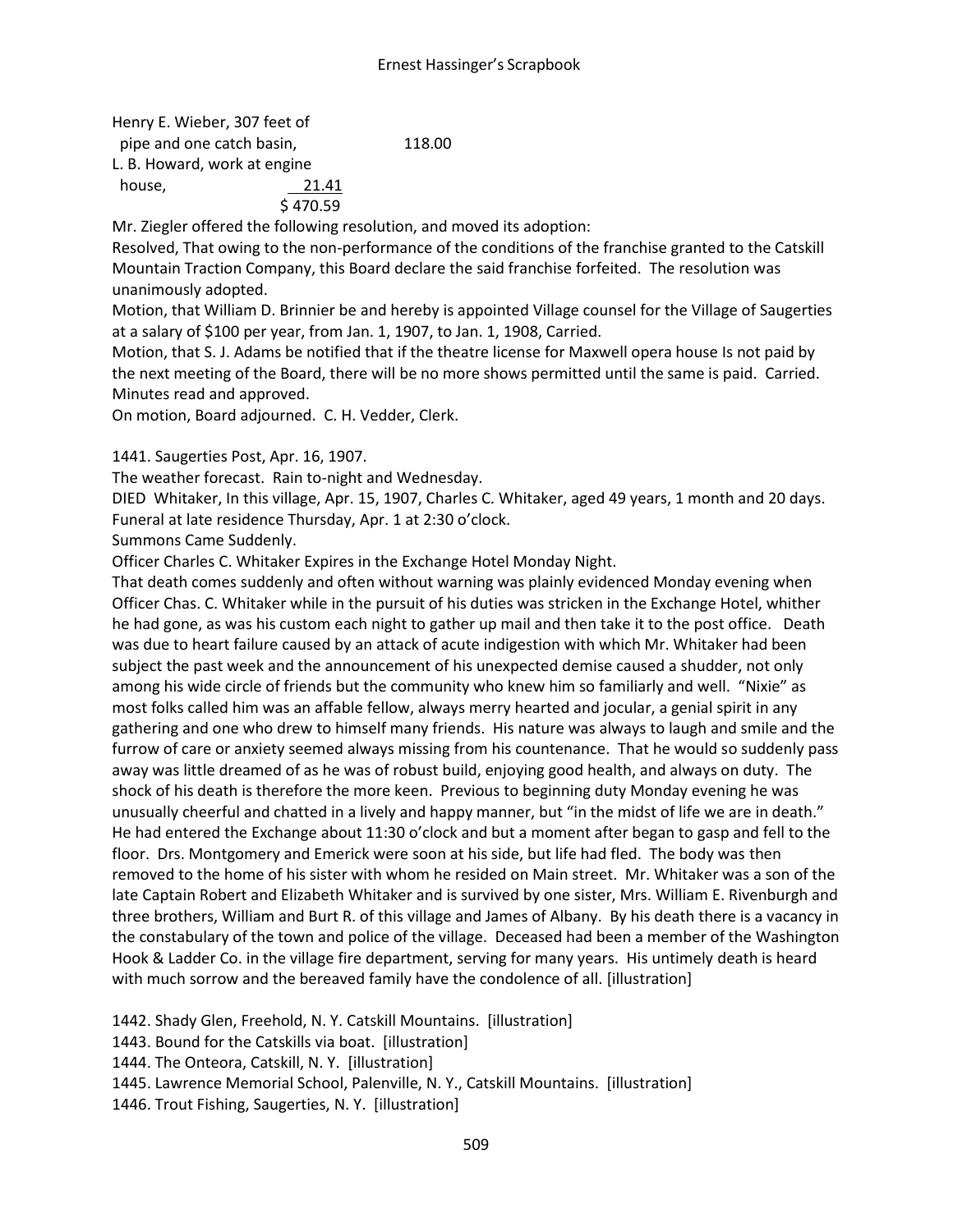Henry E. Wieber, 307 feet of
 pipe and one catch basin, 118.00
L. B. Howard, work at engine
 house, 21.41
 $ 470.59

Mr. Ziegler offered the following resolution, and moved its adoption:

Resolved, That owing to the non-performance of the conditions of the franchise granted to the Catskill Mountain Traction Company, this Board declare the said franchise forfeited. The resolution was unanimously adopted.

Motion, that William D. Brinnier be and hereby is appointed Village counsel for the Village of Saugerties at a salary of $100 per year, from Jan. 1, 1907, to Jan. 1, 1908, Carried.

Motion, that S. J. Adams be notified that if the theatre license for Maxwell opera house Is not paid by the next meeting of the Board, there will be no more shows permitted until the same is paid. Carried.

Minutes read and approved.

On motion, Board adjourned. C. H. Vedder, Clerk.

1441. Saugerties Post, Apr. 16, 1907.

The weather forecast. Rain to-night and Wednesday.

DIED Whitaker, In this village, Apr. 15, 1907, Charles C. Whitaker, aged 49 years, 1 month and 20 days. Funeral at late residence Thursday, Apr. 1 at 2:30 o'clock.

Summons Came Suddenly.

Officer Charles C. Whitaker Expires in the Exchange Hotel Monday Night.

That death comes suddenly and often without warning was plainly evidenced Monday evening when Officer Chas. C. Whitaker while in the pursuit of his duties was stricken in the Exchange Hotel, whither he had gone, as was his custom each night to gather up mail and then take it to the post office. Death was due to heart failure caused by an attack of acute indigestion with which Mr. Whitaker had been subject the past week and the announcement of his unexpected demise caused a shudder, not only among his wide circle of friends but the community who knew him so familiarly and well. "Nixie" as most folks called him was an affable fellow, always merry hearted and jocular, a genial spirit in any gathering and one who drew to himself many friends. His nature was always to laugh and smile and the furrow of care or anxiety seemed always missing from his countenance. That he would so suddenly pass away was little dreamed of as he was of robust build, enjoying good health, and always on duty. The shock of his death is therefore the more keen. Previous to beginning duty Monday evening he was unusually cheerful and chatted in a lively and happy manner, but "in the midst of life we are in death." He had entered the Exchange about 11:30 o'clock and but a moment after began to gasp and fell to the floor. Drs. Montgomery and Emerick were soon at his side, but life had fled. The body was then removed to the home of his sister with whom he resided on Main street. Mr. Whitaker was a son of the late Captain Robert and Elizabeth Whitaker and is survived by one sister, Mrs. William E. Rivenburgh and three brothers, William and Burt R. of this village and James of Albany. By his death there is a vacancy in the constabulary of the town and police of the village. Deceased had been a member of the Washington Hook & Ladder Co. in the village fire department, serving for many years. His untimely death is heard with much sorrow and the bereaved family have the condolence of all. [illustration]

1442. Shady Glen, Freehold, N. Y. Catskill Mountains. [illustration]

1443. Bound for the Catskills via boat. [illustration]

1444. The Onteora, Catskill, N. Y. [illustration]

1445. Lawrence Memorial School, Palenville, N. Y., Catskill Mountains. [illustration]

1446. Trout Fishing, Saugerties, N. Y. [illustration]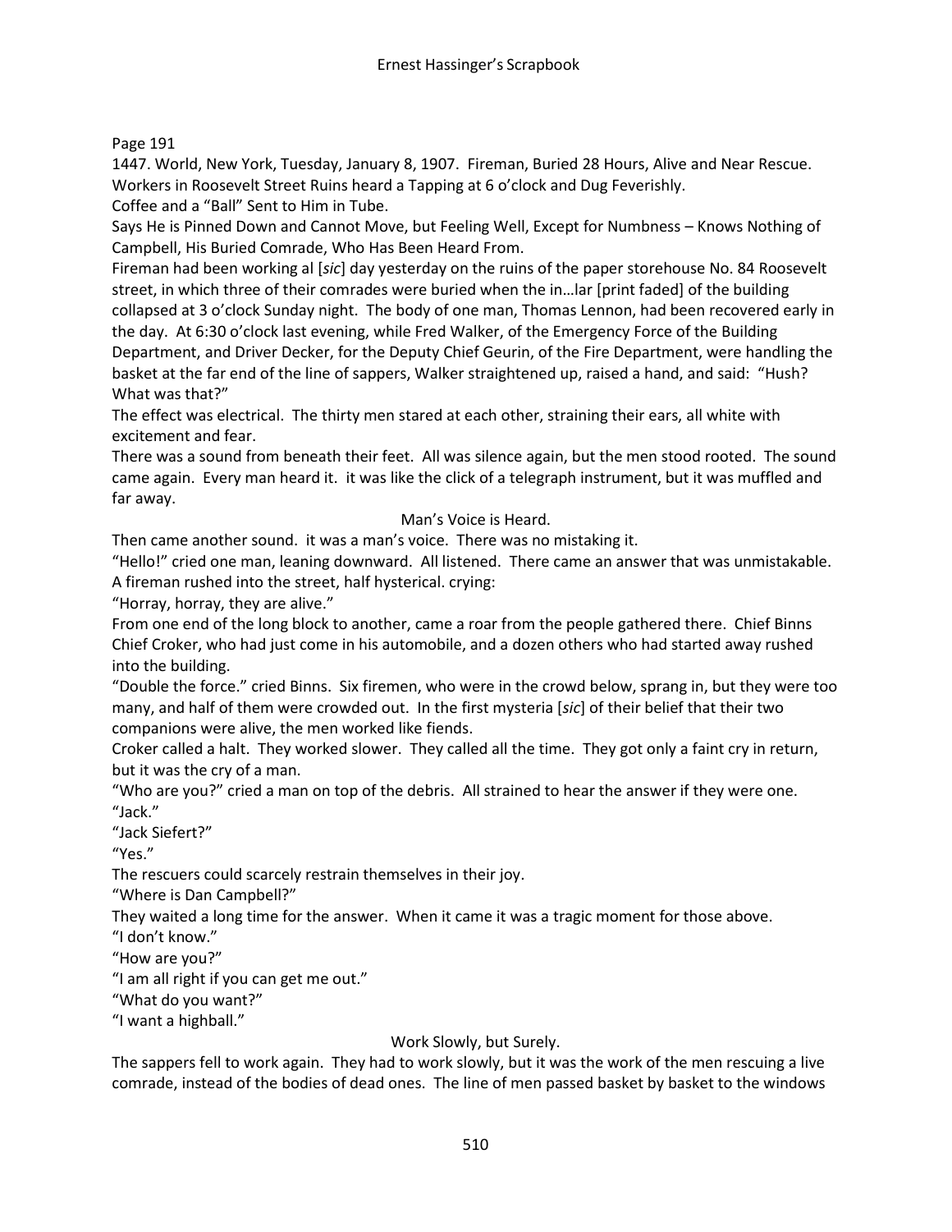Page 191

1447. World, New York, Tuesday, January 8, 1907. Fireman, Buried 28 Hours, Alive and Near Rescue. Workers in Roosevelt Street Ruins heard a Tapping at 6 o'clock and Dug Feverishly.

Coffee and a "Ball" Sent to Him in Tube.

Says He is Pinned Down and Cannot Move, but Feeling Well, Except for Numbness – Knows Nothing of Campbell, His Buried Comrade, Who Has Been Heard From.

Fireman had been working al [*sic*] day yesterday on the ruins of the paper storehouse No. 84 Roosevelt street, in which three of their comrades were buried when the in…lar [print faded] of the building collapsed at 3 o'clock Sunday night. The body of one man, Thomas Lennon, had been recovered early in the day. At 6:30 o'clock last evening, while Fred Walker, of the Emergency Force of the Building Department, and Driver Decker, for the Deputy Chief Geurin, of the Fire Department, were handling the basket at the far end of the line of sappers, Walker straightened up, raised a hand, and said: "Hush? What was that?"

The effect was electrical. The thirty men stared at each other, straining their ears, all white with excitement and fear.

There was a sound from beneath their feet. All was silence again, but the men stood rooted. The sound came again. Every man heard it. it was like the click of a telegraph instrument, but it was muffled and far away.

Man's Voice is Heard.

Then came another sound. it was a man's voice. There was no mistaking it.

"Hello!" cried one man, leaning downward. All listened. There came an answer that was unmistakable. A fireman rushed into the street, half hysterical. crying:

"Horray, horray, they are alive."

From one end of the long block to another, came a roar from the people gathered there. Chief Binns Chief Croker, who had just come in his automobile, and a dozen others who had started away rushed into the building.

"Double the force." cried Binns. Six firemen, who were in the crowd below, sprang in, but they were too many, and half of them were crowded out. In the first mysteria [*sic*] of their belief that their two companions were alive, the men worked like fiends.

Croker called a halt. They worked slower. They called all the time. They got only a faint cry in return, but it was the cry of a man.

"Who are you?" cried a man on top of the debris. All strained to hear the answer if they were one.

"Jack."

"Jack Siefert?"

"Yes."

The rescuers could scarcely restrain themselves in their joy.

"Where is Dan Campbell?"

They waited a long time for the answer. When it came it was a tragic moment for those above.

"I don't know."

"How are you?"

"I am all right if you can get me out."

"What do you want?"

"I want a highball."

Work Slowly, but Surely.

The sappers fell to work again. They had to work slowly, but it was the work of the men rescuing a live comrade, instead of the bodies of dead ones. The line of men passed basket by basket to the windows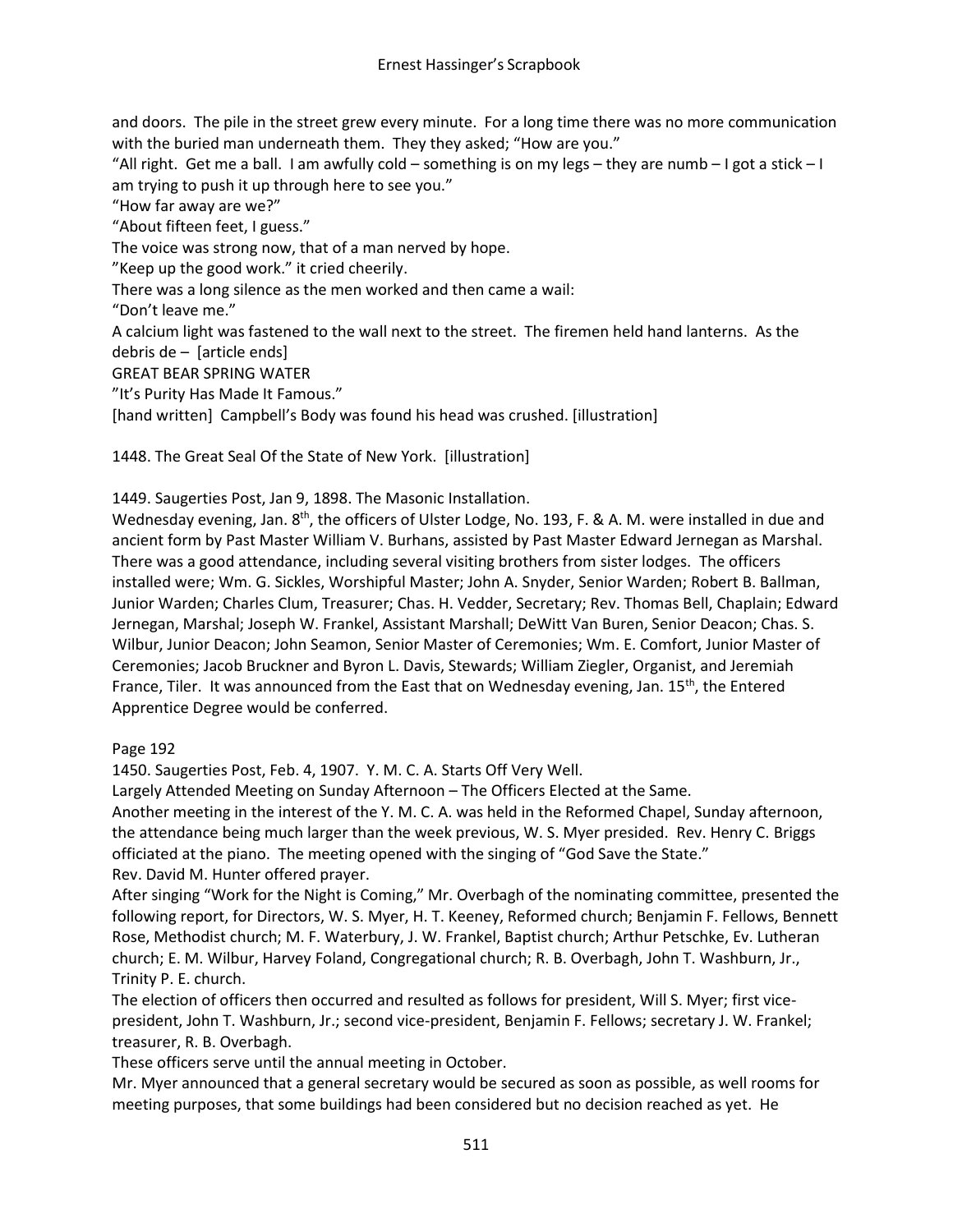and doors. The pile in the street grew every minute. For a long time there was no more communication with the buried man underneath them. They they asked; "How are you."

"All right. Get me a ball. I am awfully cold – something is on my legs – they are numb – I got a stick – I am trying to push it up through here to see you."

"How far away are we?"

"About fifteen feet, I guess."

The voice was strong now, that of a man nerved by hope.

"Keep up the good work." it cried cheerily.

There was a long silence as the men worked and then came a wail:

"Don't leave me."

A calcium light was fastened to the wall next to the street. The firemen held hand lanterns. As the debris de – [article ends]

GREAT BEAR SPRING WATER

"It's Purity Has Made It Famous."

[hand written] Campbell's Body was found his head was crushed. [illustration]

1448. The Great Seal Of the State of New York. [illustration]

1449. Saugerties Post, Jan 9, 1898. The Masonic Installation.

Wednesday evening, Jan. 8th, the officers of Ulster Lodge, No. 193, F. & A. M. were installed in due and ancient form by Past Master William V. Burhans, assisted by Past Master Edward Jernegan as Marshal. There was a good attendance, including several visiting brothers from sister lodges. The officers installed were; Wm. G. Sickles, Worshipful Master; John A. Snyder, Senior Warden; Robert B. Ballman, Junior Warden; Charles Clum, Treasurer; Chas. H. Vedder, Secretary; Rev. Thomas Bell, Chaplain; Edward Jernegan, Marshal; Joseph W. Frankel, Assistant Marshall; DeWitt Van Buren, Senior Deacon; Chas. S. Wilbur, Junior Deacon; John Seamon, Senior Master of Ceremonies; Wm. E. Comfort, Junior Master of Ceremonies; Jacob Bruckner and Byron L. Davis, Stewards; William Ziegler, Organist, and Jeremiah France, Tiler. It was announced from the East that on Wednesday evening, Jan. 15th, the Entered Apprentice Degree would be conferred.

Page 192

1450. Saugerties Post, Feb. 4, 1907. Y. M. C. A. Starts Off Very Well.

Largely Attended Meeting on Sunday Afternoon – The Officers Elected at the Same.

Another meeting in the interest of the Y. M. C. A. was held in the Reformed Chapel, Sunday afternoon, the attendance being much larger than the week previous, W. S. Myer presided. Rev. Henry C. Briggs officiated at the piano. The meeting opened with the singing of "God Save the State."

Rev. David M. Hunter offered prayer.

After singing "Work for the Night is Coming," Mr. Overbagh of the nominating committee, presented the following report, for Directors, W. S. Myer, H. T. Keeney, Reformed church; Benjamin F. Fellows, Bennett Rose, Methodist church; M. F. Waterbury, J. W. Frankel, Baptist church; Arthur Petschke, Ev. Lutheran church; E. M. Wilbur, Harvey Foland, Congregational church; R. B. Overbagh, John T. Washburn, Jr., Trinity P. E. church.

The election of officers then occurred and resulted as follows for president, Will S. Myer; first vice-president, John T. Washburn, Jr.; second vice-president, Benjamin F. Fellows; secretary J. W. Frankel; treasurer, R. B. Overbagh.

These officers serve until the annual meeting in October.

Mr. Myer announced that a general secretary would be secured as soon as possible, as well rooms for meeting purposes, that some buildings had been considered but no decision reached as yet. He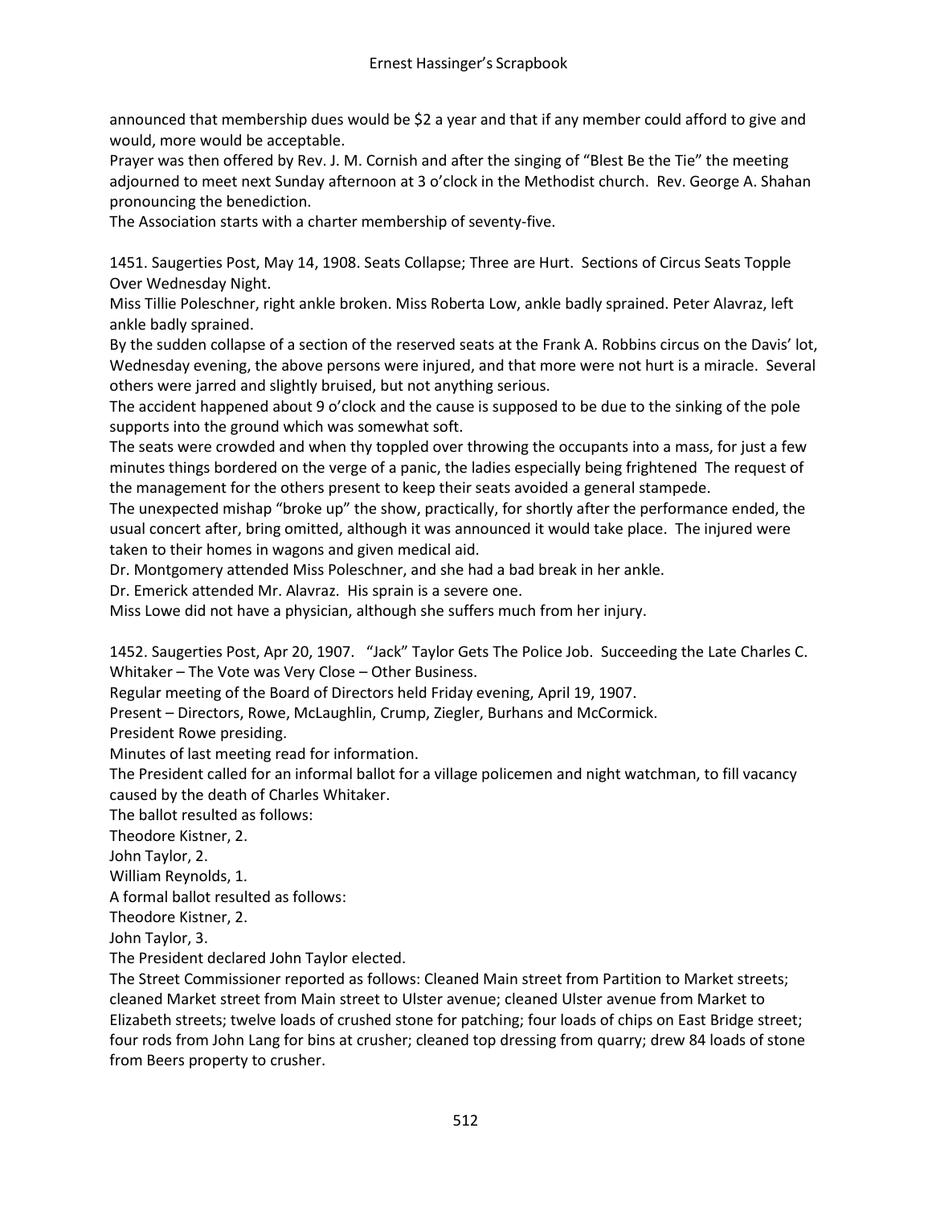announced that membership dues would be $2 a year and that if any member could afford to give and would, more would be acceptable.

Prayer was then offered by Rev. J. M. Cornish and after the singing of "Blest Be the Tie" the meeting adjourned to meet next Sunday afternoon at 3 o'clock in the Methodist church. Rev. George A. Shahan pronouncing the benediction.

The Association starts with a charter membership of seventy-five.

1451. Saugerties Post, May 14, 1908. Seats Collapse; Three are Hurt. Sections of Circus Seats Topple Over Wednesday Night.

Miss Tillie Poleschner, right ankle broken. Miss Roberta Low, ankle badly sprained. Peter Alavraz, left ankle badly sprained.

By the sudden collapse of a section of the reserved seats at the Frank A. Robbins circus on the Davis' lot, Wednesday evening, the above persons were injured, and that more were not hurt is a miracle. Several others were jarred and slightly bruised, but not anything serious.

The accident happened about 9 o'clock and the cause is supposed to be due to the sinking of the pole supports into the ground which was somewhat soft.

The seats were crowded and when thy toppled over throwing the occupants into a mass, for just a few minutes things bordered on the verge of a panic, the ladies especially being frightened The request of the management for the others present to keep their seats avoided a general stampede.

The unexpected mishap "broke up" the show, practically, for shortly after the performance ended, the usual concert after, bring omitted, although it was announced it would take place. The injured were taken to their homes in wagons and given medical aid.

Dr. Montgomery attended Miss Poleschner, and she had a bad break in her ankle.

Dr. Emerick attended Mr. Alavraz. His sprain is a severe one.

Miss Lowe did not have a physician, although she suffers much from her injury.

1452. Saugerties Post, Apr 20, 1907. "Jack" Taylor Gets The Police Job. Succeeding the Late Charles C. Whitaker – The Vote was Very Close – Other Business.

Regular meeting of the Board of Directors held Friday evening, April 19, 1907.

Present – Directors, Rowe, McLaughlin, Crump, Ziegler, Burhans and McCormick.

President Rowe presiding.

Minutes of last meeting read for information.

The President called for an informal ballot for a village policemen and night watchman, to fill vacancy caused by the death of Charles Whitaker.

The ballot resulted as follows:

Theodore Kistner, 2.

John Taylor, 2.

William Reynolds, 1.

A formal ballot resulted as follows:

Theodore Kistner, 2.

John Taylor, 3.

The President declared John Taylor elected.

The Street Commissioner reported as follows: Cleaned Main street from Partition to Market streets; cleaned Market street from Main street to Ulster avenue; cleaned Ulster avenue from Market to Elizabeth streets; twelve loads of crushed stone for patching; four loads of chips on East Bridge street; four rods from John Lang for bins at crusher; cleaned top dressing from quarry; drew 84 loads of stone from Beers property to crusher.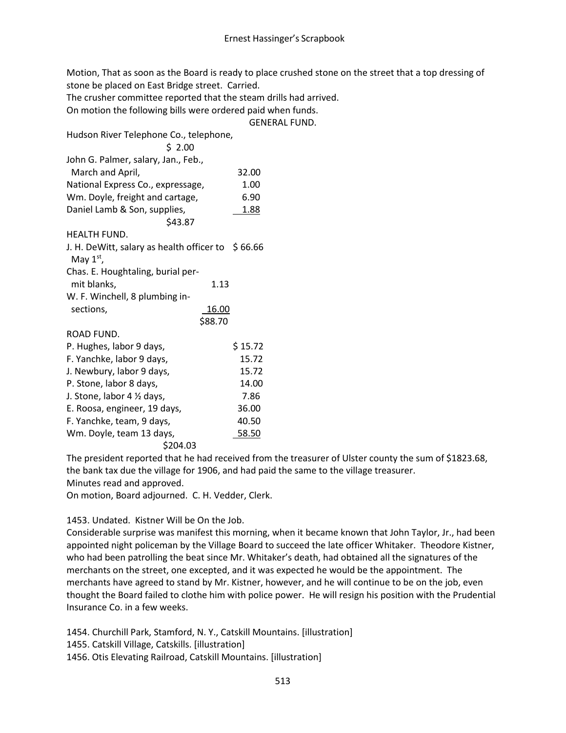Motion, That as soon as the Board is ready to place crushed stone on the street that a top dressing of stone be placed on East Bridge street. Carried.
The crusher committee reported that the steam drills had arrived.
On motion the following bills were ordered paid when funds.

GENERAL FUND.

| | |
|---|---|
| Hudson River Telephone Co., telephone, | $ 2.00 |
| John G. Palmer, salary, Jan., Feb., March and April, | 32.00 |
| National Express Co., expressage, | 1.00 |
| Wm. Doyle, freight and cartage, | 6.90 |
| Daniel Lamb & Son, supplies, | 1.88 |
| | $43.87 |

HEALTH FUND.

| | |
|---|---|
| J. H. DeWitt, salary as health officer to May 1st, | $ 66.66 |
| Chas. E. Houghtaling, burial permit blanks, | 1.13 |
| W. F. Winchell, 8 plumbing inspections, | 16.00 |
| | $88.70 |

ROAD FUND.

| | |
|---|---|
| P. Hughes, labor 9 days, | $ 15.72 |
| F. Yanchke, labor 9 days, | 15.72 |
| J. Newbury, labor 9 days, | 15.72 |
| P. Stone, labor 8 days, | 14.00 |
| J. Stone, labor 4 ½ days, | 7.86 |
| E. Roosa, engineer, 19 days, | 36.00 |
| F. Yanchke, team, 9 days, | 40.50 |
| Wm. Doyle, team 13 days, | 58.50 |
| | $204.03 |

The president reported that he had received from the treasurer of Ulster county the sum of $1823.68, the bank tax due the village for 1906, and had paid the same to the village treasurer.
Minutes read and approved.
On motion, Board adjourned. C. H. Vedder, Clerk.

1453. Undated. Kistner Will be On the Job.
Considerable surprise was manifest this morning, when it became known that John Taylor, Jr., had been appointed night policeman by the Village Board to succeed the late officer Whitaker. Theodore Kistner, who had been patrolling the beat since Mr. Whitaker's death, had obtained all the signatures of the merchants on the street, one excepted, and it was expected he would be the appointment. The merchants have agreed to stand by Mr. Kistner, however, and he will continue to be on the job, even thought the Board failed to clothe him with police power. He will resign his position with the Prudential Insurance Co. in a few weeks.

1454. Churchill Park, Stamford, N. Y., Catskill Mountains. [illustration]
1455. Catskill Village, Catskills. [illustration]
1456. Otis Elevating Railroad, Catskill Mountains. [illustration]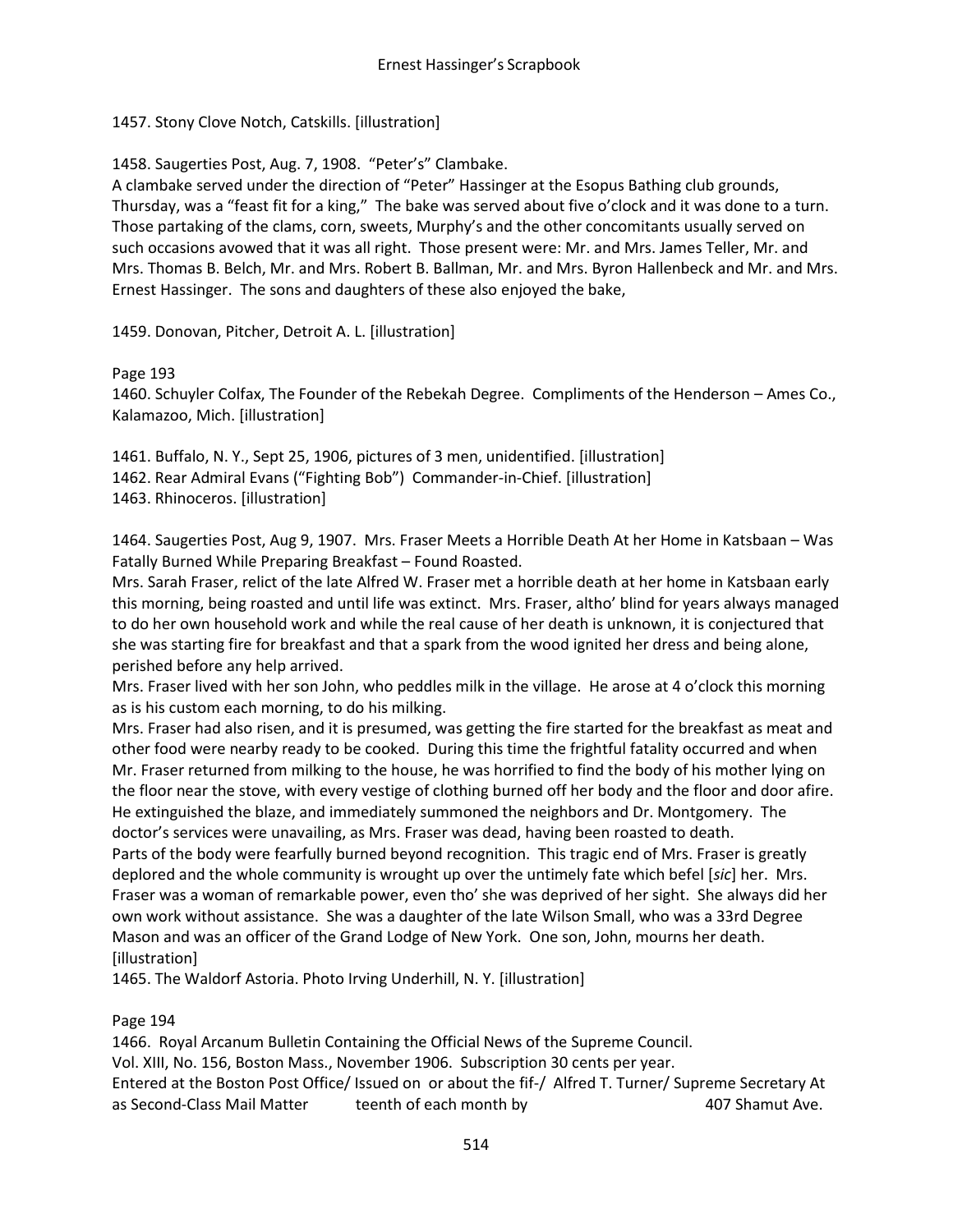1457. Stony Clove Notch, Catskills. [illustration]

1458. Saugerties Post, Aug. 7, 1908. "Peter's" Clambake.
A clambake served under the direction of "Peter" Hassinger at the Esopus Bathing club grounds, Thursday, was a "feast fit for a king," The bake was served about five o'clock and it was done to a turn. Those partaking of the clams, corn, sweets, Murphy's and the other concomitants usually served on such occasions avowed that it was all right. Those present were: Mr. and Mrs. James Teller, Mr. and Mrs. Thomas B. Belch, Mr. and Mrs. Robert B. Ballman, Mr. and Mrs. Byron Hallenbeck and Mr. and Mrs. Ernest Hassinger. The sons and daughters of these also enjoyed the bake,

1459. Donovan, Pitcher, Detroit A. L. [illustration]

Page 193
1460. Schuyler Colfax, The Founder of the Rebekah Degree. Compliments of the Henderson – Ames Co., Kalamazoo, Mich. [illustration]

1461. Buffalo, N. Y., Sept 25, 1906, pictures of 3 men, unidentified. [illustration]
1462. Rear Admiral Evans ("Fighting Bob") Commander-in-Chief. [illustration]
1463. Rhinoceros. [illustration]

1464. Saugerties Post, Aug 9, 1907. Mrs. Fraser Meets a Horrible Death At her Home in Katsbaan – Was Fatally Burned While Preparing Breakfast – Found Roasted.
Mrs. Sarah Fraser, relict of the late Alfred W. Fraser met a horrible death at her home in Katsbaan early this morning, being roasted and until life was extinct. Mrs. Fraser, altho' blind for years always managed to do her own household work and while the real cause of her death is unknown, it is conjectured that she was starting fire for breakfast and that a spark from the wood ignited her dress and being alone, perished before any help arrived.
Mrs. Fraser lived with her son John, who peddles milk in the village. He arose at 4 o'clock this morning as is his custom each morning, to do his milking.
Mrs. Fraser had also risen, and it is presumed, was getting the fire started for the breakfast as meat and other food were nearby ready to be cooked. During this time the frightful fatality occurred and when Mr. Fraser returned from milking to the house, he was horrified to find the body of his mother lying on the floor near the stove, with every vestige of clothing burned off her body and the floor and door afire. He extinguished the blaze, and immediately summoned the neighbors and Dr. Montgomery. The doctor's services were unavailing, as Mrs. Fraser was dead, having been roasted to death.
Parts of the body were fearfully burned beyond recognition. This tragic end of Mrs. Fraser is greatly deplored and the whole community is wrought up over the untimely fate which befel [*sic*] her. Mrs. Fraser was a woman of remarkable power, even tho' she was deprived of her sight. She always did her own work without assistance. She was a daughter of the late Wilson Small, who was a 33rd Degree Mason and was an officer of the Grand Lodge of New York. One son, John, mourns her death. [illustration]
1465. The Waldorf Astoria. Photo Irving Underhill, N. Y. [illustration]

Page 194
1466. Royal Arcanum Bulletin Containing the Official News of the Supreme Council.
Vol. XIII, No. 156, Boston Mass., November 1906. Subscription 30 cents per year.
Entered at the Boston Post Office/ Issued on or about the fif-/ Alfred T. Turner/ Supreme Secretary At as Second-Class Mail Matter teenth of each month by 407 Shamut Ave.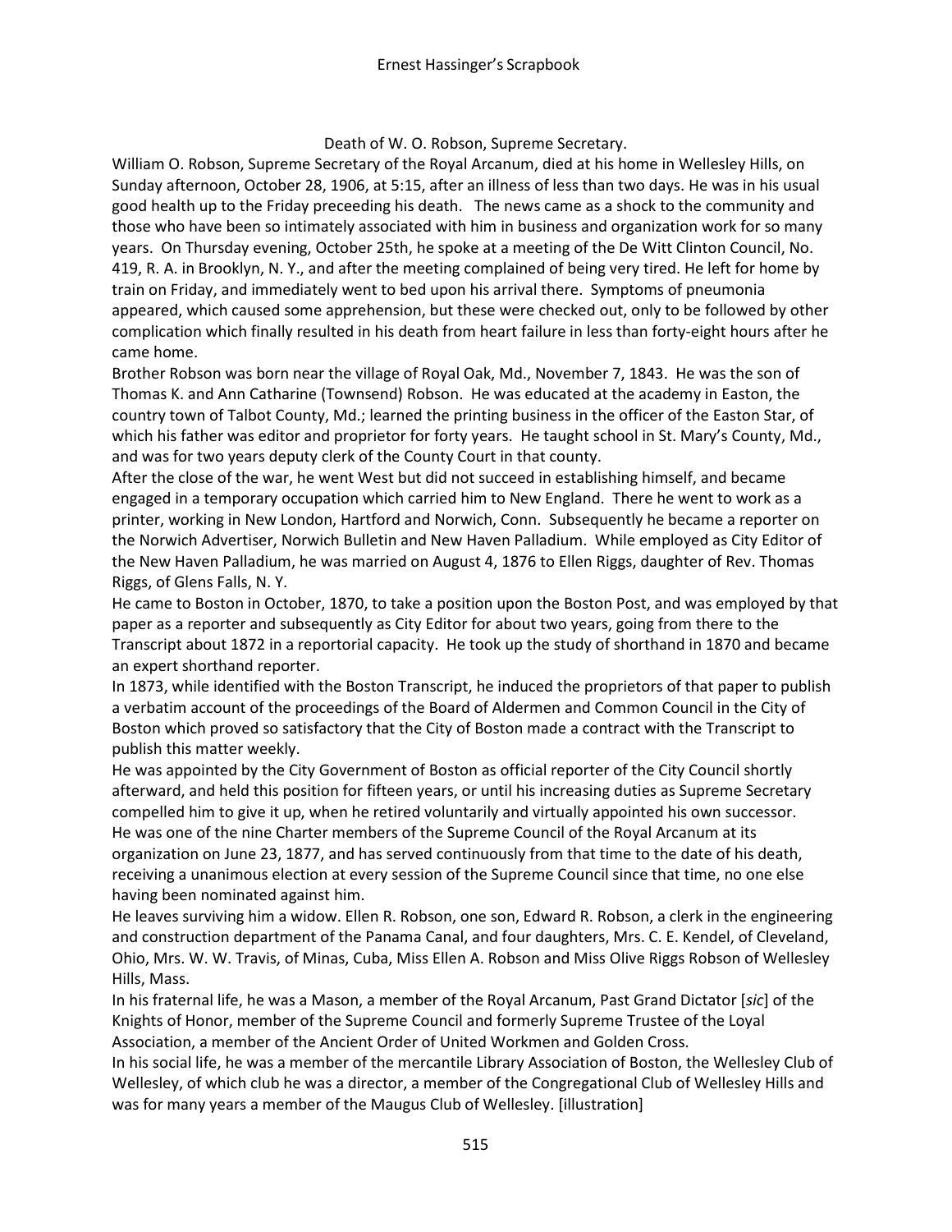Death of W. O. Robson, Supreme Secretary.

William O. Robson, Supreme Secretary of the Royal Arcanum, died at his home in Wellesley Hills, on Sunday afternoon, October 28, 1906, at 5:15, after an illness of less than two days. He was in his usual good health up to the Friday preceeding his death. The news came as a shock to the community and those who have been so intimately associated with him in business and organization work for so many years. On Thursday evening, October 25th, he spoke at a meeting of the De Witt Clinton Council, No. 419, R. A. in Brooklyn, N. Y., and after the meeting complained of being very tired. He left for home by train on Friday, and immediately went to bed upon his arrival there. Symptoms of pneumonia appeared, which caused some apprehension, but these were checked out, only to be followed by other complication which finally resulted in his death from heart failure in less than forty-eight hours after he came home.

Brother Robson was born near the village of Royal Oak, Md., November 7, 1843. He was the son of Thomas K. and Ann Catharine (Townsend) Robson. He was educated at the academy in Easton, the country town of Talbot County, Md.; learned the printing business in the officer of the Easton Star, of which his father was editor and proprietor for forty years. He taught school in St. Mary's County, Md., and was for two years deputy clerk of the County Court in that county.

After the close of the war, he went West but did not succeed in establishing himself, and became engaged in a temporary occupation which carried him to New England. There he went to work as a printer, working in New London, Hartford and Norwich, Conn. Subsequently he became a reporter on the Norwich Advertiser, Norwich Bulletin and New Haven Palladium. While employed as City Editor of the New Haven Palladium, he was married on August 4, 1876 to Ellen Riggs, daughter of Rev. Thomas Riggs, of Glens Falls, N. Y.

He came to Boston in October, 1870, to take a position upon the Boston Post, and was employed by that paper as a reporter and subsequently as City Editor for about two years, going from there to the Transcript about 1872 in a reportorial capacity. He took up the study of shorthand in 1870 and became an expert shorthand reporter.

In 1873, while identified with the Boston Transcript, he induced the proprietors of that paper to publish a verbatim account of the proceedings of the Board of Aldermen and Common Council in the City of Boston which proved so satisfactory that the City of Boston made a contract with the Transcript to publish this matter weekly.

He was appointed by the City Government of Boston as official reporter of the City Council shortly afterward, and held this position for fifteen years, or until his increasing duties as Supreme Secretary compelled him to give it up, when he retired voluntarily and virtually appointed his own successor.

He was one of the nine Charter members of the Supreme Council of the Royal Arcanum at its organization on June 23, 1877, and has served continuously from that time to the date of his death, receiving a unanimous election at every session of the Supreme Council since that time, no one else having been nominated against him.

He leaves surviving him a widow. Ellen R. Robson, one son, Edward R. Robson, a clerk in the engineering and construction department of the Panama Canal, and four daughters, Mrs. C. E. Kendel, of Cleveland, Ohio, Mrs. W. W. Travis, of Minas, Cuba, Miss Ellen A. Robson and Miss Olive Riggs Robson of Wellesley Hills, Mass.

In his fraternal life, he was a Mason, a member of the Royal Arcanum, Past Grand Dictator [*sic*] of the Knights of Honor, member of the Supreme Council and formerly Supreme Trustee of the Loyal Association, a member of the Ancient Order of United Workmen and Golden Cross.

In his social life, he was a member of the mercantile Library Association of Boston, the Wellesley Club of Wellesley, of which club he was a director, a member of the Congregational Club of Wellesley Hills and was for many years a member of the Maugus Club of Wellesley. [illustration]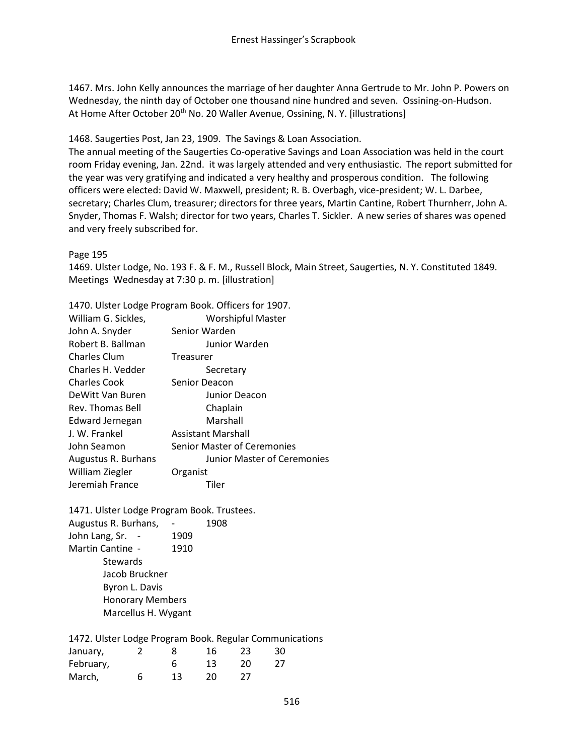1467. Mrs. John Kelly announces the marriage of her daughter Anna Gertrude to Mr. John P. Powers on Wednesday, the ninth day of October one thousand nine hundred and seven. Ossining-on-Hudson. At Home After October 20th No. 20 Waller Avenue, Ossining, N. Y. [illustrations]

1468. Saugerties Post, Jan 23, 1909. The Savings & Loan Association.
The annual meeting of the Saugerties Co-operative Savings and Loan Association was held in the court room Friday evening, Jan. 22nd. it was largely attended and very enthusiastic. The report submitted for the year was very gratifying and indicated a very healthy and prosperous condition. The following officers were elected: David W. Maxwell, president; R. B. Overbagh, vice-president; W. L. Darbee, secretary; Charles Clum, treasurer; directors for three years, Martin Cantine, Robert Thurnherr, John A. Snyder, Thomas F. Walsh; director for two years, Charles T. Sickler. A new series of shares was opened and very freely subscribed for.

Page 195
1469. Ulster Lodge, No. 193 F. & F. M., Russell Block, Main Street, Saugerties, N. Y. Constituted 1849. Meetings Wednesday at 7:30 p. m. [illustration]

1470. Ulster Lodge Program Book. Officers for 1907.

| | |
|---|---|
| William G. Sickles, | Worshipful Master |
| John A. Snyder | Senior Warden |
| Robert B. Ballman | Junior Warden |
| Charles Clum | Treasurer |
| Charles H. Vedder | Secretary |
| Charles Cook | Senior Deacon |
| DeWitt Van Buren | Junior Deacon |
| Rev. Thomas Bell | Chaplain |
| Edward Jernegan | Marshall |
| J. W. Frankel | Assistant Marshall |
| John Seamon | Senior Master of Ceremonies |
| Augustus R. Burhans | Junior Master of Ceremonies |
| William Ziegler | Organist |
| Jeremiah France | Tiler |

1471. Ulster Lodge Program Book. Trustees.

Augustus R. Burhans, - 1908
John Lang, Sr. - 1909
Martin Cantine - 1910

Stewards
Jacob Bruckner
Byron L. Davis

Honorary Members
Marcellus H. Wygant

1472. Ulster Lodge Program Book. Regular Communications

| | | | | | |
|---|---|---|---|---|---|
| January, | 2 | 8 | 16 | 23 | 30 |
| February, | | 6 | 13 | 20 | 27 |
| March, | 6 | 13 | 20 | 27 | |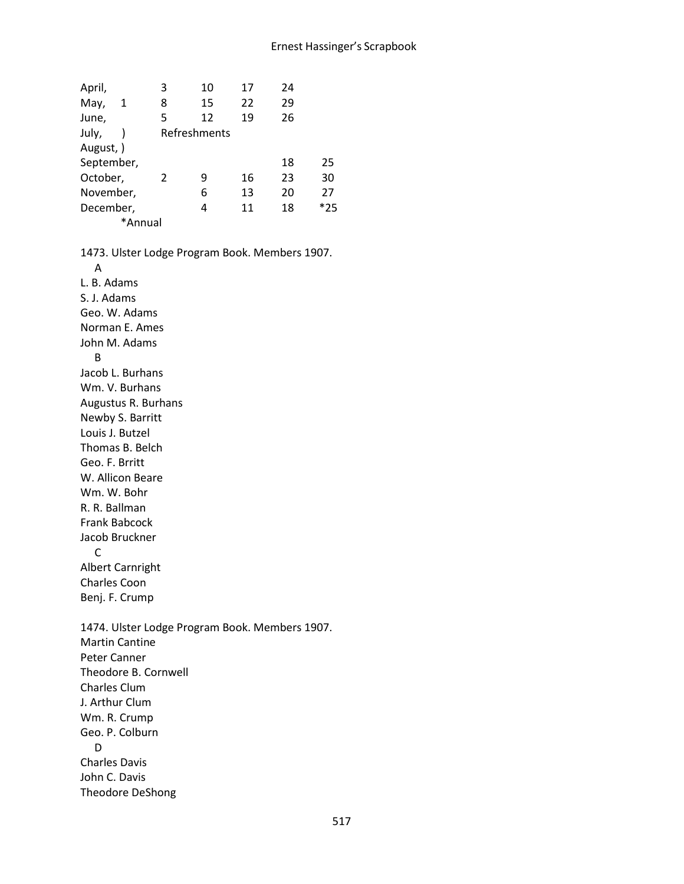| | | | | | |
|---|---|---|---|---|---|
| April, | 3 | 10 | 17 | 24 | |
| May, 1 | 8 | 15 | 22 | 29 | |
| June, | 5 | 12 | 19 | 26 | |
| July, ) | Refreshments | | | | |
| August, ) | | | | | |
| September, | | | | 18 | 25 |
| October, | 2 | 9 | 16 | 23 | 30 |
| November, | | 6 | 13 | 20 | 27 |
| December, | | 4 | 11 | 18 | *25 |

*Annual

1473. Ulster Lodge Program Book. Members 1907.

A

L. B. Adams
S. J. Adams
Geo. W. Adams
Norman E. Ames
John M. Adams

B

Jacob L. Burhans
Wm. V. Burhans
Augustus R. Burhans
Newby S. Barritt
Louis J. Butzel
Thomas B. Belch
Geo. F. Brritt
W. Allicon Beare
Wm. W. Bohr
R. R. Ballman
Frank Babcock
Jacob Bruckner

C

Albert Carnright
Charles Coon
Benj. F. Crump

1474. Ulster Lodge Program Book. Members 1907.

Martin Cantine
Peter Canner
Theodore B. Cornwell
Charles Clum
J. Arthur Clum
Wm. R. Crump
Geo. P. Colburn

D

Charles Davis
John C. Davis
Theodore DeShong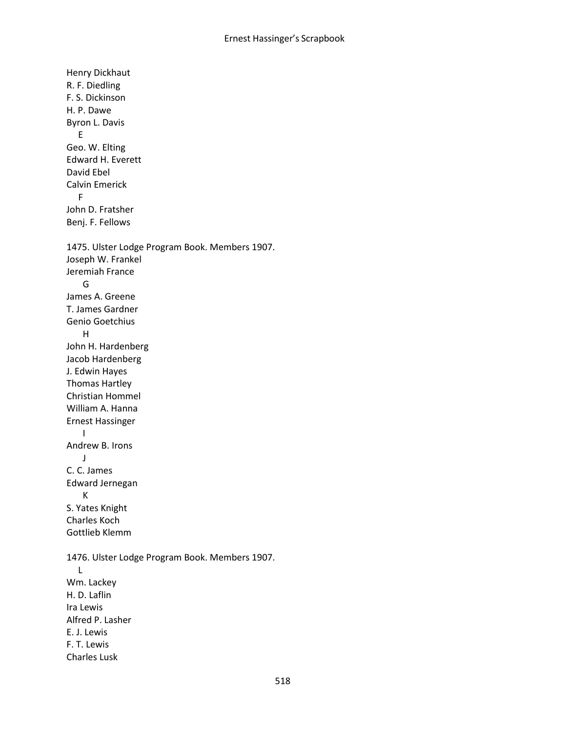Henry Dickhaut
R. F. Diedling
F. S. Dickinson
H. P. Dawe
Byron L. Davis
E
Geo. W. Elting
Edward H. Everett
David Ebel
Calvin Emerick
F
John D. Fratsher
Benj. F. Fellows

1475. Ulster Lodge Program Book. Members 1907.
Joseph W. Frankel
Jeremiah France
G
James A. Greene
T. James Gardner
Genio Goetchius
H
John H. Hardenberg
Jacob Hardenberg
J. Edwin Hayes
Thomas Hartley
Christian Hommel
William A. Hanna
Ernest Hassinger
I
Andrew B. Irons
J
C. C. James
Edward Jernegan
K
S. Yates Knight
Charles Koch
Gottlieb Klemm

1476. Ulster Lodge Program Book. Members 1907.
L
Wm. Lackey
H. D. Laflin
Ira Lewis
Alfred P. Lasher
E. J. Lewis
F. T. Lewis
Charles Lusk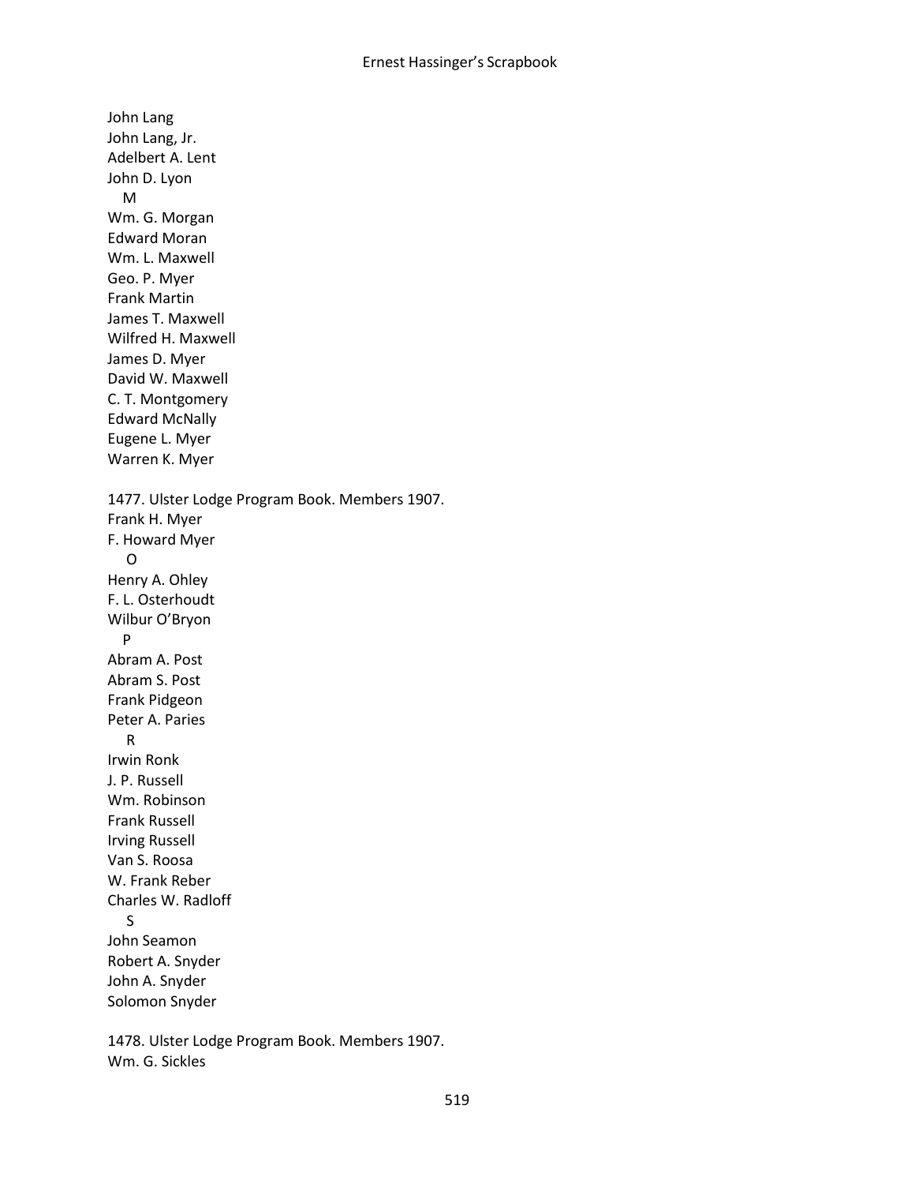John Lang
John Lang, Jr.
Adelbert A. Lent
John D. Lyon

M

Wm. G. Morgan
Edward Moran
Wm. L. Maxwell
Geo. P. Myer
Frank Martin
James T. Maxwell
Wilfred H. Maxwell
James D. Myer
David W. Maxwell
C. T. Montgomery
Edward McNally
Eugene L. Myer
Warren K. Myer

1477. Ulster Lodge Program Book. Members 1907.
Frank H. Myer
F. Howard Myer

O

Henry A. Ohley
F. L. Osterhoudt
Wilbur O'Bryon

P

Abram A. Post
Abram S. Post
Frank Pidgeon
Peter A. Paries

R

Irwin Ronk
J. P. Russell
Wm. Robinson
Frank Russell
Irving Russell
Van S. Roosa
W. Frank Reber
Charles W. Radloff

S

John Seamon
Robert A. Snyder
John A. Snyder
Solomon Snyder

1478. Ulster Lodge Program Book. Members 1907.
Wm. G. Sickles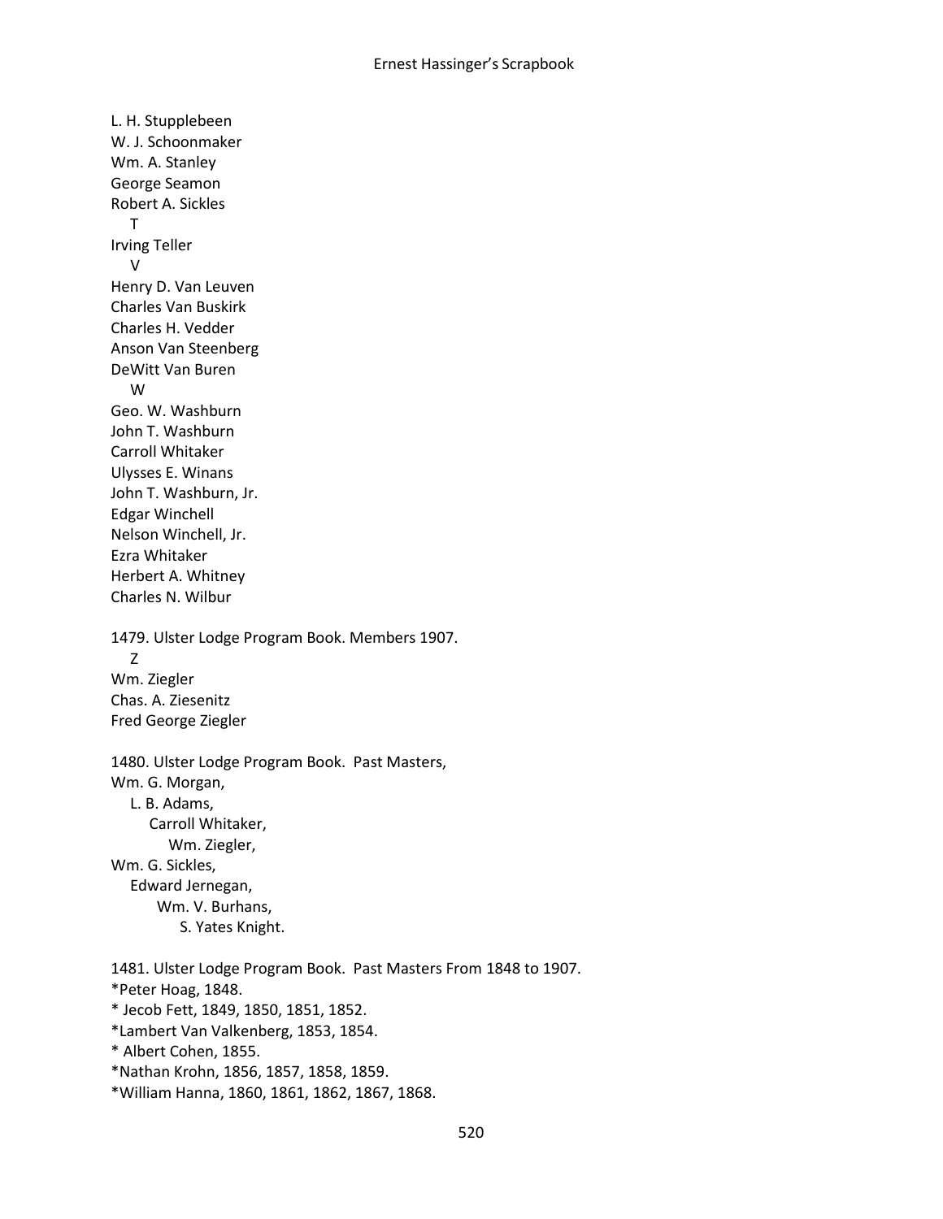L. H. Stupplebeen
W. J. Schoonmaker
Wm. A. Stanley
George Seamon
Robert A. Sickles
T
Irving Teller
V
Henry D. Van Leuven
Charles Van Buskirk
Charles H. Vedder
Anson Van Steenberg
DeWitt Van Buren
W
Geo. W. Washburn
John T. Washburn
Carroll Whitaker
Ulysses E. Winans
John T. Washburn, Jr.
Edgar Winchell
Nelson Winchell, Jr.
Ezra Whitaker
Herbert A. Whitney
Charles N. Wilbur

1479. Ulster Lodge Program Book. Members 1907.
Z
Wm. Ziegler
Chas. A. Ziesenitz
Fred George Ziegler

1480. Ulster Lodge Program Book. Past Masters,
Wm. G. Morgan,
L. B. Adams,
Carroll Whitaker,
Wm. Ziegler,
Wm. G. Sickles,
Edward Jernegan,
Wm. V. Burhans,
S. Yates Knight.

1481. Ulster Lodge Program Book. Past Masters From 1848 to 1907.
*Peter Hoag, 1848.
* Jecob Fett, 1849, 1850, 1851, 1852.
*Lambert Van Valkenberg, 1853, 1854.
* Albert Cohen, 1855.
*Nathan Krohn, 1856, 1857, 1858, 1859.
*William Hanna, 1860, 1861, 1862, 1867, 1868.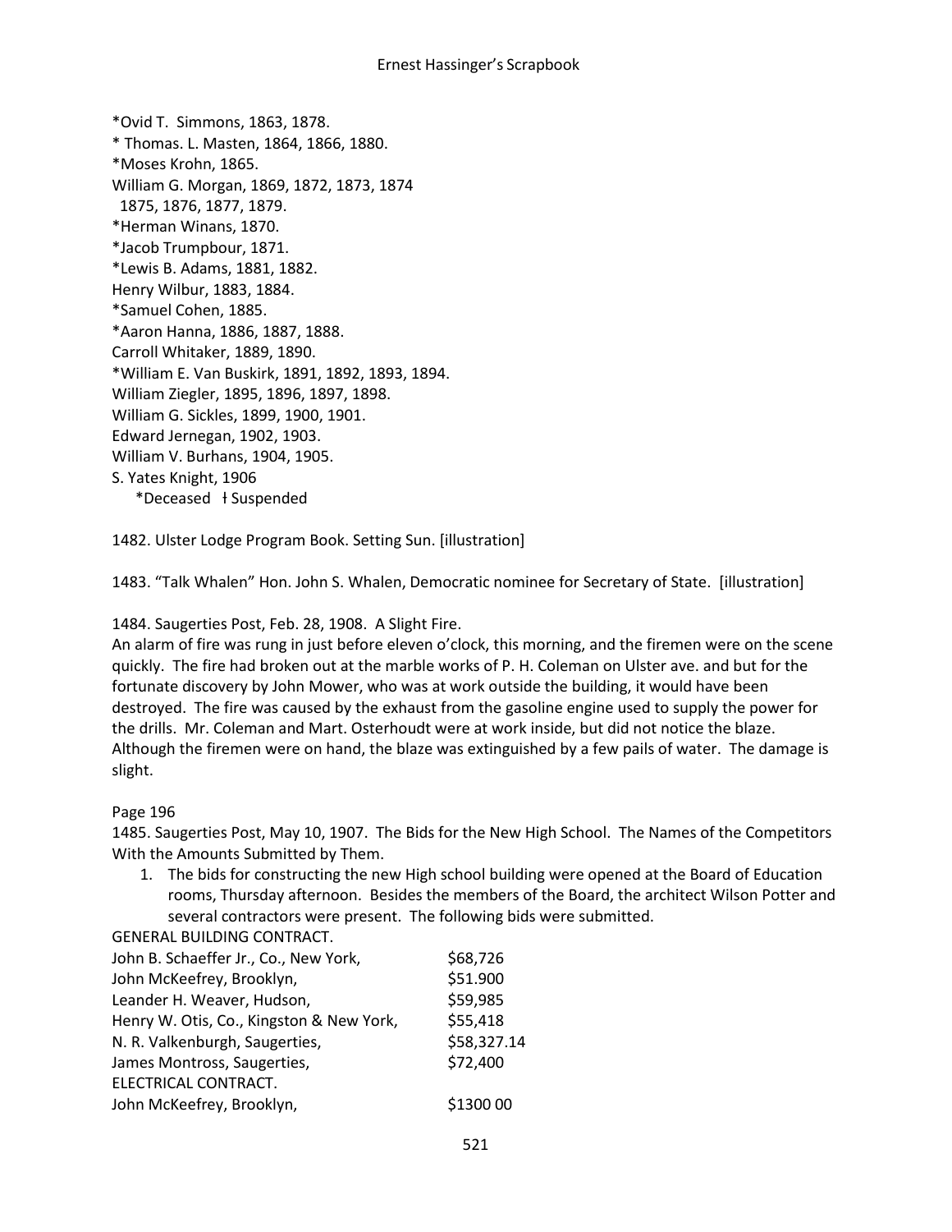*Ovid T. Simmons, 1863, 1878.
* Thomas. L. Masten, 1864, 1866, 1880.
*Moses Krohn, 1865.
William G. Morgan, 1869, 1872, 1873, 1874
1875, 1876, 1877, 1879.
*Herman Winans, 1870.
*Jacob Trumpbour, 1871.
*Lewis B. Adams, 1881, 1882.
Henry Wilbur, 1883, 1884.
*Samuel Cohen, 1885.
*Aaron Hanna, 1886, 1887, 1888.
Carroll Whitaker, 1889, 1890.
*William E. Van Buskirk, 1891, 1892, 1893, 1894.
William Ziegler, 1895, 1896, 1897, 1898.
William G. Sickles, 1899, 1900, 1901.
Edward Jernegan, 1902, 1903.
William V. Burhans, 1904, 1905.
S. Yates Knight, 1906
*Deceased ł Suspended

1482. Ulster Lodge Program Book. Setting Sun. [illustration]

1483. "Talk Whalen" Hon. John S. Whalen, Democratic nominee for Secretary of State. [illustration]

1484. Saugerties Post, Feb. 28, 1908. A Slight Fire.
An alarm of fire was rung in just before eleven o'clock, this morning, and the firemen were on the scene quickly. The fire had broken out at the marble works of P. H. Coleman on Ulster ave. and but for the fortunate discovery by John Mower, who was at work outside the building, it would have been destroyed. The fire was caused by the exhaust from the gasoline engine used to supply the power for the drills. Mr. Coleman and Mart. Osterhoudt were at work inside, but did not notice the blaze. Although the firemen were on hand, the blaze was extinguished by a few pails of water. The damage is slight.

Page 196
1485. Saugerties Post, May 10, 1907. The Bids for the New High School. The Names of the Competitors With the Amounts Submitted by Them.

1. The bids for constructing the new High school building were opened at the Board of Education rooms, Thursday afternoon. Besides the members of the Board, the architect Wilson Potter and several contractors were present. The following bids were submitted.

GENERAL BUILDING CONTRACT.

| | |
|---|---|
| John B. Schaeffer Jr., Co., New York, | $68,726 |
| John McKeefrey, Brooklyn, | $51.900 |
| Leander H. Weaver, Hudson, | $59,985 |
| Henry W. Otis, Co., Kingston & New York, | $55,418 |
| N. R. Valkenburgh, Saugerties, | $58,327.14 |
| James Montross, Saugerties, | $72,400 |

ELECTRICAL CONTRACT.

| | |
|---|---|
| John McKeefrey, Brooklyn, | $1300 00 |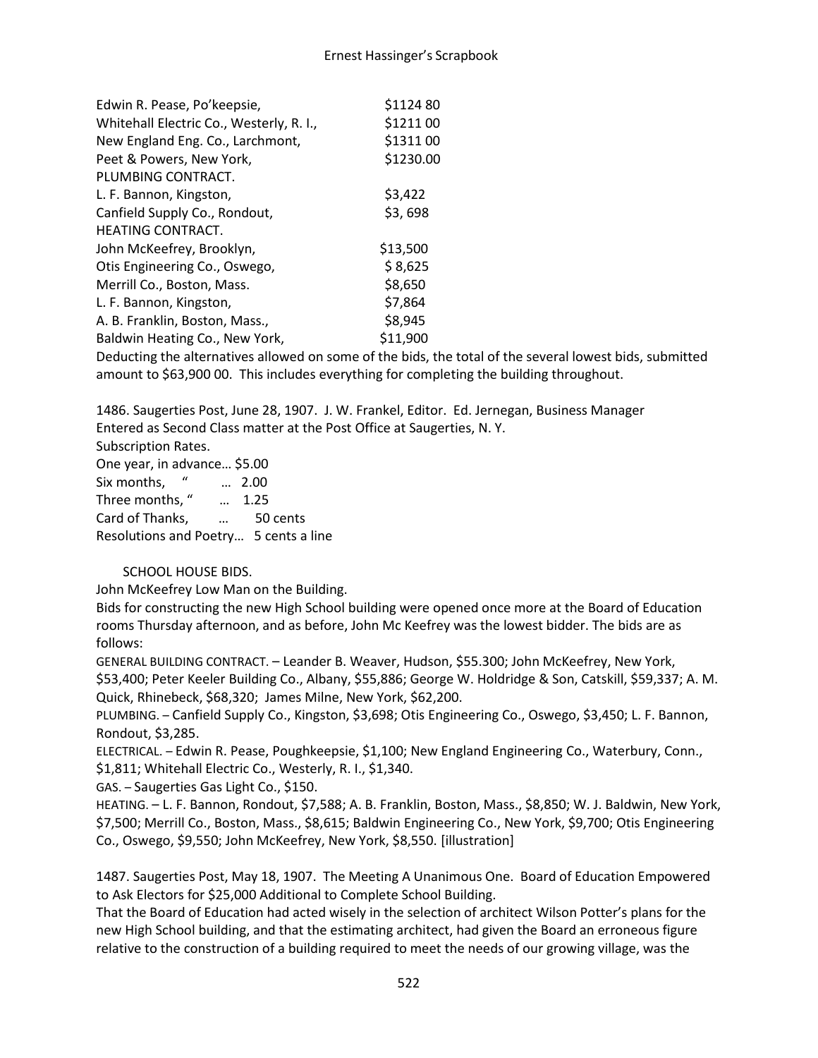| | |
|---|---|
| Edwin R. Pease, Po'keepsie, | $1124 80 |
| Whitehall Electric Co., Westerly, R. I., | $1211 00 |
| New England Eng. Co., Larchmont, | $1311 00 |
| Peet & Powers, New York, | $1230.00 |
| PLUMBING CONTRACT. | |
| L. F. Bannon, Kingston, | $3,422 |
| Canfield Supply Co., Rondout, | $3, 698 |
| HEATING CONTRACT. | |
| John McKeefrey, Brooklyn, | $13,500 |
| Otis Engineering Co., Oswego, | $ 8,625 |
| Merrill Co., Boston, Mass. | $8,650 |
| L. F. Bannon, Kingston, | $7,864 |
| A. B. Franklin, Boston, Mass., | $8,945 |
| Baldwin Heating Co., New York, | $11,900 |

Deducting the alternatives allowed on some of the bids, the total of the several lowest bids, submitted amount to $63,900 00. This includes everything for completing the building throughout.

1486. Saugerties Post, June 28, 1907. J. W. Frankel, Editor. Ed. Jernegan, Business Manager
Entered as Second Class matter at the Post Office at Saugerties, N. Y.
Subscription Rates.
One year, in advance… $5.00
Six months, " … 2.00
Three months, " … 1.25
Card of Thanks, … 50 cents
Resolutions and Poetry… 5 cents a line

SCHOOL HOUSE BIDS.

John McKeefrey Low Man on the Building.

Bids for constructing the new High School building were opened once more at the Board of Education rooms Thursday afternoon, and as before, John Mc Keefrey was the lowest bidder. The bids are as follows:

GENERAL BUILDING CONTRACT. – Leander B. Weaver, Hudson, $55.300; John McKeefrey, New York, $53,400; Peter Keeler Building Co., Albany, $55,886; George W. Holdridge & Son, Catskill, $59,337; A. M. Quick, Rhinebeck, $68,320; James Milne, New York, $62,200.

PLUMBING. – Canfield Supply Co., Kingston, $3,698; Otis Engineering Co., Oswego, $3,450; L. F. Bannon, Rondout, $3,285.

ELECTRICAL. – Edwin R. Pease, Poughkeepsie, $1,100; New England Engineering Co., Waterbury, Conn., $1,811; Whitehall Electric Co., Westerly, R. I., $1,340.

GAS. – Saugerties Gas Light Co., $150.

HEATING. – L. F. Bannon, Rondout, $7,588; A. B. Franklin, Boston, Mass., $8,850; W. J. Baldwin, New York, $7,500; Merrill Co., Boston, Mass., $8,615; Baldwin Engineering Co., New York, $9,700; Otis Engineering Co., Oswego, $9,550; John McKeefrey, New York, $8,550. [illustration]

1487. Saugerties Post, May 18, 1907. The Meeting A Unanimous One. Board of Education Empowered to Ask Electors for $25,000 Additional to Complete School Building.

That the Board of Education had acted wisely in the selection of architect Wilson Potter's plans for the new High School building, and that the estimating architect, had given the Board an erroneous figure relative to the construction of a building required to meet the needs of our growing village, was the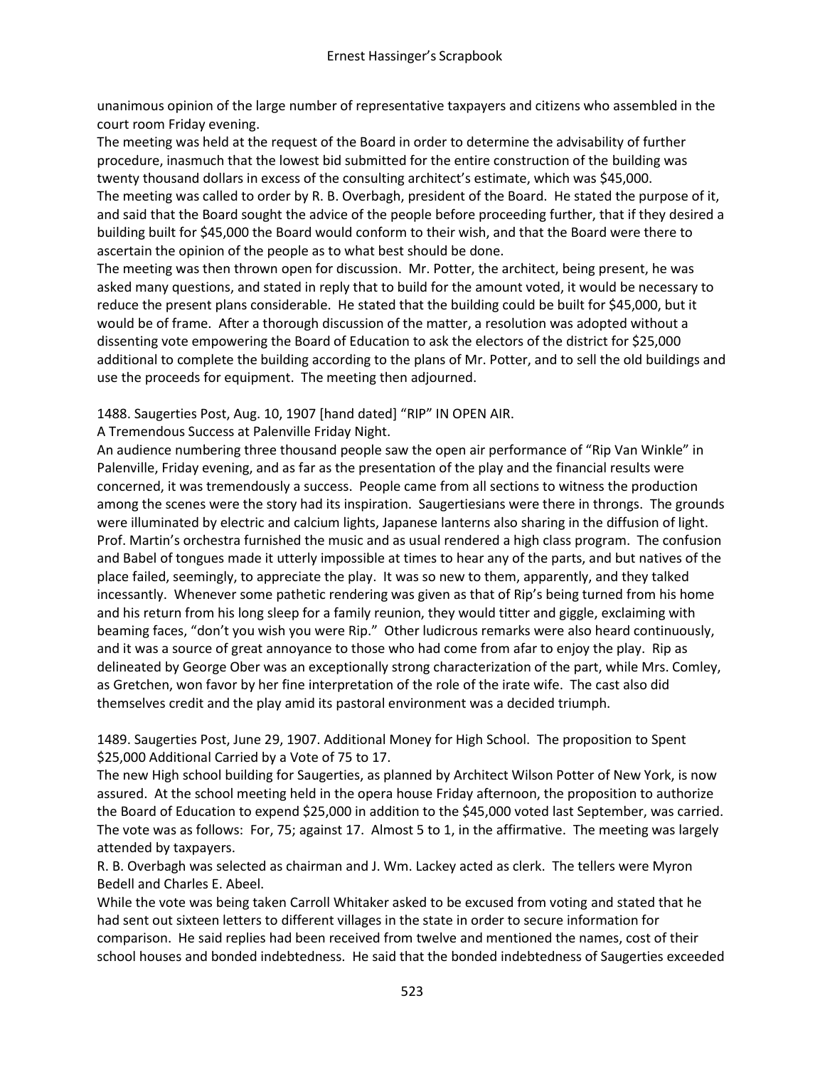unanimous opinion of the large number of representative taxpayers and citizens who assembled in the court room Friday evening.

The meeting was held at the request of the Board in order to determine the advisability of further procedure, inasmuch that the lowest bid submitted for the entire construction of the building was twenty thousand dollars in excess of the consulting architect's estimate, which was $45,000.

The meeting was called to order by R. B. Overbagh, president of the Board. He stated the purpose of it, and said that the Board sought the advice of the people before proceeding further, that if they desired a building built for $45,000 the Board would conform to their wish, and that the Board were there to ascertain the opinion of the people as to what best should be done.

The meeting was then thrown open for discussion. Mr. Potter, the architect, being present, he was asked many questions, and stated in reply that to build for the amount voted, it would be necessary to reduce the present plans considerable. He stated that the building could be built for $45,000, but it would be of frame. After a thorough discussion of the matter, a resolution was adopted without a dissenting vote empowering the Board of Education to ask the electors of the district for $25,000 additional to complete the building according to the plans of Mr. Potter, and to sell the old buildings and use the proceeds for equipment. The meeting then adjourned.

1488. Saugerties Post, Aug. 10, 1907 [hand dated] "RIP" IN OPEN AIR.

A Tremendous Success at Palenville Friday Night.

An audience numbering three thousand people saw the open air performance of "Rip Van Winkle" in Palenville, Friday evening, and as far as the presentation of the play and the financial results were concerned, it was tremendously a success. People came from all sections to witness the production among the scenes were the story had its inspiration. Saugertiesians were there in throngs. The grounds were illuminated by electric and calcium lights, Japanese lanterns also sharing in the diffusion of light. Prof. Martin's orchestra furnished the music and as usual rendered a high class program. The confusion and Babel of tongues made it utterly impossible at times to hear any of the parts, and but natives of the place failed, seemingly, to appreciate the play. It was so new to them, apparently, and they talked incessantly. Whenever some pathetic rendering was given as that of Rip's being turned from his home and his return from his long sleep for a family reunion, they would titter and giggle, exclaiming with beaming faces, "don't you wish you were Rip." Other ludicrous remarks were also heard continuously, and it was a source of great annoyance to those who had come from afar to enjoy the play. Rip as delineated by George Ober was an exceptionally strong characterization of the part, while Mrs. Comley, as Gretchen, won favor by her fine interpretation of the role of the irate wife. The cast also did themselves credit and the play amid its pastoral environment was a decided triumph.

1489. Saugerties Post, June 29, 1907. Additional Money for High School. The proposition to Spent $25,000 Additional Carried by a Vote of 75 to 17.

The new High school building for Saugerties, as planned by Architect Wilson Potter of New York, is now assured. At the school meeting held in the opera house Friday afternoon, the proposition to authorize the Board of Education to expend $25,000 in addition to the $45,000 voted last September, was carried. The vote was as follows: For, 75; against 17. Almost 5 to 1, in the affirmative. The meeting was largely attended by taxpayers.

R. B. Overbagh was selected as chairman and J. Wm. Lackey acted as clerk. The tellers were Myron Bedell and Charles E. Abeel.

While the vote was being taken Carroll Whitaker asked to be excused from voting and stated that he had sent out sixteen letters to different villages in the state in order to secure information for comparison. He said replies had been received from twelve and mentioned the names, cost of their school houses and bonded indebtedness. He said that the bonded indebtedness of Saugerties exceeded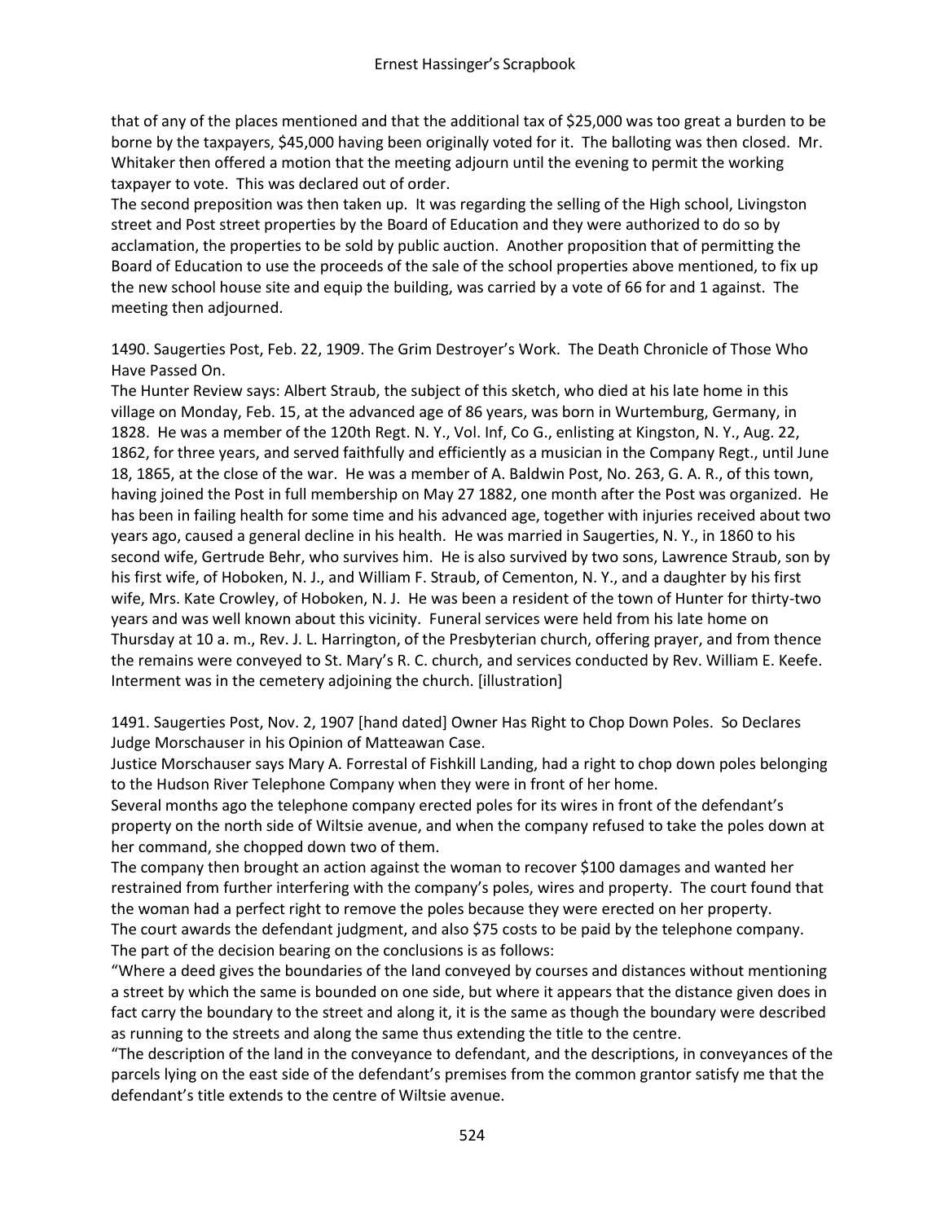that of any of the places mentioned and that the additional tax of $25,000 was too great a burden to be borne by the taxpayers, $45,000 having been originally voted for it. The balloting was then closed. Mr. Whitaker then offered a motion that the meeting adjourn until the evening to permit the working taxpayer to vote. This was declared out of order.
The second preposition was then taken up. It was regarding the selling of the High school, Livingston street and Post street properties by the Board of Education and they were authorized to do so by acclamation, the properties to be sold by public auction. Another proposition that of permitting the Board of Education to use the proceeds of the sale of the school properties above mentioned, to fix up the new school house site and equip the building, was carried by a vote of 66 for and 1 against. The meeting then adjourned.

1490. Saugerties Post, Feb. 22, 1909. The Grim Destroyer's Work. The Death Chronicle of Those Who Have Passed On.
The Hunter Review says: Albert Straub, the subject of this sketch, who died at his late home in this village on Monday, Feb. 15, at the advanced age of 86 years, was born in Wurtemburg, Germany, in 1828. He was a member of the 120th Regt. N. Y., Vol. Inf, Co G., enlisting at Kingston, N. Y., Aug. 22, 1862, for three years, and served faithfully and efficiently as a musician in the Company Regt., until June 18, 1865, at the close of the war. He was a member of A. Baldwin Post, No. 263, G. A. R., of this town, having joined the Post in full membership on May 27 1882, one month after the Post was organized. He has been in failing health for some time and his advanced age, together with injuries received about two years ago, caused a general decline in his health. He was married in Saugerties, N. Y., in 1860 to his second wife, Gertrude Behr, who survives him. He is also survived by two sons, Lawrence Straub, son by his first wife, of Hoboken, N. J., and William F. Straub, of Cementon, N. Y., and a daughter by his first wife, Mrs. Kate Crowley, of Hoboken, N. J. He was been a resident of the town of Hunter for thirty-two years and was well known about this vicinity. Funeral services were held from his late home on Thursday at 10 a. m., Rev. J. L. Harrington, of the Presbyterian church, offering prayer, and from thence the remains were conveyed to St. Mary's R. C. church, and services conducted by Rev. William E. Keefe. Interment was in the cemetery adjoining the church. [illustration]

1491. Saugerties Post, Nov. 2, 1907 [hand dated] Owner Has Right to Chop Down Poles. So Declares Judge Morschauser in his Opinion of Matteawan Case.
Justice Morschauser says Mary A. Forrestal of Fishkill Landing, had a right to chop down poles belonging to the Hudson River Telephone Company when they were in front of her home.
Several months ago the telephone company erected poles for its wires in front of the defendant's property on the north side of Wiltsie avenue, and when the company refused to take the poles down at her command, she chopped down two of them.
The company then brought an action against the woman to recover $100 damages and wanted her restrained from further interfering with the company's poles, wires and property. The court found that the woman had a perfect right to remove the poles because they were erected on her property.
The court awards the defendant judgment, and also $75 costs to be paid by the telephone company.
The part of the decision bearing on the conclusions is as follows:
"Where a deed gives the boundaries of the land conveyed by courses and distances without mentioning a street by which the same is bounded on one side, but where it appears that the distance given does in fact carry the boundary to the street and along it, it is the same as though the boundary were described as running to the streets and along the same thus extending the title to the centre.
"The description of the land in the conveyance to defendant, and the descriptions, in conveyances of the parcels lying on the east side of the defendant's premises from the common grantor satisfy me that the defendant's title extends to the centre of Wiltsie avenue.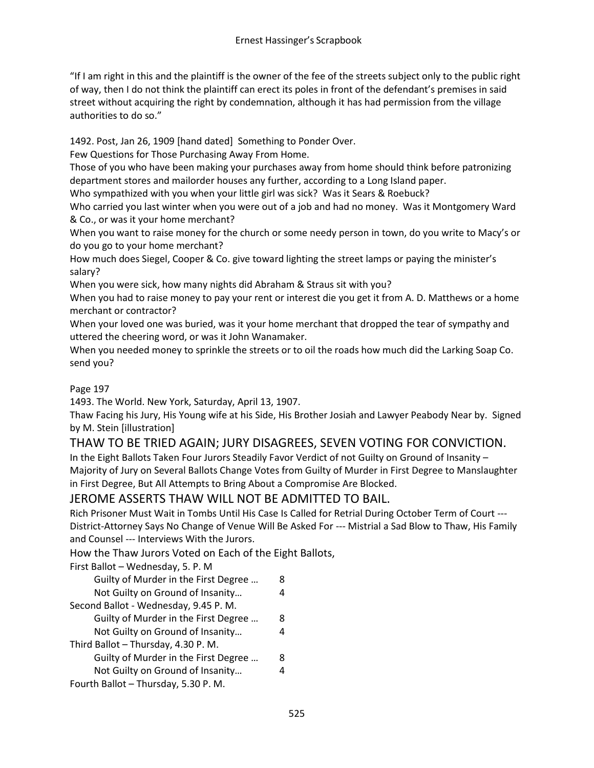"If I am right in this and the plaintiff is the owner of the fee of the streets subject only to the public right of way, then I do not think the plaintiff can erect its poles in front of the defendant's premises in said street without acquiring the right by condemnation, although it has had permission from the village authorities to do so."

1492. Post, Jan 26, 1909 [hand dated] Something to Ponder Over.

Few Questions for Those Purchasing Away From Home.

Those of you who have been making your purchases away from home should think before patronizing department stores and mailorder houses any further, according to a Long Island paper.

Who sympathized with you when your little girl was sick? Was it Sears & Roebuck?

Who carried you last winter when you were out of a job and had no money. Was it Montgomery Ward & Co., or was it your home merchant?

When you want to raise money for the church or some needy person in town, do you write to Macy's or do you go to your home merchant?

How much does Siegel, Cooper & Co. give toward lighting the street lamps or paying the minister's salary?

When you were sick, how many nights did Abraham & Straus sit with you?

When you had to raise money to pay your rent or interest die you get it from A. D. Matthews or a home merchant or contractor?

When your loved one was buried, was it your home merchant that dropped the tear of sympathy and uttered the cheering word, or was it John Wanamaker.

When you needed money to sprinkle the streets or to oil the roads how much did the Larking Soap Co. send you?

Page 197

1493. The World. New York, Saturday, April 13, 1907.

Thaw Facing his Jury, His Young wife at his Side, His Brother Josiah and Lawyer Peabody Near by. Signed by M. Stein [illustration]

## THAW TO BE TRIED AGAIN; JURY DISAGREES, SEVEN VOTING FOR CONVICTION.

In the Eight Ballots Taken Four Jurors Steadily Favor Verdict of not Guilty on Ground of Insanity – Majority of Jury on Several Ballots Change Votes from Guilty of Murder in First Degree to Manslaughter in First Degree, But All Attempts to Bring About a Compromise Are Blocked.

## JEROME ASSERTS THAW WILL NOT BE ADMITTED TO BAIL.

Rich Prisoner Must Wait in Tombs Until His Case Is Called for Retrial During October Term of Court --- District-Attorney Says No Change of Venue Will Be Asked For --- Mistrial a Sad Blow to Thaw, His Family and Counsel --- Interviews With the Jurors.

How the Thaw Jurors Voted on Each of the Eight Ballots,

First Ballot – Wednesday, 5. P. M

Guilty of Murder in the First Degree … 8

Not Guilty on Ground of Insanity… 4

Second Ballot - Wednesday, 9.45 P. M.

Guilty of Murder in the First Degree … 8

Not Guilty on Ground of Insanity… 4

Third Ballot – Thursday, 4.30 P. M.

Guilty of Murder in the First Degree … 8

Not Guilty on Ground of Insanity… 4

Fourth Ballot – Thursday, 5.30 P. M.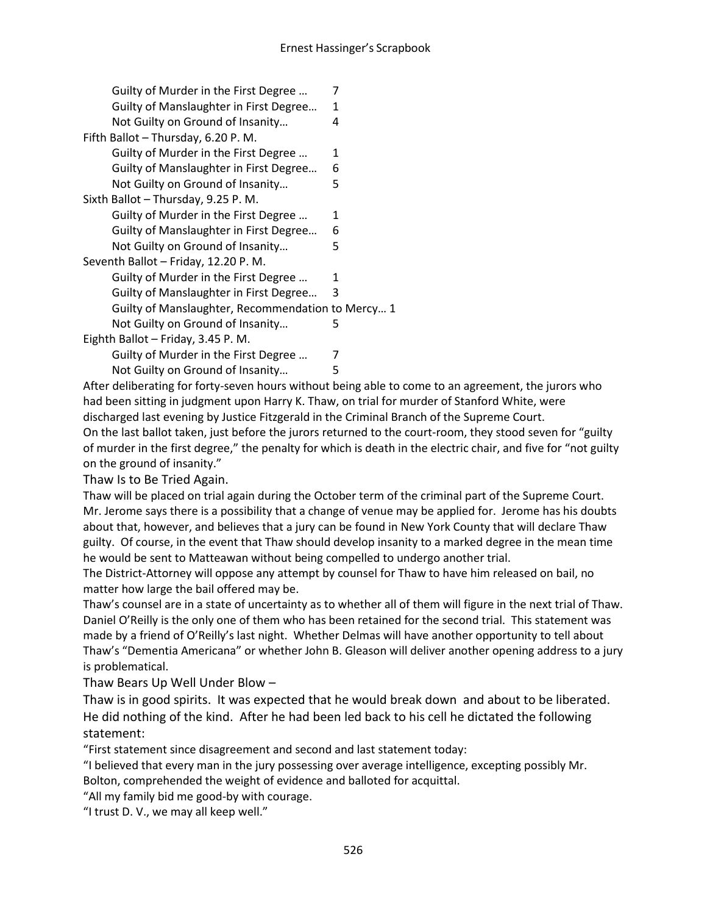Guilty of Murder in the First Degree … 7
Guilty of Manslaughter in First Degree… 1
Not Guilty on Ground of Insanity… 4

Fifth Ballot – Thursday, 6.20 P. M.

Guilty of Murder in the First Degree … 1
Guilty of Manslaughter in First Degree… 6
Not Guilty on Ground of Insanity… 5

Sixth Ballot – Thursday, 9.25 P. M.

Guilty of Murder in the First Degree … 1
Guilty of Manslaughter in First Degree… 6
Not Guilty on Ground of Insanity… 5

Seventh Ballot – Friday, 12.20 P. M.

Guilty of Murder in the First Degree … 1
Guilty of Manslaughter in First Degree… 3
Guilty of Manslaughter, Recommendation to Mercy… 1
Not Guilty on Ground of Insanity… 5

Eighth Ballot – Friday, 3.45 P. M.

Guilty of Murder in the First Degree … 7
Not Guilty on Ground of Insanity… 5

After deliberating for forty-seven hours without being able to come to an agreement, the jurors who had been sitting in judgment upon Harry K. Thaw, on trial for murder of Stanford White, were discharged last evening by Justice Fitzgerald in the Criminal Branch of the Supreme Court.

On the last ballot taken, just before the jurors returned to the court-room, they stood seven for "guilty of murder in the first degree," the penalty for which is death in the electric chair, and five for "not guilty on the ground of insanity."

Thaw Is to Be Tried Again.

Thaw will be placed on trial again during the October term of the criminal part of the Supreme Court. Mr. Jerome says there is a possibility that a change of venue may be applied for. Jerome has his doubts about that, however, and believes that a jury can be found in New York County that will declare Thaw guilty. Of course, in the event that Thaw should develop insanity to a marked degree in the mean time he would be sent to Matteawan without being compelled to undergo another trial.

The District-Attorney will oppose any attempt by counsel for Thaw to have him released on bail, no matter how large the bail offered may be.

Thaw's counsel are in a state of uncertainty as to whether all of them will figure in the next trial of Thaw. Daniel O'Reilly is the only one of them who has been retained for the second trial. This statement was made by a friend of O'Reilly's last night. Whether Delmas will have another opportunity to tell about Thaw's "Dementia Americana" or whether John B. Gleason will deliver another opening address to a jury is problematical.

Thaw Bears Up Well Under Blow –

Thaw is in good spirits. It was expected that he would break down and about to be liberated. He did nothing of the kind. After he had been led back to his cell he dictated the following statement:

"First statement since disagreement and second and last statement today:

"I believed that every man in the jury possessing over average intelligence, excepting possibly Mr. Bolton, comprehended the weight of evidence and balloted for acquittal.

"All my family bid me good-by with courage.

"I trust D. V., we may all keep well."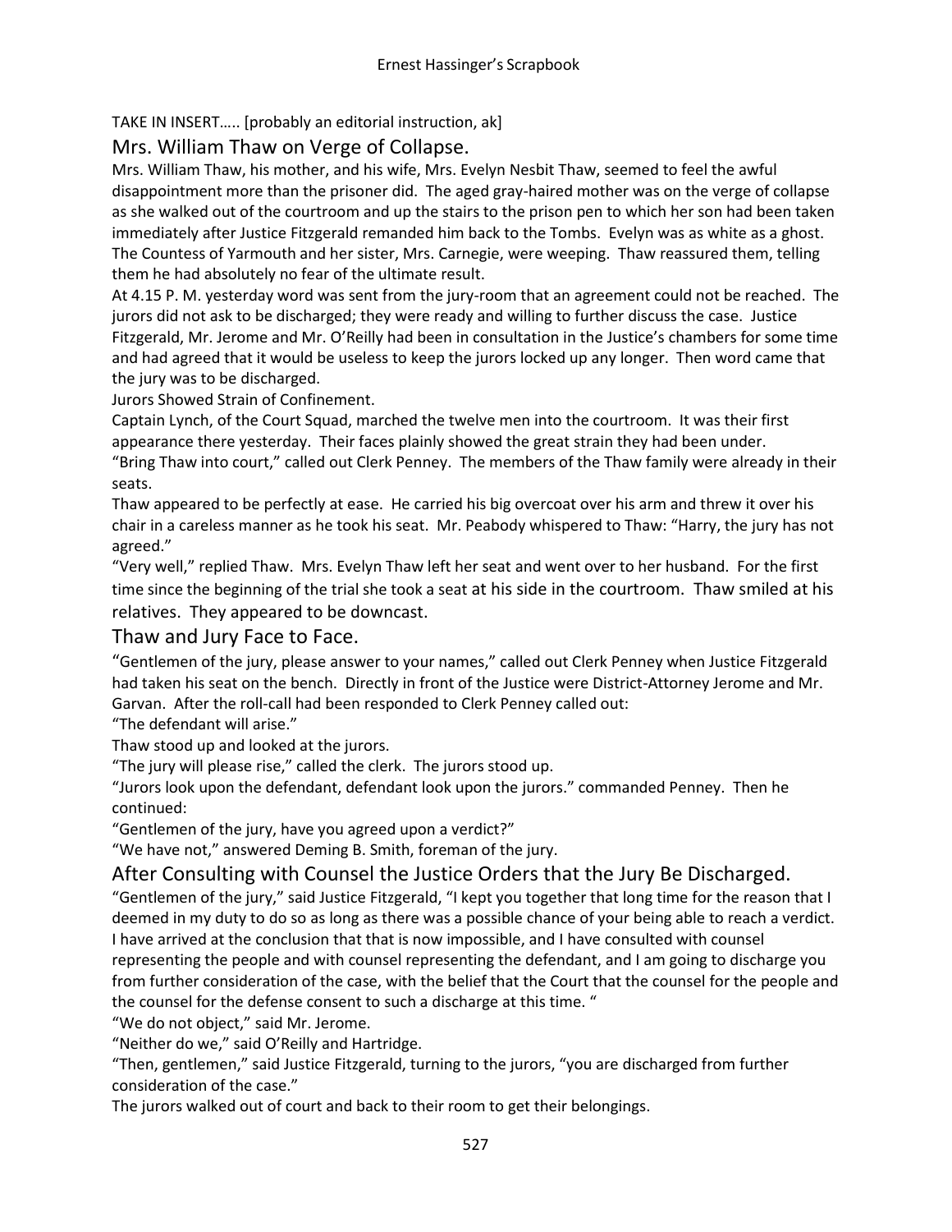TAKE IN INSERT….. [probably an editorial instruction, ak]

## Mrs. William Thaw on Verge of Collapse.

Mrs. William Thaw, his mother, and his wife, Mrs. Evelyn Nesbit Thaw, seemed to feel the awful disappointment more than the prisoner did. The aged gray-haired mother was on the verge of collapse as she walked out of the courtroom and up the stairs to the prison pen to which her son had been taken immediately after Justice Fitzgerald remanded him back to the Tombs. Evelyn was as white as a ghost. The Countess of Yarmouth and her sister, Mrs. Carnegie, were weeping. Thaw reassured them, telling them he had absolutely no fear of the ultimate result.

At 4.15 P. M. yesterday word was sent from the jury-room that an agreement could not be reached. The jurors did not ask to be discharged; they were ready and willing to further discuss the case. Justice Fitzgerald, Mr. Jerome and Mr. O'Reilly had been in consultation in the Justice's chambers for some time and had agreed that it would be useless to keep the jurors locked up any longer. Then word came that the jury was to be discharged.

Jurors Showed Strain of Confinement.

Captain Lynch, of the Court Squad, marched the twelve men into the courtroom. It was their first appearance there yesterday. Their faces plainly showed the great strain they had been under.

"Bring Thaw into court," called out Clerk Penney. The members of the Thaw family were already in their seats.

Thaw appeared to be perfectly at ease. He carried his big overcoat over his arm and threw it over his chair in a careless manner as he took his seat. Mr. Peabody whispered to Thaw: "Harry, the jury has not agreed."

"Very well," replied Thaw. Mrs. Evelyn Thaw left her seat and went over to her husband. For the first time since the beginning of the trial she took a seat at his side in the courtroom. Thaw smiled at his relatives. They appeared to be downcast.

## Thaw and Jury Face to Face.

"Gentlemen of the jury, please answer to your names," called out Clerk Penney when Justice Fitzgerald had taken his seat on the bench. Directly in front of the Justice were District-Attorney Jerome and Mr. Garvan. After the roll-call had been responded to Clerk Penney called out:

"The defendant will arise."

Thaw stood up and looked at the jurors.

"The jury will please rise," called the clerk. The jurors stood up.

"Jurors look upon the defendant, defendant look upon the jurors." commanded Penney. Then he continued:

"Gentlemen of the jury, have you agreed upon a verdict?"

"We have not," answered Deming B. Smith, foreman of the jury.

## After Consulting with Counsel the Justice Orders that the Jury Be Discharged.

"Gentlemen of the jury," said Justice Fitzgerald, "I kept you together that long time for the reason that I deemed in my duty to do so as long as there was a possible chance of your being able to reach a verdict. I have arrived at the conclusion that that is now impossible, and I have consulted with counsel representing the people and with counsel representing the defendant, and I am going to discharge you from further consideration of the case, with the belief that the Court that the counsel for the people and the counsel for the defense consent to such a discharge at this time. "

"We do not object," said Mr. Jerome.

"Neither do we," said O'Reilly and Hartridge.

"Then, gentlemen," said Justice Fitzgerald, turning to the jurors, "you are discharged from further consideration of the case."

The jurors walked out of court and back to their room to get their belongings.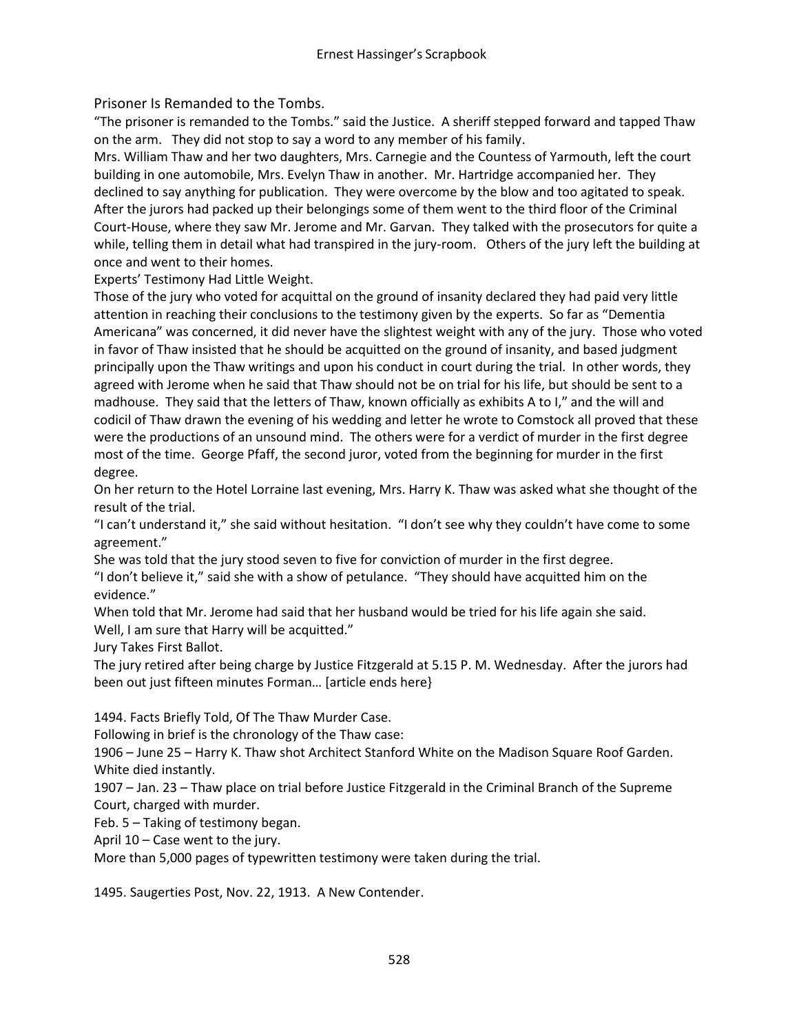Prisoner Is Remanded to the Tombs.

"The prisoner is remanded to the Tombs." said the Justice. A sheriff stepped forward and tapped Thaw on the arm. They did not stop to say a word to any member of his family.

Mrs. William Thaw and her two daughters, Mrs. Carnegie and the Countess of Yarmouth, left the court building in one automobile, Mrs. Evelyn Thaw in another. Mr. Hartridge accompanied her. They declined to say anything for publication. They were overcome by the blow and too agitated to speak. After the jurors had packed up their belongings some of them went to the third floor of the Criminal Court-House, where they saw Mr. Jerome and Mr. Garvan. They talked with the prosecutors for quite a while, telling them in detail what had transpired in the jury-room. Others of the jury left the building at once and went to their homes.

Experts' Testimony Had Little Weight.

Those of the jury who voted for acquittal on the ground of insanity declared they had paid very little attention in reaching their conclusions to the testimony given by the experts. So far as "Dementia Americana" was concerned, it did never have the slightest weight with any of the jury. Those who voted in favor of Thaw insisted that he should be acquitted on the ground of insanity, and based judgment principally upon the Thaw writings and upon his conduct in court during the trial. In other words, they agreed with Jerome when he said that Thaw should not be on trial for his life, but should be sent to a madhouse. They said that the letters of Thaw, known officially as exhibits A to I," and the will and codicil of Thaw drawn the evening of his wedding and letter he wrote to Comstock all proved that these were the productions of an unsound mind. The others were for a verdict of murder in the first degree most of the time. George Pfaff, the second juror, voted from the beginning for murder in the first degree.

On her return to the Hotel Lorraine last evening, Mrs. Harry K. Thaw was asked what she thought of the result of the trial.

"I can't understand it," she said without hesitation. "I don't see why they couldn't have come to some agreement."

She was told that the jury stood seven to five for conviction of murder in the first degree.

"I don't believe it," said she with a show of petulance. "They should have acquitted him on the evidence."

When told that Mr. Jerome had said that her husband would be tried for his life again she said.

Well, I am sure that Harry will be acquitted."

Jury Takes First Ballot.

The jury retired after being charge by Justice Fitzgerald at 5.15 P. M. Wednesday. After the jurors had been out just fifteen minutes Forman… [article ends here}

1494. Facts Briefly Told, Of The Thaw Murder Case.

Following in brief is the chronology of the Thaw case:

1906 – June 25 – Harry K. Thaw shot Architect Stanford White on the Madison Square Roof Garden. White died instantly.

1907 – Jan. 23 – Thaw place on trial before Justice Fitzgerald in the Criminal Branch of the Supreme Court, charged with murder.

Feb. 5 – Taking of testimony began.

April 10 – Case went to the jury.

More than 5,000 pages of typewritten testimony were taken during the trial.

1495. Saugerties Post, Nov. 22, 1913. A New Contender.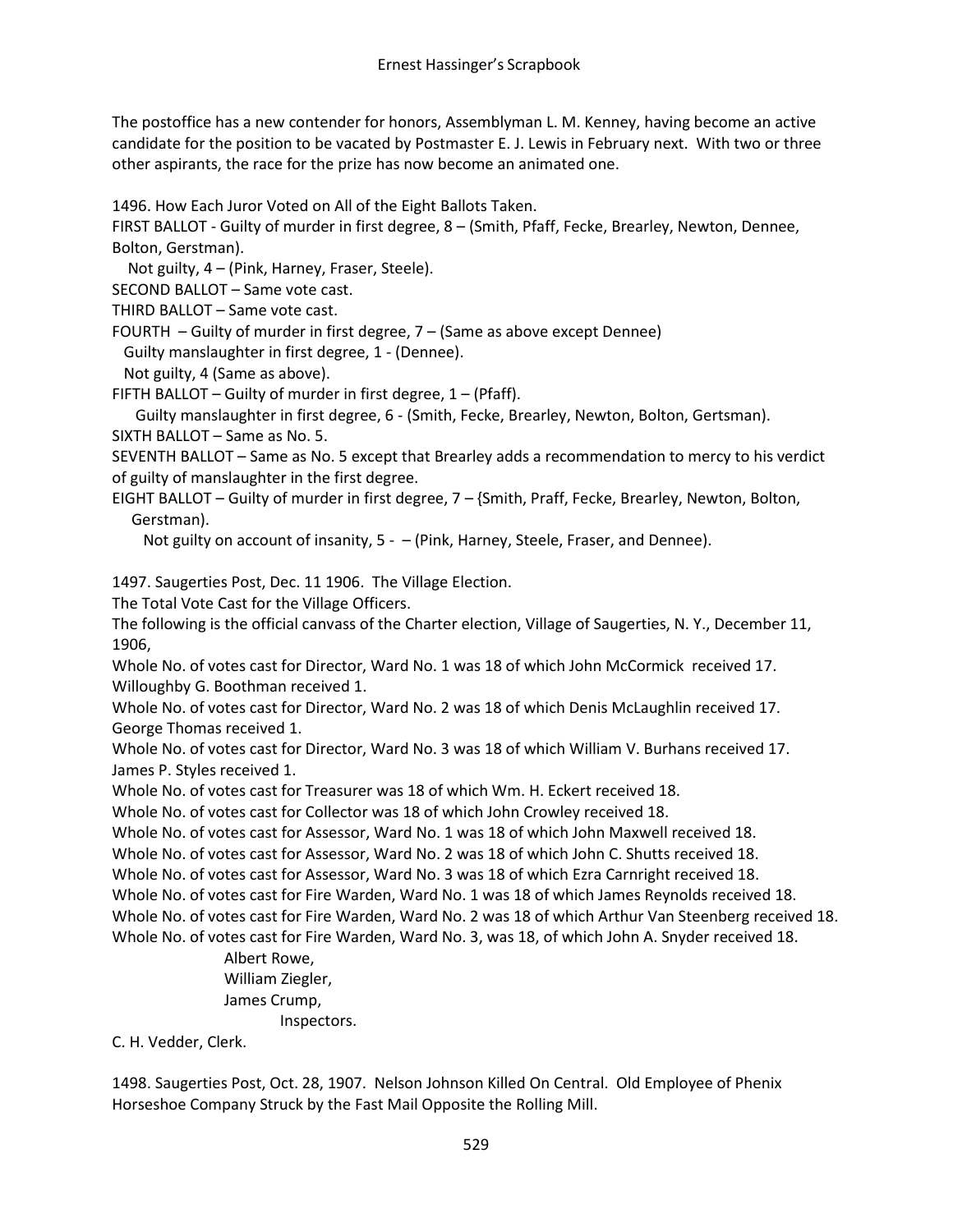The postoffice has a new contender for honors, Assemblyman L. M. Kenney, having become an active candidate for the position to be vacated by Postmaster E. J. Lewis in February next. With two or three other aspirants, the race for the prize has now become an animated one.

1496. How Each Juror Voted on All of the Eight Ballots Taken.

FIRST BALLOT - Guilty of murder in first degree, 8 – (Smith, Pfaff, Fecke, Brearley, Newton, Dennee, Bolton, Gerstman).

Not guilty, 4 – (Pink, Harney, Fraser, Steele).

SECOND BALLOT – Same vote cast.

THIRD BALLOT – Same vote cast.

FOURTH – Guilty of murder in first degree, 7 – (Same as above except Dennee)

Guilty manslaughter in first degree, 1 - (Dennee).

Not guilty, 4 (Same as above).

FIFTH BALLOT – Guilty of murder in first degree, 1 – (Pfaff).

Guilty manslaughter in first degree, 6 - (Smith, Fecke, Brearley, Newton, Bolton, Gertsman).

SIXTH BALLOT – Same as No. 5.

SEVENTH BALLOT – Same as No. 5 except that Brearley adds a recommendation to mercy to his verdict of guilty of manslaughter in the first degree.

EIGHT BALLOT – Guilty of murder in first degree, 7 – {Smith, Praff, Fecke, Brearley, Newton, Bolton, Gerstman).

Not guilty on account of insanity, 5 - – (Pink, Harney, Steele, Fraser, and Dennee).

1497. Saugerties Post, Dec. 11 1906. The Village Election.

The Total Vote Cast for the Village Officers.

The following is the official canvass of the Charter election, Village of Saugerties, N. Y., December 11, 1906,

Whole No. of votes cast for Director, Ward No. 1 was 18 of which John McCormick received 17. Willoughby G. Boothman received 1.

Whole No. of votes cast for Director, Ward No. 2 was 18 of which Denis McLaughlin received 17. George Thomas received 1.

Whole No. of votes cast for Director, Ward No. 3 was 18 of which William V. Burhans received 17. James P. Styles received 1.

Whole No. of votes cast for Treasurer was 18 of which Wm. H. Eckert received 18.

Whole No. of votes cast for Collector was 18 of which John Crowley received 18.

Whole No. of votes cast for Assessor, Ward No. 1 was 18 of which John Maxwell received 18.

Whole No. of votes cast for Assessor, Ward No. 2 was 18 of which John C. Shutts received 18.

Whole No. of votes cast for Assessor, Ward No. 3 was 18 of which Ezra Carnright received 18.

Whole No. of votes cast for Fire Warden, Ward No. 1 was 18 of which James Reynolds received 18.

Whole No. of votes cast for Fire Warden, Ward No. 2 was 18 of which Arthur Van Steenberg received 18.

Whole No. of votes cast for Fire Warden, Ward No. 3, was 18, of which John A. Snyder received 18.

Albert Rowe,
William Ziegler,
James Crump,
Inspectors.

C. H. Vedder, Clerk.

1498. Saugerties Post, Oct. 28, 1907. Nelson Johnson Killed On Central. Old Employee of Phenix Horseshoe Company Struck by the Fast Mail Opposite the Rolling Mill.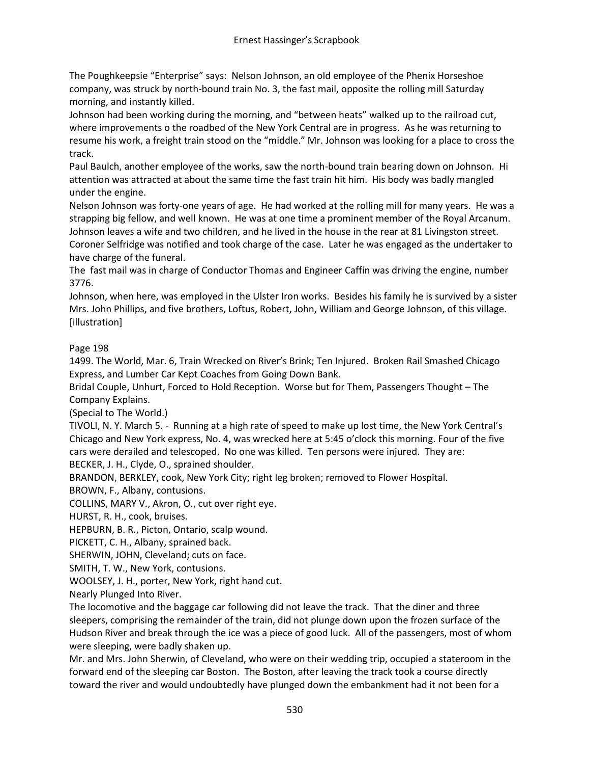The Poughkeepsie "Enterprise" says: Nelson Johnson, an old employee of the Phenix Horseshoe company, was struck by north-bound train No. 3, the fast mail, opposite the rolling mill Saturday morning, and instantly killed.

Johnson had been working during the morning, and "between heats" walked up to the railroad cut, where improvements o the roadbed of the New York Central are in progress. As he was returning to resume his work, a freight train stood on the "middle." Mr. Johnson was looking for a place to cross the track.

Paul Baulch, another employee of the works, saw the north-bound train bearing down on Johnson. Hi attention was attracted at about the same time the fast train hit him. His body was badly mangled under the engine.

Nelson Johnson was forty-one years of age. He had worked at the rolling mill for many years. He was a strapping big fellow, and well known. He was at one time a prominent member of the Royal Arcanum. Johnson leaves a wife and two children, and he lived in the house in the rear at 81 Livingston street. Coroner Selfridge was notified and took charge of the case. Later he was engaged as the undertaker to have charge of the funeral.

The fast mail was in charge of Conductor Thomas and Engineer Caffin was driving the engine, number 3776.

Johnson, when here, was employed in the Ulster Iron works. Besides his family he is survived by a sister Mrs. John Phillips, and five brothers, Loftus, Robert, John, William and George Johnson, of this village. [illustration]

Page 198

1499. The World, Mar. 6, Train Wrecked on River's Brink; Ten Injured. Broken Rail Smashed Chicago Express, and Lumber Car Kept Coaches from Going Down Bank.

Bridal Couple, Unhurt, Forced to Hold Reception. Worse but for Them, Passengers Thought – The Company Explains.

(Special to The World.)

TIVOLI, N. Y. March 5. - Running at a high rate of speed to make up lost time, the New York Central's Chicago and New York express, No. 4, was wrecked here at 5:45 o'clock this morning. Four of the five cars were derailed and telescoped. No one was killed. Ten persons were injured. They are:

BECKER, J. H., Clyde, O., sprained shoulder.

BRANDON, BERKLEY, cook, New York City; right leg broken; removed to Flower Hospital.

BROWN, F., Albany, contusions.

COLLINS, MARY V., Akron, O., cut over right eye.

HURST, R. H., cook, bruises.

HEPBURN, B. R., Picton, Ontario, scalp wound.

PICKETT, C. H., Albany, sprained back.

SHERWIN, JOHN, Cleveland; cuts on face.

SMITH, T. W., New York, contusions.

WOOLSEY, J. H., porter, New York, right hand cut.

Nearly Plunged Into River.

The locomotive and the baggage car following did not leave the track. That the diner and three sleepers, comprising the remainder of the train, did not plunge down upon the frozen surface of the Hudson River and break through the ice was a piece of good luck. All of the passengers, most of whom were sleeping, were badly shaken up.

Mr. and Mrs. John Sherwin, of Cleveland, who were on their wedding trip, occupied a stateroom in the forward end of the sleeping car Boston. The Boston, after leaving the track took a course directly toward the river and would undoubtedly have plunged down the embankment had it not been for a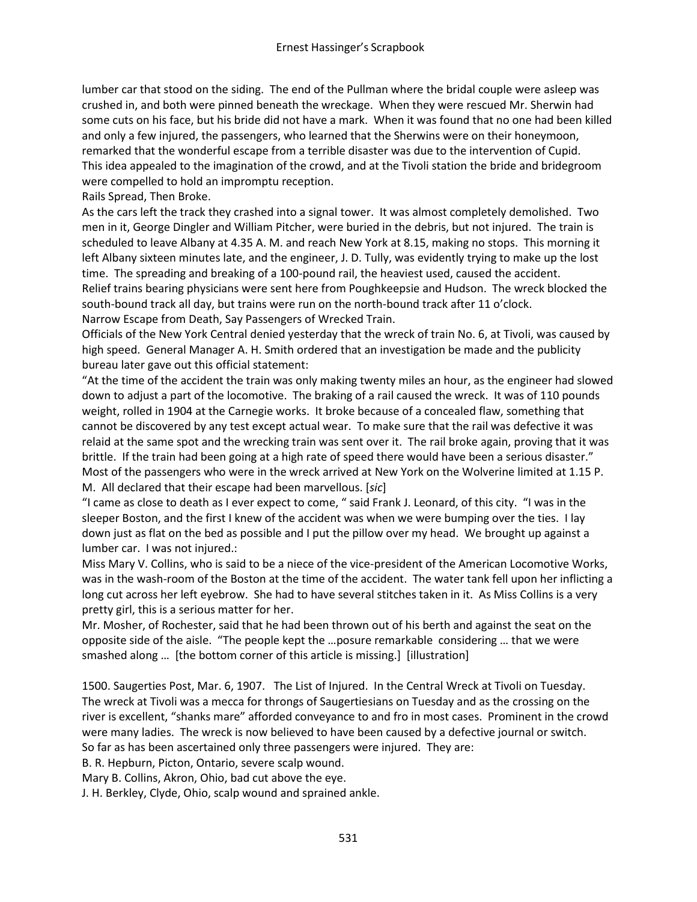lumber car that stood on the siding. The end of the Pullman where the bridal couple were asleep was crushed in, and both were pinned beneath the wreckage. When they were rescued Mr. Sherwin had some cuts on his face, but his bride did not have a mark. When it was found that no one had been killed and only a few injured, the passengers, who learned that the Sherwins were on their honeymoon, remarked that the wonderful escape from a terrible disaster was due to the intervention of Cupid. This idea appealed to the imagination of the crowd, and at the Tivoli station the bride and bridegroom were compelled to hold an impromptu reception.

Rails Spread, Then Broke.

As the cars left the track they crashed into a signal tower. It was almost completely demolished. Two men in it, George Dingler and William Pitcher, were buried in the debris, but not injured. The train is scheduled to leave Albany at 4.35 A. M. and reach New York at 8.15, making no stops. This morning it left Albany sixteen minutes late, and the engineer, J. D. Tully, was evidently trying to make up the lost time. The spreading and breaking of a 100-pound rail, the heaviest used, caused the accident.

Relief trains bearing physicians were sent here from Poughkeepsie and Hudson. The wreck blocked the south-bound track all day, but trains were run on the north-bound track after 11 o'clock.

Narrow Escape from Death, Say Passengers of Wrecked Train.

Officials of the New York Central denied yesterday that the wreck of train No. 6, at Tivoli, was caused by high speed. General Manager A. H. Smith ordered that an investigation be made and the publicity bureau later gave out this official statement:

"At the time of the accident the train was only making twenty miles an hour, as the engineer had slowed down to adjust a part of the locomotive. The braking of a rail caused the wreck. It was of 110 pounds weight, rolled in 1904 at the Carnegie works. It broke because of a concealed flaw, something that cannot be discovered by any test except actual wear. To make sure that the rail was defective it was relaid at the same spot and the wrecking train was sent over it. The rail broke again, proving that it was brittle. If the train had been going at a high rate of speed there would have been a serious disaster."

Most of the passengers who were in the wreck arrived at New York on the Wolverine limited at 1.15 P. M. All declared that their escape had been marvellous. [*sic*]

"I came as close to death as I ever expect to come, " said Frank J. Leonard, of this city. "I was in the sleeper Boston, and the first I knew of the accident was when we were bumping over the ties. I lay down just as flat on the bed as possible and I put the pillow over my head. We brought up against a lumber car. I was not injured.:

Miss Mary V. Collins, who is said to be a niece of the vice-president of the American Locomotive Works, was in the wash-room of the Boston at the time of the accident. The water tank fell upon her inflicting a long cut across her left eyebrow. She had to have several stitches taken in it. As Miss Collins is a very pretty girl, this is a serious matter for her.

Mr. Mosher, of Rochester, said that he had been thrown out of his berth and against the seat on the opposite side of the aisle. "The people kept the …posure remarkable considering … that we were smashed along … [the bottom corner of this article is missing.] [illustration]

1500. Saugerties Post, Mar. 6, 1907. The List of Injured. In the Central Wreck at Tivoli on Tuesday. The wreck at Tivoli was a mecca for throngs of Saugertiesians on Tuesday and as the crossing on the river is excellent, "shanks mare" afforded conveyance to and fro in most cases. Prominent in the crowd were many ladies. The wreck is now believed to have been caused by a defective journal or switch. So far as has been ascertained only three passengers were injured. They are:

B. R. Hepburn, Picton, Ontario, severe scalp wound.

Mary B. Collins, Akron, Ohio, bad cut above the eye.

J. H. Berkley, Clyde, Ohio, scalp wound and sprained ankle.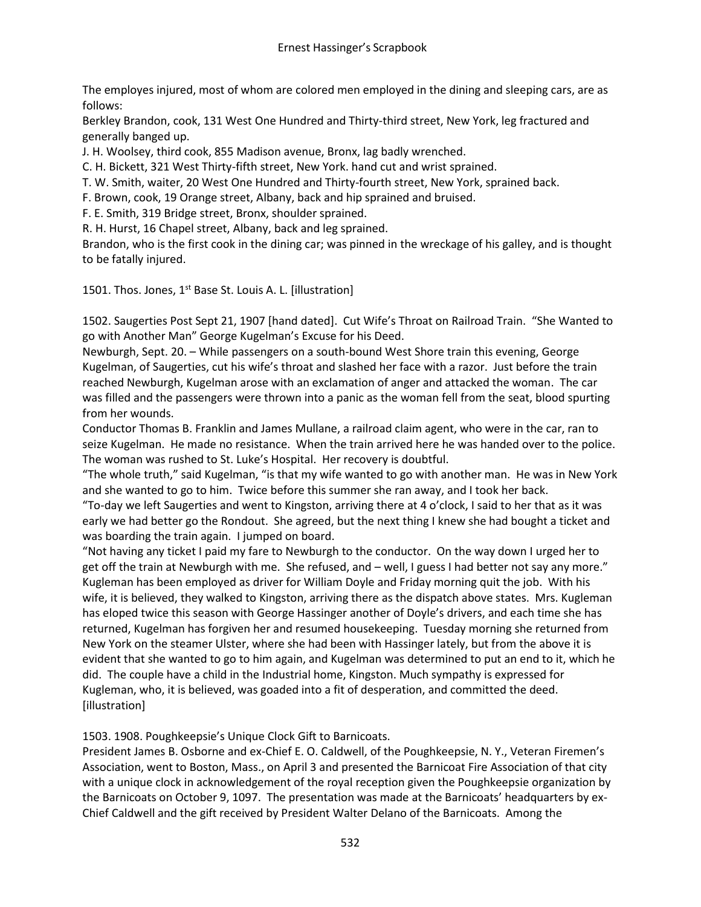The employes injured, most of whom are colored men employed in the dining and sleeping cars, are as follows:

Berkley Brandon, cook, 131 West One Hundred and Thirty-third street, New York, leg fractured and generally banged up.

J. H. Woolsey, third cook, 855 Madison avenue, Bronx, lag badly wrenched.

C. H. Bickett, 321 West Thirty-fifth street, New York. hand cut and wrist sprained.

T. W. Smith, waiter, 20 West One Hundred and Thirty-fourth street, New York, sprained back.

F. Brown, cook, 19 Orange street, Albany, back and hip sprained and bruised.

F. E. Smith, 319 Bridge street, Bronx, shoulder sprained.

R. H. Hurst, 16 Chapel street, Albany, back and leg sprained.

Brandon, who is the first cook in the dining car; was pinned in the wreckage of his galley, and is thought to be fatally injured.

1501. Thos. Jones, 1st Base St. Louis A. L. [illustration]

1502. Saugerties Post Sept 21, 1907 [hand dated]. Cut Wife's Throat on Railroad Train. "She Wanted to go with Another Man" George Kugelman's Excuse for his Deed.

Newburgh, Sept. 20. – While passengers on a south-bound West Shore train this evening, George Kugelman, of Saugerties, cut his wife's throat and slashed her face with a razor. Just before the train reached Newburgh, Kugelman arose with an exclamation of anger and attacked the woman. The car was filled and the passengers were thrown into a panic as the woman fell from the seat, blood spurting from her wounds.

Conductor Thomas B. Franklin and James Mullane, a railroad claim agent, who were in the car, ran to seize Kugelman. He made no resistance. When the train arrived here he was handed over to the police. The woman was rushed to St. Luke's Hospital. Her recovery is doubtful.

"The whole truth," said Kugelman, "is that my wife wanted to go with another man. He was in New York and she wanted to go to him. Twice before this summer she ran away, and I took her back.

"To-day we left Saugerties and went to Kingston, arriving there at 4 o'clock, I said to her that as it was early we had better go the Rondout. She agreed, but the next thing I knew she had bought a ticket and was boarding the train again. I jumped on board.

"Not having any ticket I paid my fare to Newburgh to the conductor. On the way down I urged her to get off the train at Newburgh with me. She refused, and – well, I guess I had better not say any more."

Kugleman has been employed as driver for William Doyle and Friday morning quit the job. With his wife, it is believed, they walked to Kingston, arriving there as the dispatch above states. Mrs. Kugleman has eloped twice this season with George Hassinger another of Doyle's drivers, and each time she has returned, Kugelman has forgiven her and resumed housekeeping. Tuesday morning she returned from New York on the steamer Ulster, where she had been with Hassinger lately, but from the above it is evident that she wanted to go to him again, and Kugelman was determined to put an end to it, which he did. The couple have a child in the Industrial home, Kingston. Much sympathy is expressed for Kugleman, who, it is believed, was goaded into a fit of desperation, and committed the deed. [illustration]

1503. 1908. Poughkeepsie's Unique Clock Gift to Barnicoats.

President James B. Osborne and ex-Chief E. O. Caldwell, of the Poughkeepsie, N. Y., Veteran Firemen's Association, went to Boston, Mass., on April 3 and presented the Barnicoat Fire Association of that city with a unique clock in acknowledgement of the royal reception given the Poughkeepsie organization by the Barnicoats on October 9, 1097. The presentation was made at the Barnicoats' headquarters by ex-Chief Caldwell and the gift received by President Walter Delano of the Barnicoats. Among the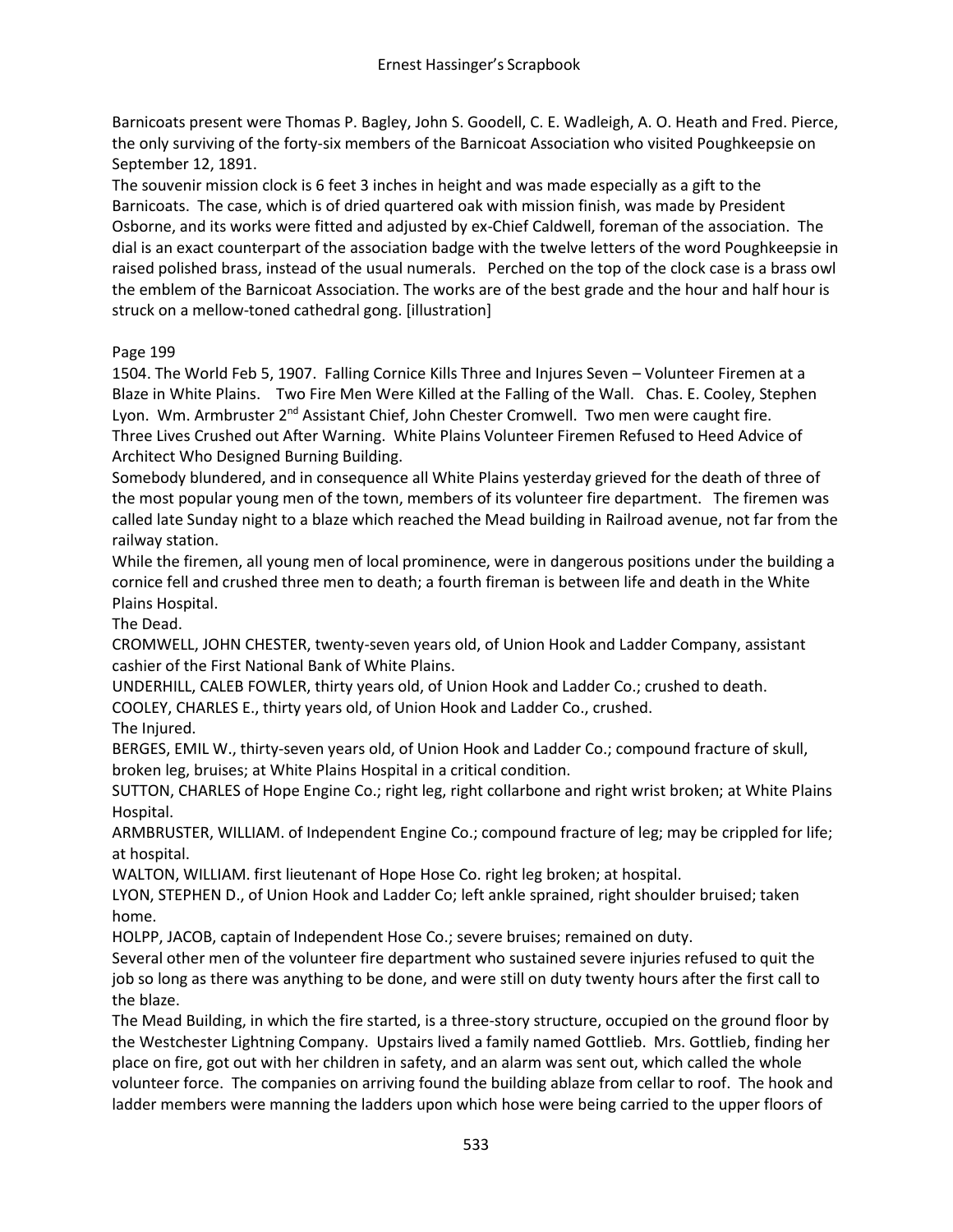Barnicoats present were Thomas P. Bagley, John S. Goodell, C. E. Wadleigh, A. O. Heath and Fred. Pierce, the only surviving of the forty-six members of the Barnicoat Association who visited Poughkeepsie on September 12, 1891.

The souvenir mission clock is 6 feet 3 inches in height and was made especially as a gift to the Barnicoats. The case, which is of dried quartered oak with mission finish, was made by President Osborne, and its works were fitted and adjusted by ex-Chief Caldwell, foreman of the association. The dial is an exact counterpart of the association badge with the twelve letters of the word Poughkeepsie in raised polished brass, instead of the usual numerals. Perched on the top of the clock case is a brass owl the emblem of the Barnicoat Association. The works are of the best grade and the hour and half hour is struck on a mellow-toned cathedral gong. [illustration]

Page 199

1504. The World Feb 5, 1907. Falling Cornice Kills Three and Injures Seven – Volunteer Firemen at a Blaze in White Plains. Two Fire Men Were Killed at the Falling of the Wall. Chas. E. Cooley, Stephen Lyon. Wm. Armbruster 2nd Assistant Chief, John Chester Cromwell. Two men were caught fire. Three Lives Crushed out After Warning. White Plains Volunteer Firemen Refused to Heed Advice of Architect Who Designed Burning Building.

Somebody blundered, and in consequence all White Plains yesterday grieved for the death of three of the most popular young men of the town, members of its volunteer fire department. The firemen was called late Sunday night to a blaze which reached the Mead building in Railroad avenue, not far from the railway station.

While the firemen, all young men of local prominence, were in dangerous positions under the building a cornice fell and crushed three men to death; a fourth fireman is between life and death in the White Plains Hospital.

The Dead.

CROMWELL, JOHN CHESTER, twenty-seven years old, of Union Hook and Ladder Company, assistant cashier of the First National Bank of White Plains.

UNDERHILL, CALEB FOWLER, thirty years old, of Union Hook and Ladder Co.; crushed to death.

COOLEY, CHARLES E., thirty years old, of Union Hook and Ladder Co., crushed.

The Injured.

BERGES, EMIL W., thirty-seven years old, of Union Hook and Ladder Co.; compound fracture of skull, broken leg, bruises; at White Plains Hospital in a critical condition.

SUTTON, CHARLES of Hope Engine Co.; right leg, right collarbone and right wrist broken; at White Plains Hospital.

ARMBRUSTER, WILLIAM. of Independent Engine Co.; compound fracture of leg; may be crippled for life; at hospital.

WALTON, WILLIAM. first lieutenant of Hope Hose Co. right leg broken; at hospital.

LYON, STEPHEN D., of Union Hook and Ladder Co; left ankle sprained, right shoulder bruised; taken home.

HOLPP, JACOB, captain of Independent Hose Co.; severe bruises; remained on duty.

Several other men of the volunteer fire department who sustained severe injuries refused to quit the job so long as there was anything to be done, and were still on duty twenty hours after the first call to the blaze.

The Mead Building, in which the fire started, is a three-story structure, occupied on the ground floor by the Westchester Lightning Company. Upstairs lived a family named Gottlieb. Mrs. Gottlieb, finding her place on fire, got out with her children in safety, and an alarm was sent out, which called the whole volunteer force. The companies on arriving found the building ablaze from cellar to roof. The hook and ladder members were manning the ladders upon which hose were being carried to the upper floors of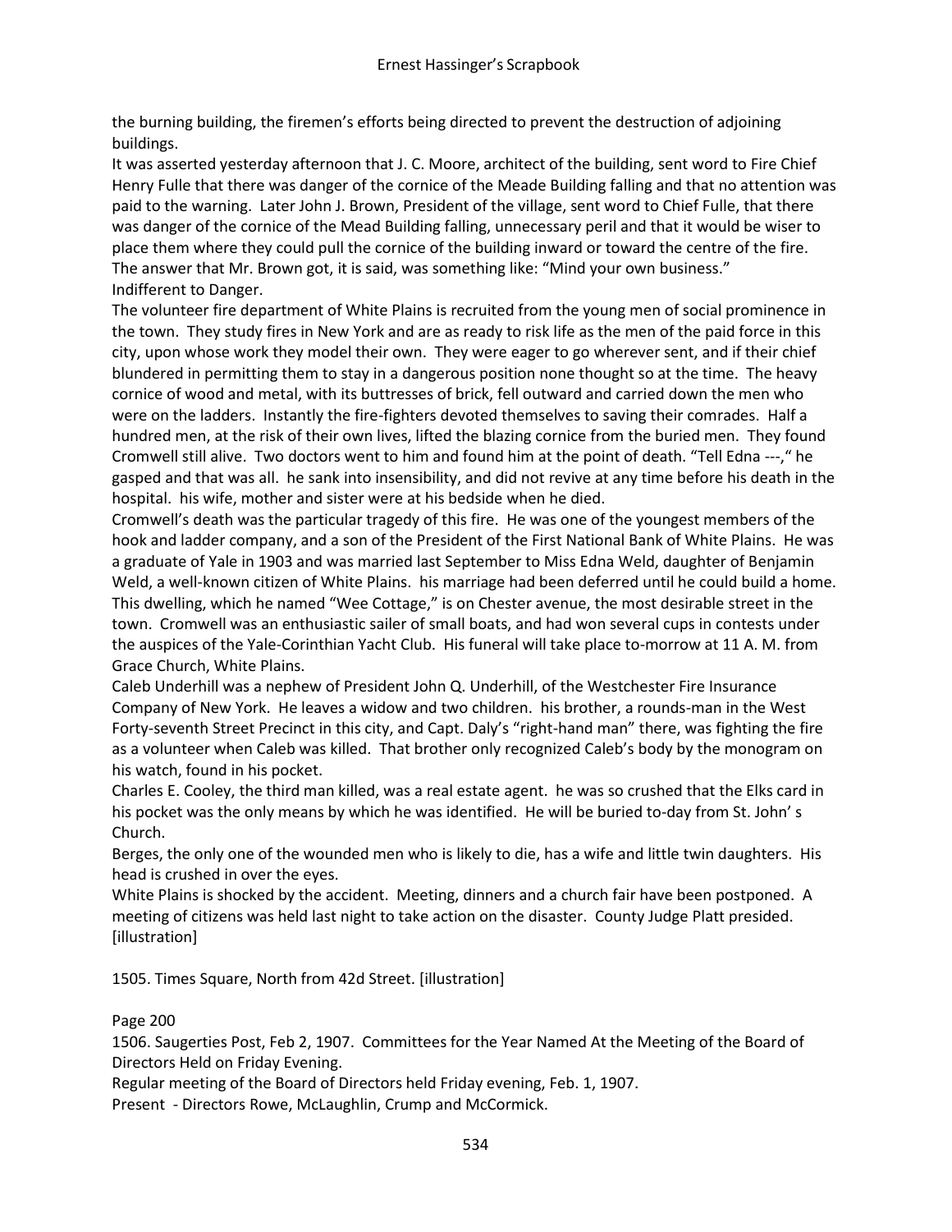the burning building, the firemen's efforts being directed to prevent the destruction of adjoining buildings.

It was asserted yesterday afternoon that J. C. Moore, architect of the building, sent word to Fire Chief Henry Fulle that there was danger of the cornice of the Meade Building falling and that no attention was paid to the warning. Later John J. Brown, President of the village, sent word to Chief Fulle, that there was danger of the cornice of the Mead Building falling, unnecessary peril and that it would be wiser to place them where they could pull the cornice of the building inward or toward the centre of the fire. The answer that Mr. Brown got, it is said, was something like: "Mind your own business."

Indifferent to Danger.

The volunteer fire department of White Plains is recruited from the young men of social prominence in the town. They study fires in New York and are as ready to risk life as the men of the paid force in this city, upon whose work they model their own. They were eager to go wherever sent, and if their chief blundered in permitting them to stay in a dangerous position none thought so at the time. The heavy cornice of wood and metal, with its buttresses of brick, fell outward and carried down the men who were on the ladders. Instantly the fire-fighters devoted themselves to saving their comrades. Half a hundred men, at the risk of their own lives, lifted the blazing cornice from the buried men. They found Cromwell still alive. Two doctors went to him and found him at the point of death. "Tell Edna ---," he gasped and that was all. he sank into insensibility, and did not revive at any time before his death in the hospital. his wife, mother and sister were at his bedside when he died.

Cromwell's death was the particular tragedy of this fire. He was one of the youngest members of the hook and ladder company, and a son of the President of the First National Bank of White Plains. He was a graduate of Yale in 1903 and was married last September to Miss Edna Weld, daughter of Benjamin Weld, a well-known citizen of White Plains. his marriage had been deferred until he could build a home. This dwelling, which he named "Wee Cottage," is on Chester avenue, the most desirable street in the town. Cromwell was an enthusiastic sailer of small boats, and had won several cups in contests under the auspices of the Yale-Corinthian Yacht Club. His funeral will take place to-morrow at 11 A. M. from Grace Church, White Plains.

Caleb Underhill was a nephew of President John Q. Underhill, of the Westchester Fire Insurance Company of New York. He leaves a widow and two children. his brother, a rounds-man in the West Forty-seventh Street Precinct in this city, and Capt. Daly's "right-hand man" there, was fighting the fire as a volunteer when Caleb was killed. That brother only recognized Caleb's body by the monogram on his watch, found in his pocket.

Charles E. Cooley, the third man killed, was a real estate agent. he was so crushed that the Elks card in his pocket was the only means by which he was identified. He will be buried to-day from St. John' s Church.

Berges, the only one of the wounded men who is likely to die, has a wife and little twin daughters. His head is crushed in over the eyes.

White Plains is shocked by the accident. Meeting, dinners and a church fair have been postponed. A meeting of citizens was held last night to take action on the disaster. County Judge Platt presided. [illustration]

1505. Times Square, North from 42d Street. [illustration]

Page 200

1506. Saugerties Post, Feb 2, 1907. Committees for the Year Named At the Meeting of the Board of Directors Held on Friday Evening.

Regular meeting of the Board of Directors held Friday evening, Feb. 1, 1907.

Present - Directors Rowe, McLaughlin, Crump and McCormick.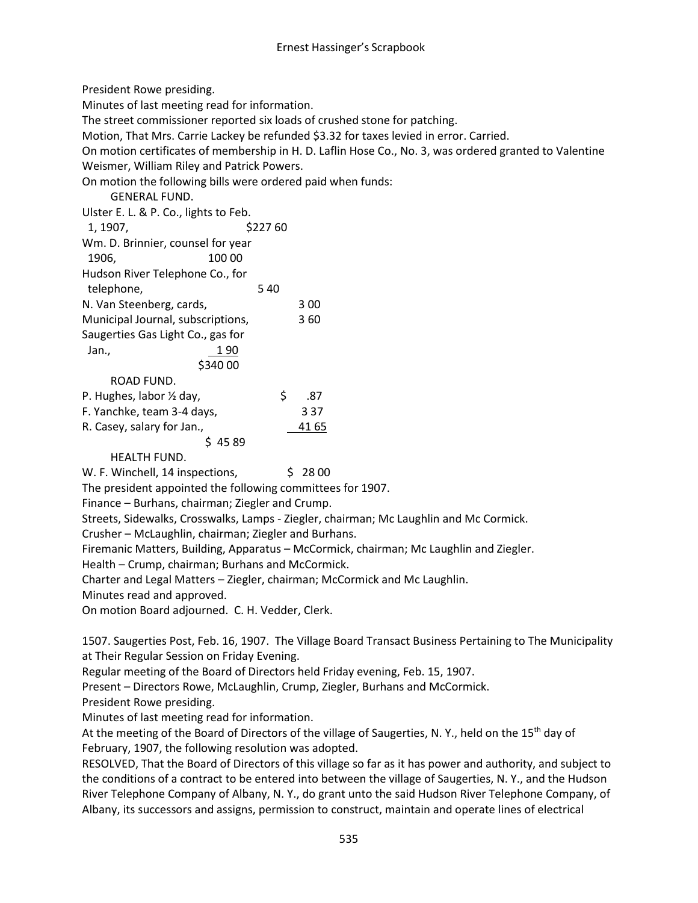President Rowe presiding.

Minutes of last meeting read for information.

The street commissioner reported six loads of crushed stone for patching.

Motion, That Mrs. Carrie Lackey be refunded $3.32 for taxes levied in error. Carried.

On motion certificates of membership in H. D. Laflin Hose Co., No. 3, was ordered granted to Valentine Weismer, William Riley and Patrick Powers.

On motion the following bills were ordered paid when funds:

GENERAL FUND.

| | |
|---|---|
| Ulster E. L. & P. Co., lights to Feb. 1, 1907, | $227 60 |
| Wm. D. Brinnier, counsel for year 1906, | 100 00 |
| Hudson River Telephone Co., for telephone, | 5 40 |
| N. Van Steenberg, cards, | 3 00 |
| Municipal Journal, subscriptions, | 3 60 |
| Saugerties Gas Light Co., gas for Jan., | 1 90 |
| | $340 00 |

ROAD FUND.

| | |
|---|---|
| P. Hughes, labor ½ day, | $ .87 |
| F. Yanchke, team 3-4 days, | 3 37 |
| R. Casey, salary for Jan., | 41 65 |
| | $ 45 89 |

HEALTH FUND.

| | |
|---|---|
| W. F. Winchell, 14 inspections, | $ 28 00 |

The president appointed the following committees for 1907.

Finance – Burhans, chairman; Ziegler and Crump.

Streets, Sidewalks, Crosswalks, Lamps - Ziegler, chairman; Mc Laughlin and Mc Cormick.

Crusher – McLaughlin, chairman; Ziegler and Burhans.

Firemanic Matters, Building, Apparatus – McCormick, chairman; Mc Laughlin and Ziegler.

Health – Crump, chairman; Burhans and McCormick.

Charter and Legal Matters – Ziegler, chairman; McCormick and Mc Laughlin.

Minutes read and approved.

On motion Board adjourned. C. H. Vedder, Clerk.

1507. Saugerties Post, Feb. 16, 1907. The Village Board Transact Business Pertaining to The Municipality at Their Regular Session on Friday Evening.

Regular meeting of the Board of Directors held Friday evening, Feb. 15, 1907.

Present – Directors Rowe, McLaughlin, Crump, Ziegler, Burhans and McCormick.

President Rowe presiding.

Minutes of last meeting read for information.

At the meeting of the Board of Directors of the village of Saugerties, N. Y., held on the 15th day of February, 1907, the following resolution was adopted.

RESOLVED, That the Board of Directors of this village so far as it has power and authority, and subject to the conditions of a contract to be entered into between the village of Saugerties, N. Y., and the Hudson River Telephone Company of Albany, N. Y., do grant unto the said Hudson River Telephone Company, of Albany, its successors and assigns, permission to construct, maintain and operate lines of electrical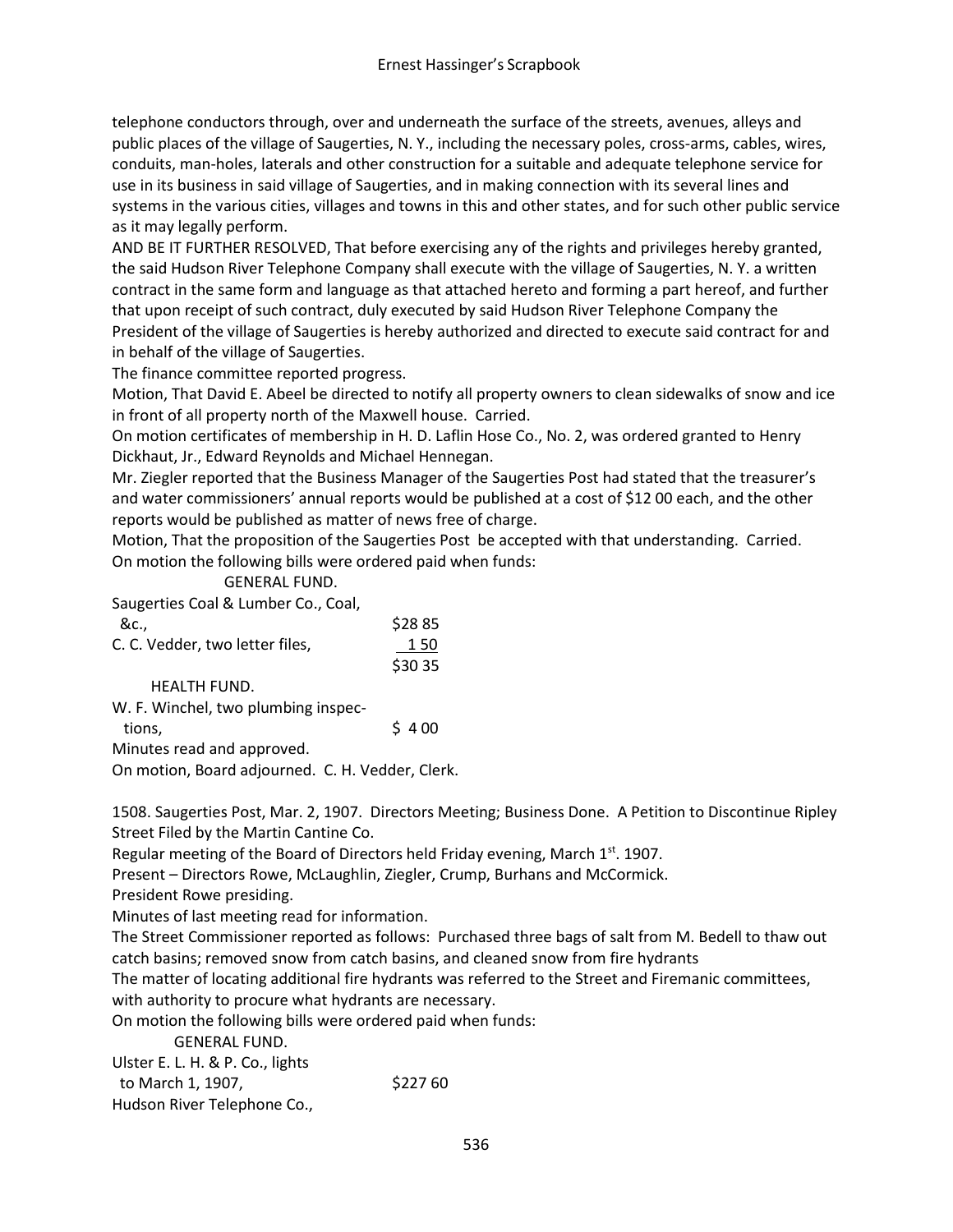telephone conductors through, over and underneath the surface of the streets, avenues, alleys and public places of the village of Saugerties, N. Y., including the necessary poles, cross-arms, cables, wires, conduits, man-holes, laterals and other construction for a suitable and adequate telephone service for use in its business in said village of Saugerties, and in making connection with its several lines and systems in the various cities, villages and towns in this and other states, and for such other public service as it may legally perform.

AND BE IT FURTHER RESOLVED, That before exercising any of the rights and privileges hereby granted, the said Hudson River Telephone Company shall execute with the village of Saugerties, N. Y. a written contract in the same form and language as that attached hereto and forming a part hereof, and further that upon receipt of such contract, duly executed by said Hudson River Telephone Company the President of the village of Saugerties is hereby authorized and directed to execute said contract for and in behalf of the village of Saugerties.

The finance committee reported progress.

Motion, That David E. Abeel be directed to notify all property owners to clean sidewalks of snow and ice in front of all property north of the Maxwell house. Carried.

On motion certificates of membership in H. D. Laflin Hose Co., No. 2, was ordered granted to Henry Dickhaut, Jr., Edward Reynolds and Michael Hennegan.

Mr. Ziegler reported that the Business Manager of the Saugerties Post had stated that the treasurer's and water commissioners' annual reports would be published at a cost of $12 00 each, and the other reports would be published as matter of news free of charge.

Motion, That the proposition of the Saugerties Post be accepted with that understanding. Carried.

On motion the following bills were ordered paid when funds:

GENERAL FUND.

| | |
|---|---|
| Saugerties Coal & Lumber Co., Coal, &c., | $28 85 |
| C. C. Vedder, two letter files, | 1 50 |
| | $30 35 |

HEALTH FUND.

| | |
|---|---|
| W. F. Winchel, two plumbing inspections, | $ 4 00 |

Minutes read and approved.

On motion, Board adjourned. C. H. Vedder, Clerk.

1508. Saugerties Post, Mar. 2, 1907. Directors Meeting; Business Done. A Petition to Discontinue Ripley Street Filed by the Martin Cantine Co.

Regular meeting of the Board of Directors held Friday evening, March 1st. 1907.

Present – Directors Rowe, McLaughlin, Ziegler, Crump, Burhans and McCormick.

President Rowe presiding.

Minutes of last meeting read for information.

The Street Commissioner reported as follows: Purchased three bags of salt from M. Bedell to thaw out catch basins; removed snow from catch basins, and cleaned snow from fire hydrants

The matter of locating additional fire hydrants was referred to the Street and Firemanic committees, with authority to procure what hydrants are necessary.

On motion the following bills were ordered paid when funds:

GENERAL FUND.

| | |
|---|---|
| Ulster E. L. H. & P. Co., lights to March 1, 1907, | $227 60 |
| Hudson River Telephone Co., | |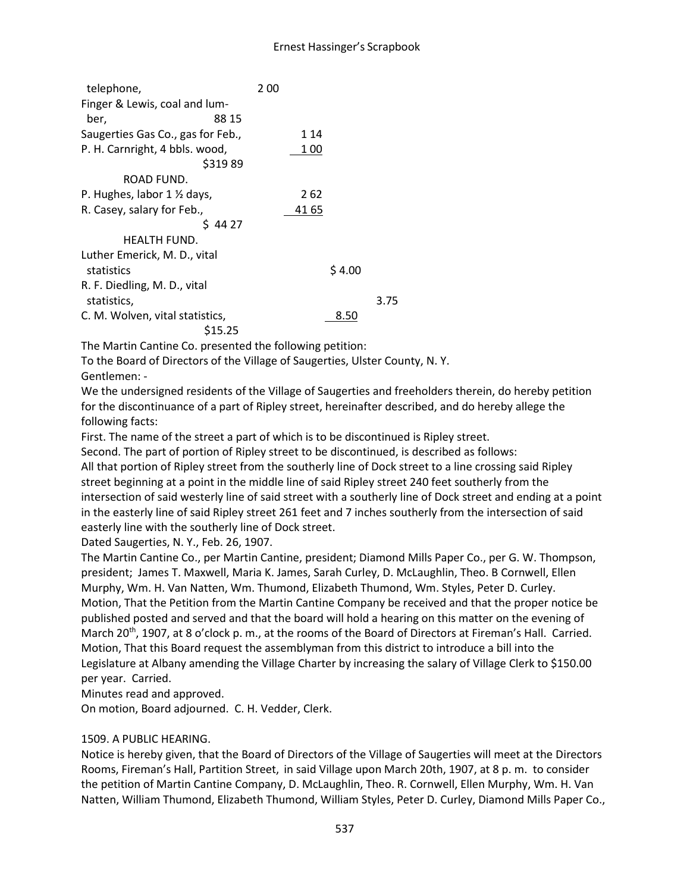telephone, 2 00
Finger & Lewis, coal and lumber, 88 15
Saugerties Gas Co., gas for Feb., 1 14
P. H. Carnright, 4 bbls. wood, 1 00
$319 89

ROAD FUND.

P. Hughes, labor 1 ½ days, 2 62
R. Casey, salary for Feb., 41 65
$ 44 27

HEALTH FUND.

Luther Emerick, M. D., vital statistics $ 4.00
R. F. Diedling, M. D., vital statistics, 3.75
C. M. Wolven, vital statistics, 8.50
$15.25

The Martin Cantine Co. presented the following petition:

To the Board of Directors of the Village of Saugerties, Ulster County, N. Y.

Gentlemen: -

We the undersigned residents of the Village of Saugerties and freeholders therein, do hereby petition for the discontinuance of a part of Ripley street, hereinafter described, and do hereby allege the following facts:

First. The name of the street a part of which is to be discontinued is Ripley street.

Second. The part of portion of Ripley street to be discontinued, is described as follows:

All that portion of Ripley street from the southerly line of Dock street to a line crossing said Ripley street beginning at a point in the middle line of said Ripley street 240 feet southerly from the intersection of said westerly line of said street with a southerly line of Dock street and ending at a point in the easterly line of said Ripley street 261 feet and 7 inches southerly from the intersection of said easterly line with the southerly line of Dock street.

Dated Saugerties, N. Y., Feb. 26, 1907.

The Martin Cantine Co., per Martin Cantine, president; Diamond Mills Paper Co., per G. W. Thompson, president; James T. Maxwell, Maria K. James, Sarah Curley, D. McLaughlin, Theo. B Cornwell, Ellen Murphy, Wm. H. Van Natten, Wm. Thumond, Elizabeth Thumond, Wm. Styles, Peter D. Curley.

Motion, That the Petition from the Martin Cantine Company be received and that the proper notice be published posted and served and that the board will hold a hearing on this matter on the evening of March 20th, 1907, at 8 o'clock p. m., at the rooms of the Board of Directors at Fireman's Hall. Carried.

Motion, That this Board request the assemblyman from this district to introduce a bill into the Legislature at Albany amending the Village Charter by increasing the salary of Village Clerk to $150.00 per year. Carried.

Minutes read and approved.

On motion, Board adjourned. C. H. Vedder, Clerk.

1509. A PUBLIC HEARING.

Notice is hereby given, that the Board of Directors of the Village of Saugerties will meet at the Directors Rooms, Fireman's Hall, Partition Street, in said Village upon March 20th, 1907, at 8 p. m. to consider the petition of Martin Cantine Company, D. McLaughlin, Theo. R. Cornwell, Ellen Murphy, Wm. H. Van Natten, William Thumond, Elizabeth Thumond, William Styles, Peter D. Curley, Diamond Mills Paper Co.,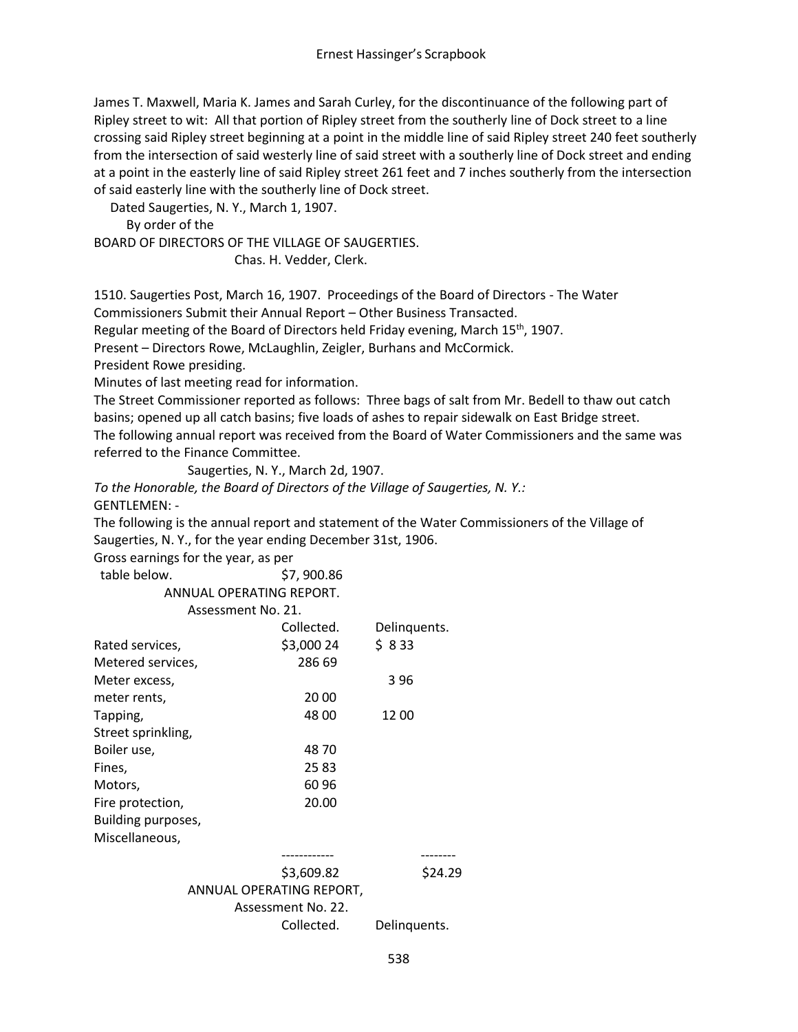James T. Maxwell, Maria K. James and Sarah Curley, for the discontinuance of the following part of Ripley street to wit: All that portion of Ripley street from the southerly line of Dock street to a line crossing said Ripley street beginning at a point in the middle line of said Ripley street 240 feet southerly from the intersection of said westerly line of said street with a southerly line of Dock street and ending at a point in the easterly line of said Ripley street 261 feet and 7 inches southerly from the intersection of said easterly line with the southerly line of Dock street.

Dated Saugerties, N. Y., March 1, 1907.

By order of the

BOARD OF DIRECTORS OF THE VILLAGE OF SAUGERTIES.

Chas. H. Vedder, Clerk.

1510. Saugerties Post, March 16, 1907. Proceedings of the Board of Directors - The Water Commissioners Submit their Annual Report – Other Business Transacted.

Regular meeting of the Board of Directors held Friday evening, March 15th, 1907.

Present – Directors Rowe, McLaughlin, Zeigler, Burhans and McCormick.

President Rowe presiding.

Minutes of last meeting read for information.

The Street Commissioner reported as follows: Three bags of salt from Mr. Bedell to thaw out catch basins; opened up all catch basins; five loads of ashes to repair sidewalk on East Bridge street.

The following annual report was received from the Board of Water Commissioners and the same was referred to the Finance Committee.

Saugerties, N. Y., March 2d, 1907.

*To the Honorable, the Board of Directors of the Village of Saugerties, N. Y.:*

GENTLEMEN: -

The following is the annual report and statement of the Water Commissioners of the Village of Saugerties, N. Y., for the year ending December 31st, 1906.

Gross earnings for the year, as per table below. $7, 900.86

ANNUAL OPERATING REPORT.

Assessment No. 21.

| | Collected. | Delinquents. |
|---|---|---|
| Rated services, | $3,000 24 | $ 8 33 |
| Metered services, | 286 69 | |
| Meter excess, | | 3 96 |
| meter rents, | 20 00 | |
| Tapping, | 48 00 | 12 00 |
| Street sprinkling, | | |
| Boiler use, | 48 70 | |
| Fines, | 25 83 | |
| Motors, | 60 96 | |
| Fire protection, | 20.00 | |
| Building purposes, | | |
| Miscellaneous, | | |
| | ------------ | -------- |
| | $3,609.82 | $24.29 |

ANNUAL OPERATING REPORT,

Assessment No. 22.

| | Collected. | Delinquents. |
|---|---|---|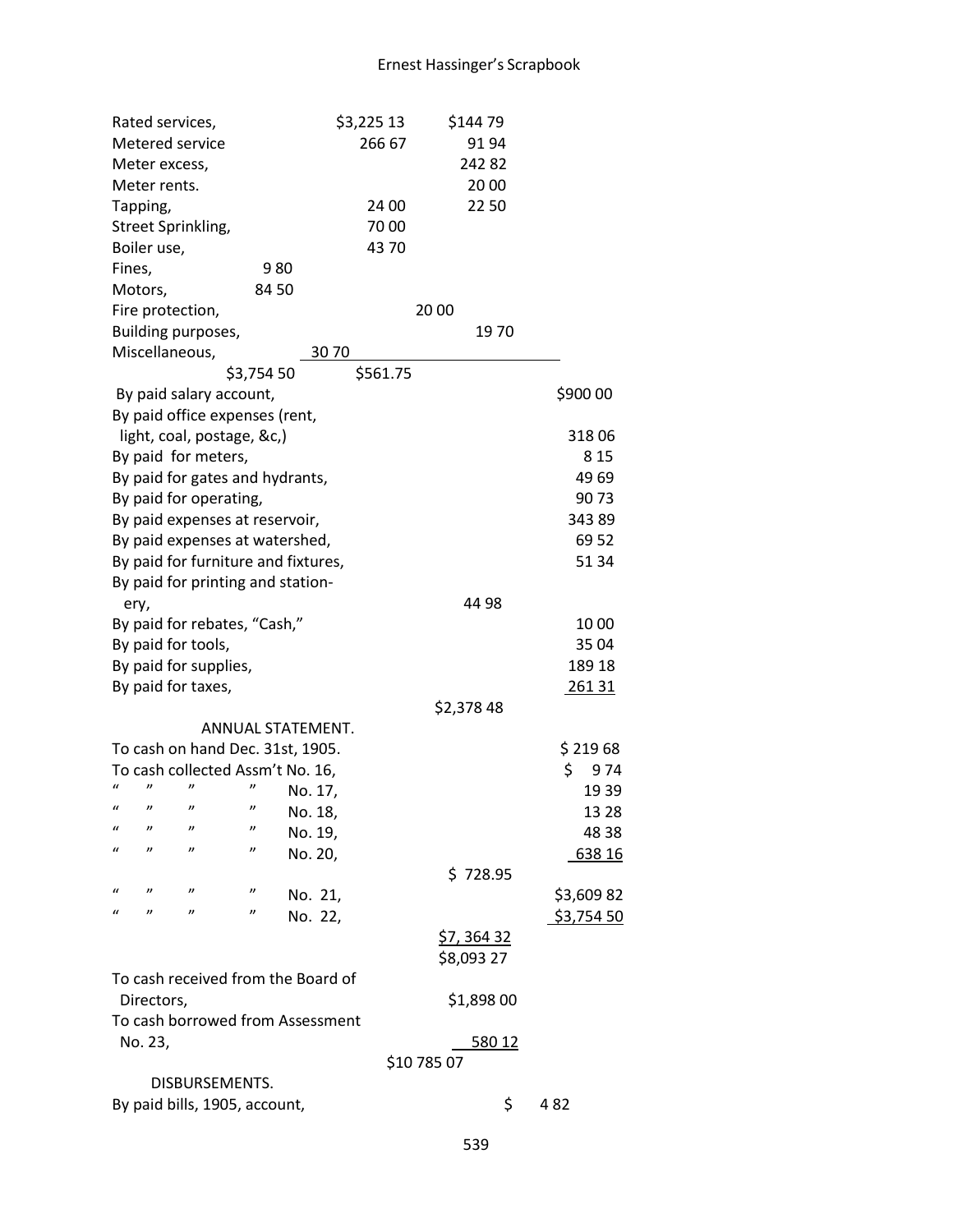| | | | | |
|---|---|---|---|---|
| Rated services, | | $3,225 13 | $144 79 | |
| Metered service | | 266 67 | 91 94 | |
| Meter excess, | | | 242 82 | |
| Meter rents. | | | 20 00 | |
| Tapping, | | 24 00 | 22 50 | |
| Street Sprinkling, | | 70 00 | | |
| Boiler use, | | 43 70 | | |
| Fines, | 9 80 | | | |
| Motors, | 84 50 | | | |
| Fire protection, | | | 20 00 | |
| Building purposes, | | | 19 70 | |
| Miscellaneous, | | 30 70 | | |
| | $3,754 50 | $561.75 | | |
| By paid salary account, | | | | $900 00 |
| By paid office expenses (rent, light, coal, postage, &c,) | | | | 318 06 |
| By paid for meters, | | | | 8 15 |
| By paid for gates and hydrants, | | | | 49 69 |
| By paid for operating, | | | | 90 73 |
| By paid expenses at reservoir, | | | | 343 89 |
| By paid expenses at watershed, | | | | 69 52 |
| By paid for furniture and fixtures, | | | | 51 34 |
| By paid for printing and stationery, | | | 44 98 | |
| By paid for rebates, "Cash," | | | | 10 00 |
| By paid for tools, | | | | 35 04 |
| By paid for supplies, | | | | 189 18 |
| By paid for taxes, | | | | 261 31 |
| | | | $2,378 48 | |

ANNUAL STATEMENT.

| | | | |
|---|---|---|---|
| To cash on hand Dec. 31st, 1905. | | | $ 219 68 |
| To cash collected Assm't No. 16, | | | $ 9 74 |
| " " " " | No. 17, | | 19 39 |
| " " " " | No. 18, | | 13 28 |
| " " " " | No. 19, | | 48 38 |
| " " " " | No. 20, | | 638 16 |
| | | $ 728.95 | |
| " " " " | No. 21, | | $3,609 82 |
| " " " " | No. 22, | | $3,754 50 |
| | | $7, 364 32 | |
| | | $8,093 27 | |
| To cash received from the Board of Directors, | | $1,898 00 | |
| To cash borrowed from Assessment No. 23, | | 580 12 | |
| | | $10 785 07 | |

DISBURSEMENTS.

| | |
|---|---|
| By paid bills, 1905, account, | $ 4 82 |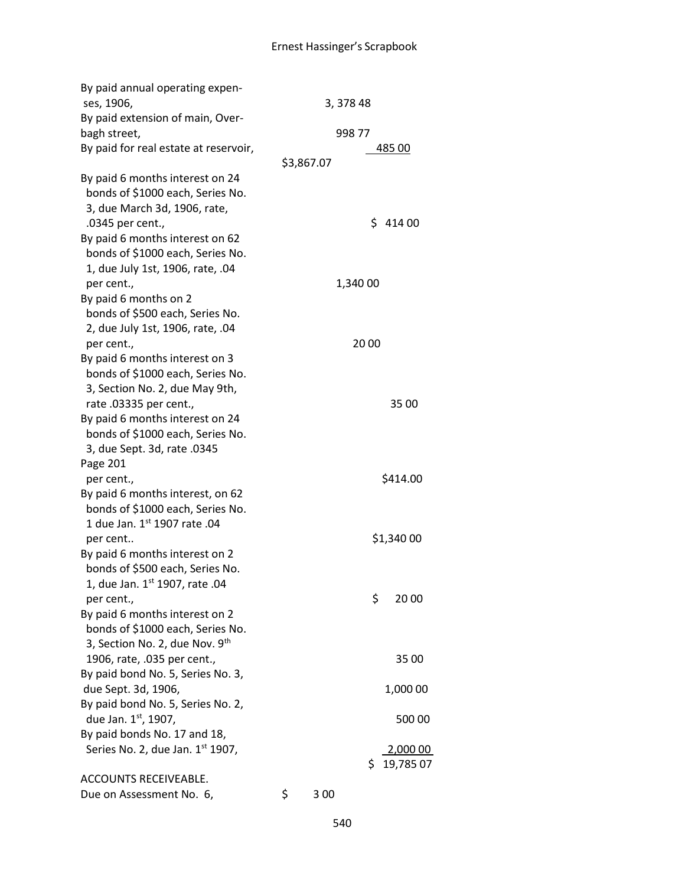By paid annual operating expenses, 1906, 3, 378 48
By paid extension of main, Overbagh street, 998 77
By paid for real estate at reservoir, 485 00

$3,867.07

By paid 6 months interest on 24 bonds of $1000 each, Series No. 3, due March 3d, 1906, rate, .0345 per cent., $ 414 00

By paid 6 months interest on 62 bonds of $1000 each, Series No. 1, due July 1st, 1906, rate, .04 per cent., 1,340 00

By paid 6 months on 2 bonds of $500 each, Series No. 2, due July 1st, 1906, rate, .04 per cent., 20 00

By paid 6 months interest on 3 bonds of $1000 each, Series No. 3, Section No. 2, due May 9th, rate .03335 per cent., 35 00

By paid 6 months interest on 24 bonds of $1000 each, Series No. 3, due Sept. 3d, rate .0345

Page 201

per cent., $414.00

By paid 6 months interest, on 62 bonds of $1000 each, Series No. 1 due Jan. 1st 1907 rate .04 per cent.. $1,340 00

By paid 6 months interest on 2 bonds of $500 each, Series No. 1, due Jan. 1st 1907, rate .04 per cent., $ 20 00

By paid 6 months interest on 2 bonds of $1000 each, Series No. 3, Section No. 2, due Nov. 9th 1906, rate, .035 per cent., 35 00

By paid bond No. 5, Series No. 3, due Sept. 3d, 1906, 1,000 00

By paid bond No. 5, Series No. 2, due Jan. 1st, 1907, 500 00

By paid bonds No. 17 and 18, Series No. 2, due Jan. 1st 1907, 2,000 00

$ 19,785 07

ACCOUNTS RECEIVEABLE.

Due on Assessment No. 6, $ 3 00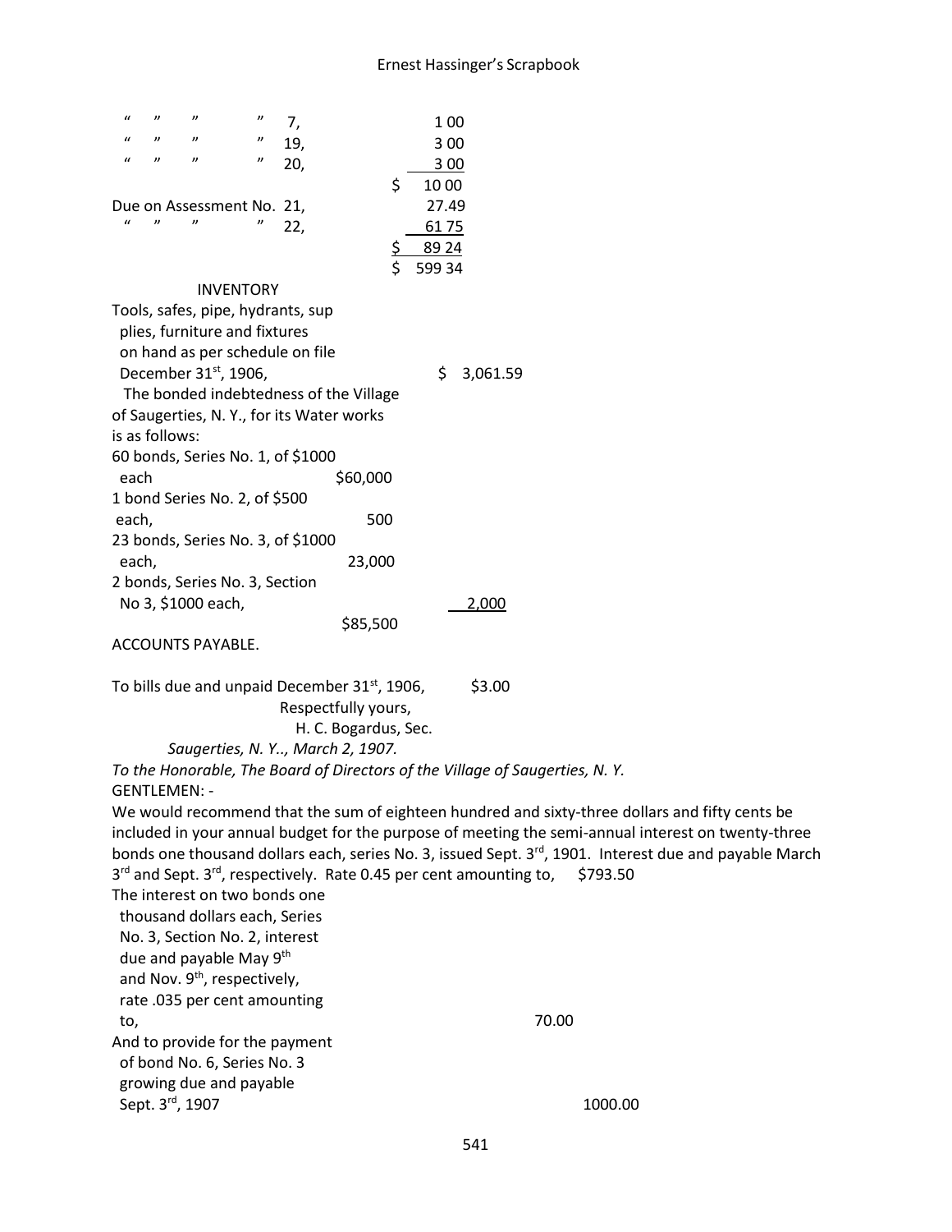| | | |
|---|---|---|
| " " " " 7, | 1 00 | |
| " " " " 19, | 3 00 | |
| " " " " 20, | 3 00 | |
| | $ 10 00 | |
| Due on Assessment No. 21, | 27.49 | |
| " " " " 22, | 61 75 | |
| | $ 89 24 | |
| | $ 599 34 | |

INVENTORY

Tools, safes, pipe, hydrants, sup plies, furniture and fixtures on hand as per schedule on file December 31st, 1906, $ 3,061.59

The bonded indebtedness of the Village of Saugerties, N. Y., for its Water works is as follows:

| | | |
|---|---|---|
| 60 bonds, Series No. 1, of $1000 each | $60,000 | |
| 1 bond Series No. 2, of $500 each, | 500 | |
| 23 bonds, Series No. 3, of $1000 each, | 23,000 | |
| 2 bonds, Series No. 3, Section No 3, $1000 each, | | 2,000 |
| | $85,500 | |

ACCOUNTS PAYABLE.

To bills due and unpaid December 31st, 1906, $3.00

Respectfully yours,
H. C. Bogardus, Sec.

*Saugerties, N. Y.., March 2, 1907.*

*To the Honorable, The Board of Directors of the Village of Saugerties, N. Y.*

GENTLEMEN: -

We would recommend that the sum of eighteen hundred and sixty-three dollars and fifty cents be included in your annual budget for the purpose of meeting the semi-annual interest on twenty-three bonds one thousand dollars each, series No. 3, issued Sept. 3rd, 1901. Interest due and payable March 3rd and Sept. 3rd, respectively. Rate 0.45 per cent amounting to, $793.50

The interest on two bonds one thousand dollars each, Series No. 3, Section No. 2, interest due and payable May 9th and Nov. 9th, respectively, rate .035 per cent amounting to, 70.00

And to provide for the payment of bond No. 6, Series No. 3 growing due and payable Sept. 3rd, 1907 1000.00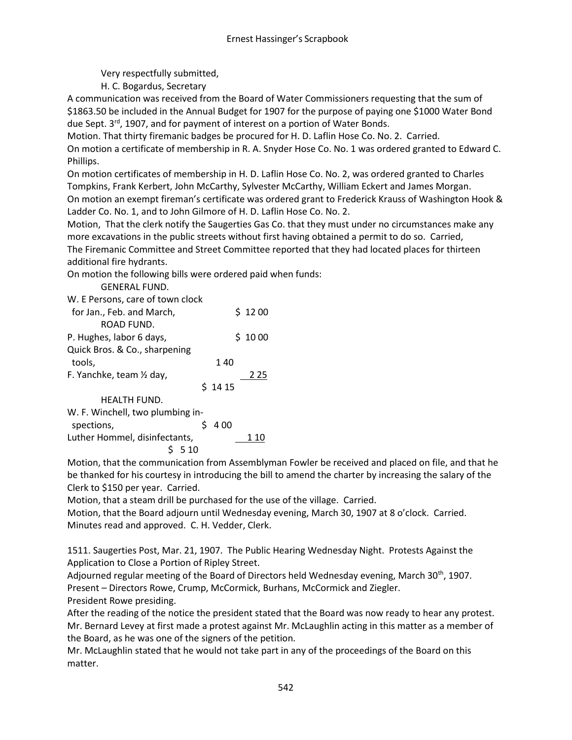Very respectfully submitted,

H. C. Bogardus, Secretary

A communication was received from the Board of Water Commissioners requesting that the sum of $1863.50 be included in the Annual Budget for 1907 for the purpose of paying one $1000 Water Bond due Sept. 3rd, 1907, and for payment of interest on a portion of Water Bonds.

Motion. That thirty firemanic badges be procured for H. D. Laflin Hose Co. No. 2. Carried.

On motion a certificate of membership in R. A. Snyder Hose Co. No. 1 was ordered granted to Edward C. Phillips.

On motion certificates of membership in H. D. Laflin Hose Co. No. 2, was ordered granted to Charles Tompkins, Frank Kerbert, John McCarthy, Sylvester McCarthy, William Eckert and James Morgan.

On motion an exempt fireman's certificate was ordered grant to Frederick Krauss of Washington Hook & Ladder Co. No. 1, and to John Gilmore of H. D. Laflin Hose Co. No. 2.

Motion, That the clerk notify the Saugerties Gas Co. that they must under no circumstances make any more excavations in the public streets without first having obtained a permit to do so. Carried,

The Firemanic Committee and Street Committee reported that they had located places for thirteen additional fire hydrants.

On motion the following bills were ordered paid when funds:

GENERAL FUND.

| | | |
|---|---|---|
| W. E Persons, care of town clock for Jan., Feb. and March, | | $ 12 00 |

ROAD FUND.

| | | |
|---|---|---|
| P. Hughes, labor 6 days, | | $ 10 00 |
| Quick Bros. & Co., sharpening tools, | 1 40 | |
| F. Yanchke, team ½ day, | | 2 25 |
| | $ 14 15 | |

HEALTH FUND.

| | | |
|---|---|---|
| W. F. Winchell, two plumbing inspections, | $ 4 00 | |
| Luther Hommel, disinfectants, | | 1 10 |
| | $ 5 10 | |

Motion, that the communication from Assemblyman Fowler be received and placed on file, and that he be thanked for his courtesy in introducing the bill to amend the charter by increasing the salary of the Clerk to $150 per year. Carried.

Motion, that a steam drill be purchased for the use of the village. Carried.

Motion, that the Board adjourn until Wednesday evening, March 30, 1907 at 8 o'clock. Carried.

Minutes read and approved. C. H. Vedder, Clerk.

1511. Saugerties Post, Mar. 21, 1907. The Public Hearing Wednesday Night. Protests Against the Application to Close a Portion of Ripley Street.

Adjourned regular meeting of the Board of Directors held Wednesday evening, March 30th, 1907.

Present – Directors Rowe, Crump, McCormick, Burhans, McCormick and Ziegler.

President Rowe presiding.

After the reading of the notice the president stated that the Board was now ready to hear any protest.

Mr. Bernard Levey at first made a protest against Mr. McLaughlin acting in this matter as a member of the Board, as he was one of the signers of the petition.

Mr. McLaughlin stated that he would not take part in any of the proceedings of the Board on this matter.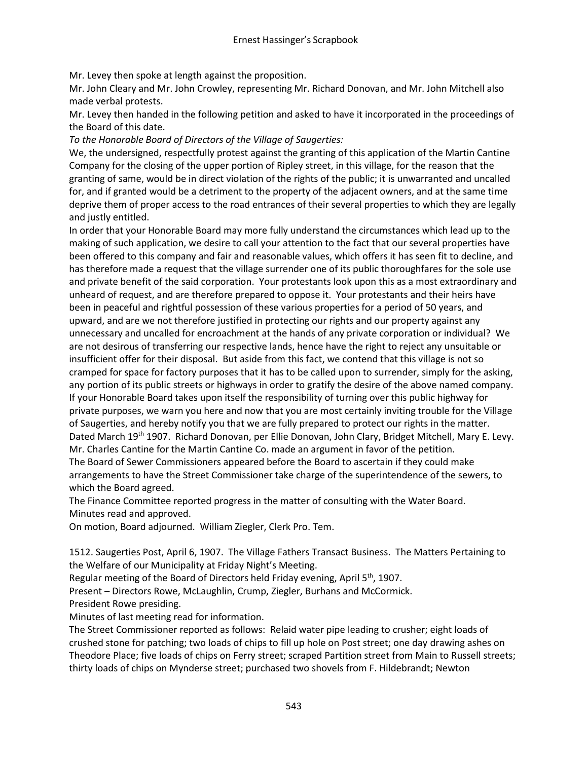Mr. Levey then spoke at length against the proposition.

Mr. John Cleary and Mr. John Crowley, representing Mr. Richard Donovan, and Mr. John Mitchell also made verbal protests.

Mr. Levey then handed in the following petition and asked to have it incorporated in the proceedings of the Board of this date.

*To the Honorable Board of Directors of the Village of Saugerties:*

We, the undersigned, respectfully protest against the granting of this application of the Martin Cantine Company for the closing of the upper portion of Ripley street, in this village, for the reason that the granting of same, would be in direct violation of the rights of the public; it is unwarranted and uncalled for, and if granted would be a detriment to the property of the adjacent owners, and at the same time deprive them of proper access to the road entrances of their several properties to which they are legally and justly entitled.

In order that your Honorable Board may more fully understand the circumstances which lead up to the making of such application, we desire to call your attention to the fact that our several properties have been offered to this company and fair and reasonable values, which offers it has seen fit to decline, and has therefore made a request that the village surrender one of its public thoroughfares for the sole use and private benefit of the said corporation. Your protestants look upon this as a most extraordinary and unheard of request, and are therefore prepared to oppose it. Your protestants and their heirs have been in peaceful and rightful possession of these various properties for a period of 50 years, and upward, and are we not therefore justified in protecting our rights and our property against any unnecessary and uncalled for encroachment at the hands of any private corporation or individual? We are not desirous of transferring our respective lands, hence have the right to reject any unsuitable or insufficient offer for their disposal. But aside from this fact, we contend that this village is not so cramped for space for factory purposes that it has to be called upon to surrender, simply for the asking, any portion of its public streets or highways in order to gratify the desire of the above named company. If your Honorable Board takes upon itself the responsibility of turning over this public highway for private purposes, we warn you here and now that you are most certainly inviting trouble for the Village of Saugerties, and hereby notify you that we are fully prepared to protect our rights in the matter. Dated March 19th 1907. Richard Donovan, per Ellie Donovan, John Clary, Bridget Mitchell, Mary E. Levy.

Mr. Charles Cantine for the Martin Cantine Co. made an argument in favor of the petition.

The Board of Sewer Commissioners appeared before the Board to ascertain if they could make arrangements to have the Street Commissioner take charge of the superintendence of the sewers, to which the Board agreed.

The Finance Committee reported progress in the matter of consulting with the Water Board.

Minutes read and approved.

On motion, Board adjourned. William Ziegler, Clerk Pro. Tem.

1512. Saugerties Post, April 6, 1907. The Village Fathers Transact Business. The Matters Pertaining to the Welfare of our Municipality at Friday Night's Meeting.

Regular meeting of the Board of Directors held Friday evening, April 5th, 1907.

Present – Directors Rowe, McLaughlin, Crump, Ziegler, Burhans and McCormick.

President Rowe presiding.

Minutes of last meeting read for information.

The Street Commissioner reported as follows: Relaid water pipe leading to crusher; eight loads of crushed stone for patching; two loads of chips to fill up hole on Post street; one day drawing ashes on Theodore Place; five loads of chips on Ferry street; scraped Partition street from Main to Russell streets; thirty loads of chips on Mynderse street; purchased two shovels from F. Hildebrandt; Newton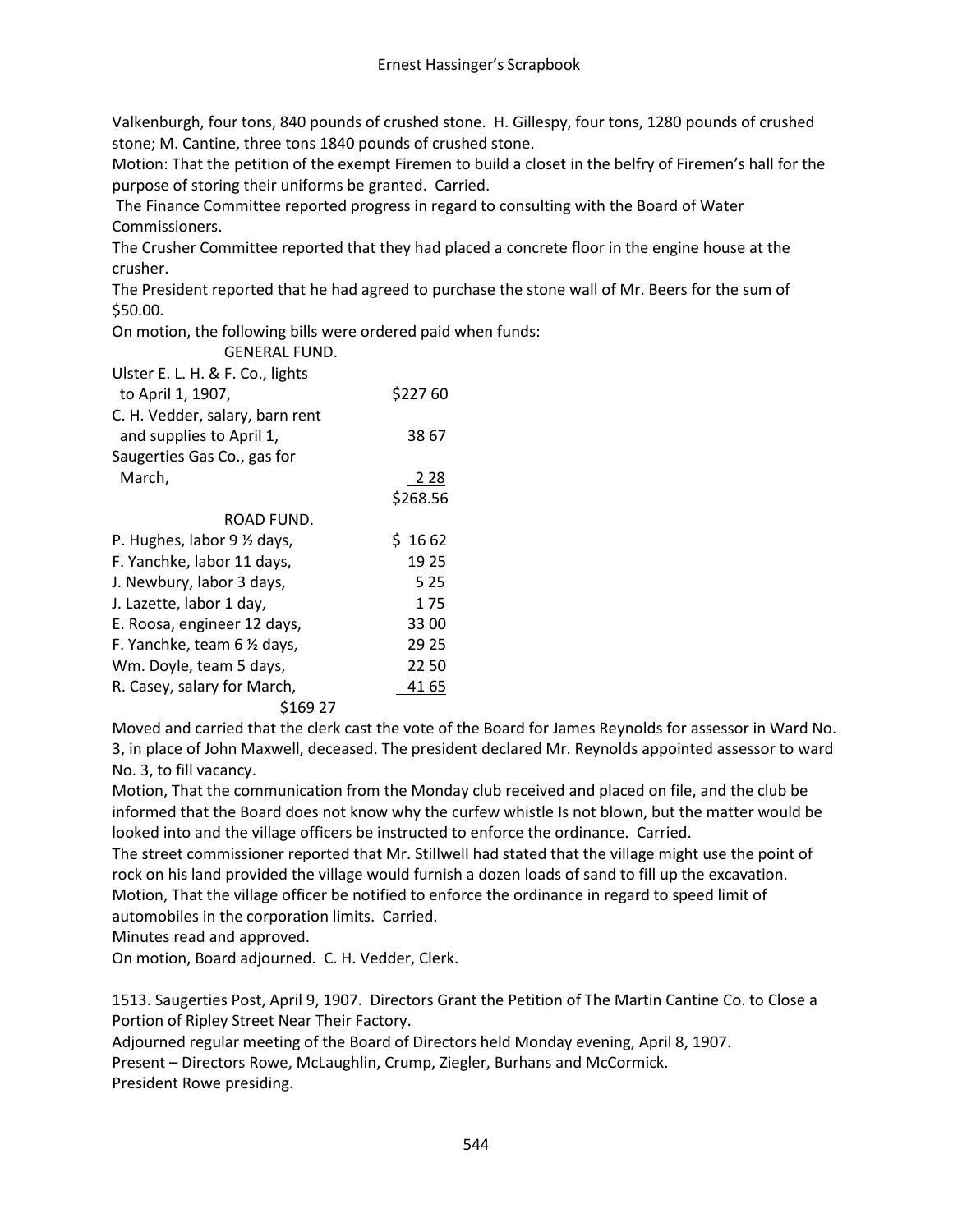Valkenburgh, four tons, 840 pounds of crushed stone. H. Gillespy, four tons, 1280 pounds of crushed stone; M. Cantine, three tons 1840 pounds of crushed stone.

Motion: That the petition of the exempt Firemen to build a closet in the belfry of Firemen's hall for the purpose of storing their uniforms be granted. Carried.

The Finance Committee reported progress in regard to consulting with the Board of Water Commissioners.

The Crusher Committee reported that they had placed a concrete floor in the engine house at the crusher.

The President reported that he had agreed to purchase the stone wall of Mr. Beers for the sum of $50.00.

On motion, the following bills were ordered paid when funds:

| GENERAL FUND. | |
|---|---|
| Ulster E. L. H. & F. Co., lights to April 1, 1907, | $227 60 |
| C. H. Vedder, salary, barn rent and supplies to April 1, | 38 67 |
| Saugerties Gas Co., gas for March, | 2 28 |
| | $268.56 |

| ROAD FUND. | |
|---|---|
| P. Hughes, labor 9 ½ days, | $ 16 62 |
| F. Yanchke, labor 11 days, | 19 25 |
| J. Newbury, labor 3 days, | 5 25 |
| J. Lazette, labor 1 day, | 1 75 |
| E. Roosa, engineer 12 days, | 33 00 |
| F. Yanchke, team 6 ½ days, | 29 25 |
| Wm. Doyle, team 5 days, | 22 50 |
| R. Casey, salary for March, | 41 65 |
| $169 27 | |

Moved and carried that the clerk cast the vote of the Board for James Reynolds for assessor in Ward No. 3, in place of John Maxwell, deceased. The president declared Mr. Reynolds appointed assessor to ward No. 3, to fill vacancy.

Motion, That the communication from the Monday club received and placed on file, and the club be informed that the Board does not know why the curfew whistle Is not blown, but the matter would be looked into and the village officers be instructed to enforce the ordinance. Carried.

The street commissioner reported that Mr. Stillwell had stated that the village might use the point of rock on his land provided the village would furnish a dozen loads of sand to fill up the excavation.

Motion, That the village officer be notified to enforce the ordinance in regard to speed limit of automobiles in the corporation limits. Carried.

Minutes read and approved.

On motion, Board adjourned. C. H. Vedder, Clerk.

1513. Saugerties Post, April 9, 1907. Directors Grant the Petition of The Martin Cantine Co. to Close a Portion of Ripley Street Near Their Factory.

Adjourned regular meeting of the Board of Directors held Monday evening, April 8, 1907.

Present – Directors Rowe, McLaughlin, Crump, Ziegler, Burhans and McCormick.

President Rowe presiding.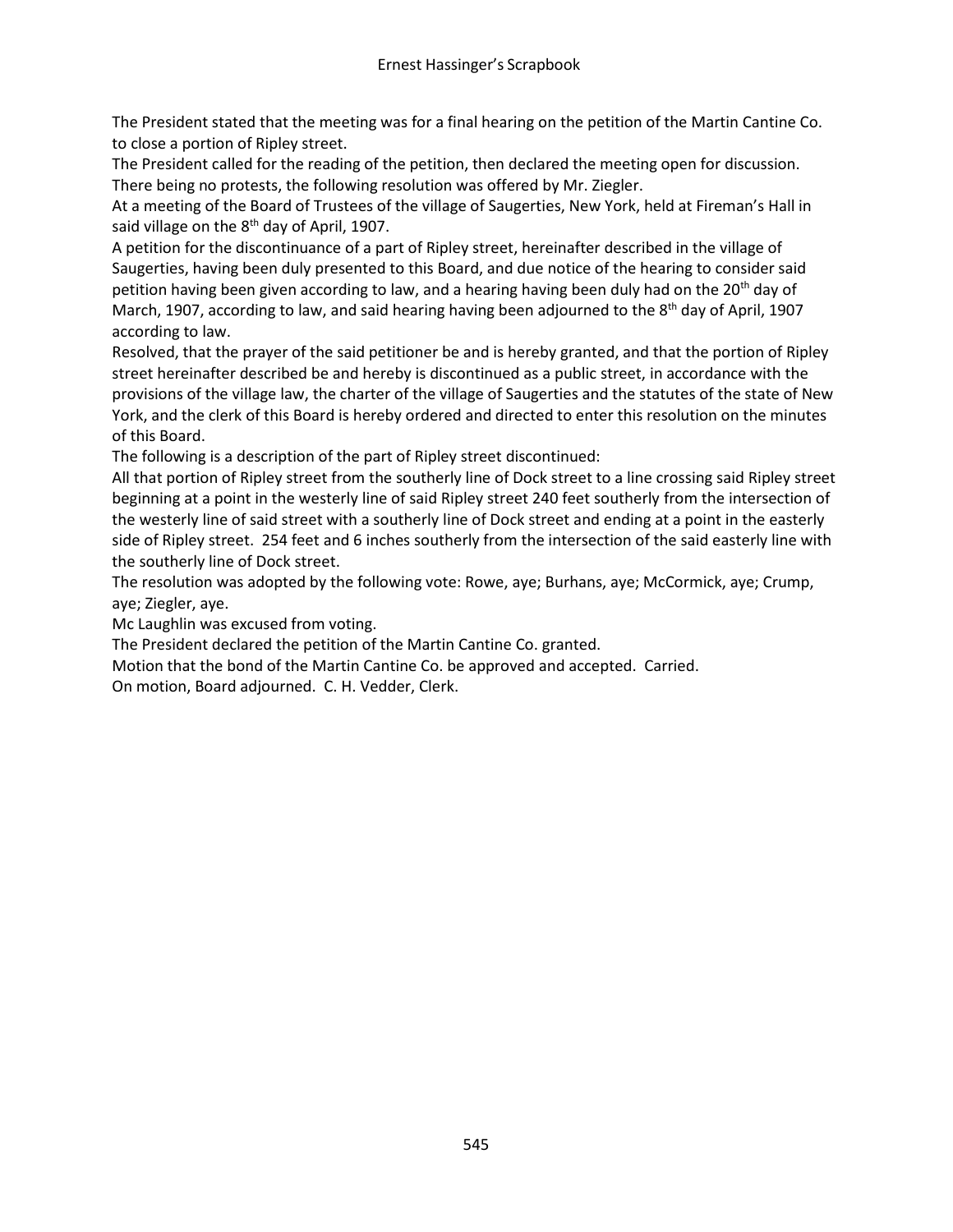The President stated that the meeting was for a final hearing on the petition of the Martin Cantine Co. to close a portion of Ripley street.

The President called for the reading of the petition, then declared the meeting open for discussion.

There being no protests, the following resolution was offered by Mr. Ziegler.

At a meeting of the Board of Trustees of the village of Saugerties, New York, held at Fireman's Hall in said village on the 8th day of April, 1907.

A petition for the discontinuance of a part of Ripley street, hereinafter described in the village of Saugerties, having been duly presented to this Board, and due notice of the hearing to consider said petition having been given according to law, and a hearing having been duly had on the 20th day of March, 1907, according to law, and said hearing having been adjourned to the 8th day of April, 1907 according to law.

Resolved, that the prayer of the said petitioner be and is hereby granted, and that the portion of Ripley street hereinafter described be and hereby is discontinued as a public street, in accordance with the provisions of the village law, the charter of the village of Saugerties and the statutes of the state of New York, and the clerk of this Board is hereby ordered and directed to enter this resolution on the minutes of this Board.

The following is a description of the part of Ripley street discontinued:

All that portion of Ripley street from the southerly line of Dock street to a line crossing said Ripley street beginning at a point in the westerly line of said Ripley street 240 feet southerly from the intersection of the westerly line of said street with a southerly line of Dock street and ending at a point in the easterly side of Ripley street. 254 feet and 6 inches southerly from the intersection of the said easterly line with the southerly line of Dock street.

The resolution was adopted by the following vote: Rowe, aye; Burhans, aye; McCormick, aye; Crump, aye; Ziegler, aye.

Mc Laughlin was excused from voting.

The President declared the petition of the Martin Cantine Co. granted.

Motion that the bond of the Martin Cantine Co. be approved and accepted. Carried.

On motion, Board adjourned. C. H. Vedder, Clerk.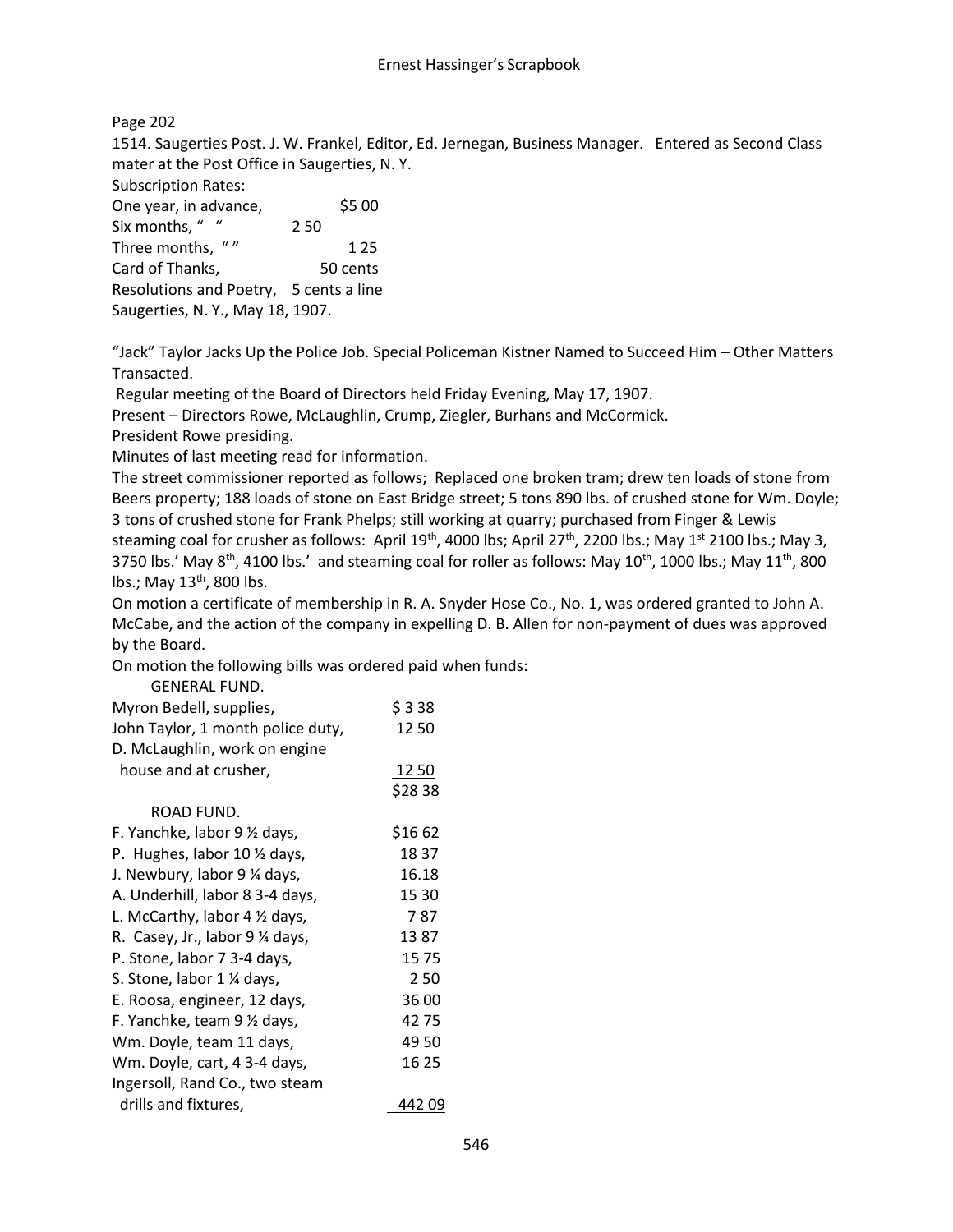Page 202

1514. Saugerties Post. J. W. Frankel, Editor, Ed. Jernegan, Business Manager. Entered as Second Class mater at the Post Office in Saugerties, N. Y.

Subscription Rates:

| | |
|---|---|
| One year, in advance, | $5 00 |
| Six months, " " | 2 50 |
| Three months, " " | 1 25 |
| Card of Thanks, | 50 cents |
| Resolutions and Poetry, | 5 cents a line |

Saugerties, N. Y., May 18, 1907.

"Jack" Taylor Jacks Up the Police Job. Special Policeman Kistner Named to Succeed Him – Other Matters Transacted.

Regular meeting of the Board of Directors held Friday Evening, May 17, 1907.

Present – Directors Rowe, McLaughlin, Crump, Ziegler, Burhans and McCormick.

President Rowe presiding.

Minutes of last meeting read for information.

The street commissioner reported as follows; Replaced one broken tram; drew ten loads of stone from Beers property; 188 loads of stone on East Bridge street; 5 tons 890 lbs. of crushed stone for Wm. Doyle; 3 tons of crushed stone for Frank Phelps; still working at quarry; purchased from Finger & Lewis steaming coal for crusher as follows: April 19th, 4000 lbs; April 27th, 2200 lbs.; May 1st 2100 lbs.; May 3, 3750 lbs.' May 8th, 4100 lbs.' and steaming coal for roller as follows: May 10th, 1000 lbs.; May 11th, 800 lbs.; May 13th, 800 lbs.

On motion a certificate of membership in R. A. Snyder Hose Co., No. 1, was ordered granted to John A. McCabe, and the action of the company in expelling D. B. Allen for non-payment of dues was approved by the Board.

On motion the following bills was ordered paid when funds:

GENERAL FUND.

| | |
|---|---|
| Myron Bedell, supplies, | $ 3 38 |
| John Taylor, 1 month police duty, | 12 50 |
| D. McLaughlin, work on engine house and at crusher, | 12 50 |
| | $28 38 |

ROAD FUND.

| | |
|---|---|
| F. Yanchke, labor 9 ½ days, | $16 62 |
| P. Hughes, labor 10 ½ days, | 18 37 |
| J. Newbury, labor 9 ¼ days, | 16.18 |
| A. Underhill, labor 8 3-4 days, | 15 30 |
| L. McCarthy, labor 4 ½ days, | 7 87 |
| R. Casey, Jr., labor 9 ¼ days, | 13 87 |
| P. Stone, labor 7 3-4 days, | 15 75 |
| S. Stone, labor 1 ¼ days, | 2 50 |
| E. Roosa, engineer, 12 days, | 36 00 |
| F. Yanchke, team 9 ½ days, | 42 75 |
| Wm. Doyle, team 11 days, | 49 50 |
| Wm. Doyle, cart, 4 3-4 days, | 16 25 |
| Ingersoll, Rand Co., two steam drills and fixtures, | 442 09 |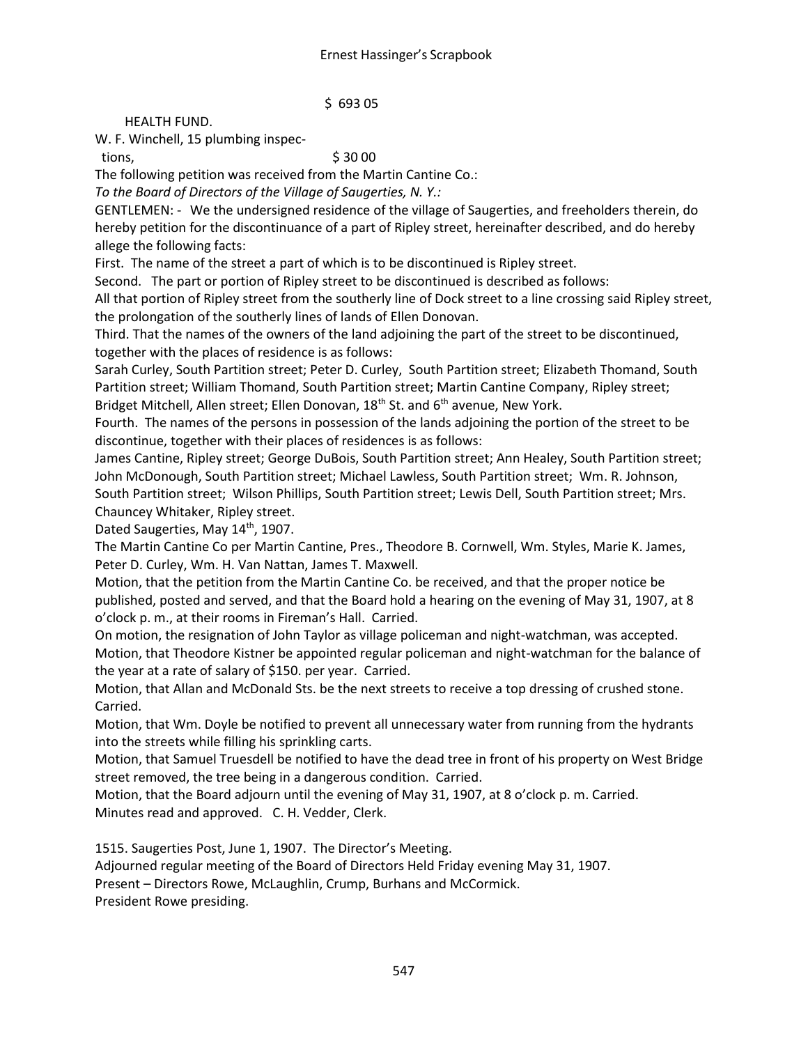$ 693 05

HEALTH FUND.

W. F. Winchell, 15 plumbing inspec-
tions, $ 30 00

The following petition was received from the Martin Cantine Co.:

*To the Board of Directors of the Village of Saugerties, N. Y.:*

GENTLEMEN: - We the undersigned residence of the village of Saugerties, and freeholders therein, do hereby petition for the discontinuance of a part of Ripley street, hereinafter described, and do hereby allege the following facts:

First. The name of the street a part of which is to be discontinued is Ripley street.

Second. The part or portion of Ripley street to be discontinued is described as follows:

All that portion of Ripley street from the southerly line of Dock street to a line crossing said Ripley street, the prolongation of the southerly lines of lands of Ellen Donovan.

Third. That the names of the owners of the land adjoining the part of the street to be discontinued, together with the places of residence is as follows:

Sarah Curley, South Partition street; Peter D. Curley, South Partition street; Elizabeth Thomand, South Partition street; William Thomand, South Partition street; Martin Cantine Company, Ripley street; Bridget Mitchell, Allen street; Ellen Donovan, 18th St. and 6th avenue, New York.

Fourth. The names of the persons in possession of the lands adjoining the portion of the street to be discontinue, together with their places of residences is as follows:

James Cantine, Ripley street; George DuBois, South Partition street; Ann Healey, South Partition street; John McDonough, South Partition street; Michael Lawless, South Partition street; Wm. R. Johnson, South Partition street; Wilson Phillips, South Partition street; Lewis Dell, South Partition street; Mrs. Chauncey Whitaker, Ripley street.

Dated Saugerties, May 14th, 1907.

The Martin Cantine Co per Martin Cantine, Pres., Theodore B. Cornwell, Wm. Styles, Marie K. James, Peter D. Curley, Wm. H. Van Nattan, James T. Maxwell.

Motion, that the petition from the Martin Cantine Co. be received, and that the proper notice be published, posted and served, and that the Board hold a hearing on the evening of May 31, 1907, at 8 o'clock p. m., at their rooms in Fireman's Hall. Carried.

On motion, the resignation of John Taylor as village policeman and night-watchman, was accepted.

Motion, that Theodore Kistner be appointed regular policeman and night-watchman for the balance of the year at a rate of salary of $150. per year. Carried.

Motion, that Allan and McDonald Sts. be the next streets to receive a top dressing of crushed stone. Carried.

Motion, that Wm. Doyle be notified to prevent all unnecessary water from running from the hydrants into the streets while filling his sprinkling carts.

Motion, that Samuel Truesdell be notified to have the dead tree in front of his property on West Bridge street removed, the tree being in a dangerous condition. Carried.

Motion, that the Board adjourn until the evening of May 31, 1907, at 8 o'clock p. m. Carried.

Minutes read and approved. C. H. Vedder, Clerk.

1515. Saugerties Post, June 1, 1907. The Director's Meeting.

Adjourned regular meeting of the Board of Directors Held Friday evening May 31, 1907.

Present – Directors Rowe, McLaughlin, Crump, Burhans and McCormick.

President Rowe presiding.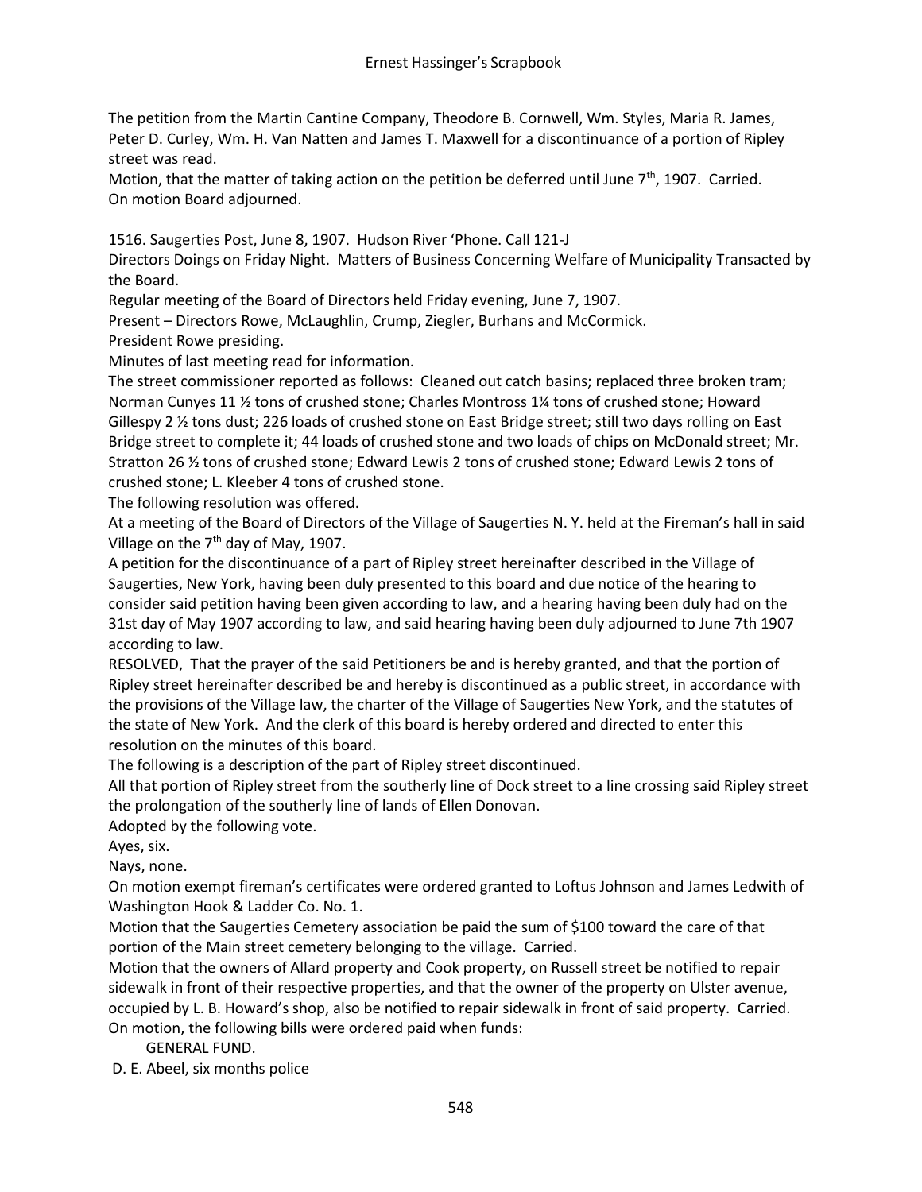The petition from the Martin Cantine Company, Theodore B. Cornwell, Wm. Styles, Maria R. James, Peter D. Curley, Wm. H. Van Natten and James T. Maxwell for a discontinuance of a portion of Ripley street was read.

Motion, that the matter of taking action on the petition be deferred until June 7th, 1907. Carried.

On motion Board adjourned.

1516. Saugerties Post, June 8, 1907. Hudson River 'Phone. Call 121-J

Directors Doings on Friday Night. Matters of Business Concerning Welfare of Municipality Transacted by the Board.

Regular meeting of the Board of Directors held Friday evening, June 7, 1907.

Present – Directors Rowe, McLaughlin, Crump, Ziegler, Burhans and McCormick.

President Rowe presiding.

Minutes of last meeting read for information.

The street commissioner reported as follows: Cleaned out catch basins; replaced three broken tram; Norman Cunyes 11 ½ tons of crushed stone; Charles Montross 1¼ tons of crushed stone; Howard Gillespy 2 ½ tons dust; 226 loads of crushed stone on East Bridge street; still two days rolling on East Bridge street to complete it; 44 loads of crushed stone and two loads of chips on McDonald street; Mr. Stratton 26 ½ tons of crushed stone; Edward Lewis 2 tons of crushed stone; Edward Lewis 2 tons of crushed stone; L. Kleeber 4 tons of crushed stone.

The following resolution was offered.

At a meeting of the Board of Directors of the Village of Saugerties N. Y. held at the Fireman's hall in said Village on the 7th day of May, 1907.

A petition for the discontinuance of a part of Ripley street hereinafter described in the Village of Saugerties, New York, having been duly presented to this board and due notice of the hearing to consider said petition having been given according to law, and a hearing having been duly had on the 31st day of May 1907 according to law, and said hearing having been duly adjourned to June 7th 1907 according to law.

RESOLVED, That the prayer of the said Petitioners be and is hereby granted, and that the portion of Ripley street hereinafter described be and hereby is discontinued as a public street, in accordance with the provisions of the Village law, the charter of the Village of Saugerties New York, and the statutes of the state of New York. And the clerk of this board is hereby ordered and directed to enter this resolution on the minutes of this board.

The following is a description of the part of Ripley street discontinued.

All that portion of Ripley street from the southerly line of Dock street to a line crossing said Ripley street the prolongation of the southerly line of lands of Ellen Donovan.

Adopted by the following vote.

Ayes, six.

Nays, none.

On motion exempt fireman's certificates were ordered granted to Loftus Johnson and James Ledwith of Washington Hook & Ladder Co. No. 1.

Motion that the Saugerties Cemetery association be paid the sum of $100 toward the care of that portion of the Main street cemetery belonging to the village. Carried.

Motion that the owners of Allard property and Cook property, on Russell street be notified to repair sidewalk in front of their respective properties, and that the owner of the property on Ulster avenue, occupied by L. B. Howard's shop, also be notified to repair sidewalk in front of said property. Carried.

On motion, the following bills were ordered paid when funds:

GENERAL FUND.

D. E. Abeel, six months police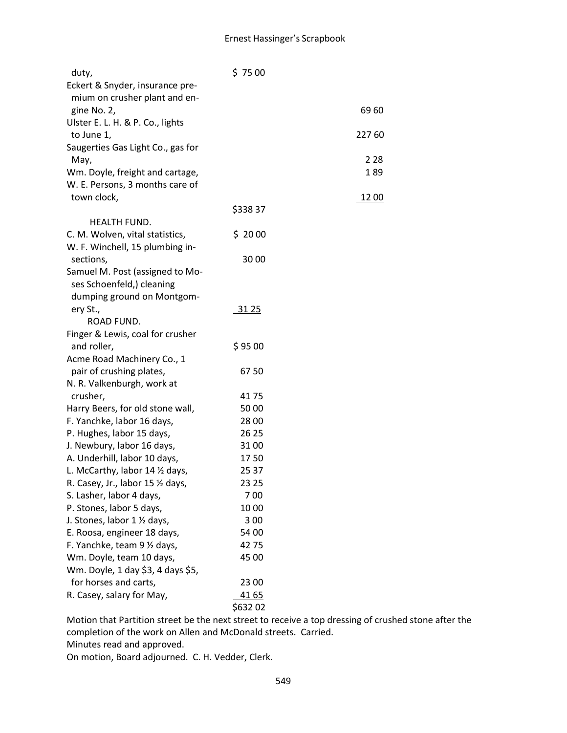| | | |
|---|---|---|
| duty, | $ 75 00 | |
| Eckert & Snyder, insurance premium on crusher plant and engine No. 2, | | 69 60 |
| Ulster E. L. H. & P. Co., lights to June 1, | | 227 60 |
| Saugerties Gas Light Co., gas for May, | | 2 28 |
| Wm. Doyle, freight and cartage, | | 1 89 |
| W. E. Persons, 3 months care of town clock, | | 12 00 |
| | $338 37 | |

HEALTH FUND.

| | |
|---|---|
| C. M. Wolven, vital statistics, | $ 20 00 |
| W. F. Winchell, 15 plumbing insections, | 30 00 |
| Samuel M. Post (assigned to Moses Schoenfeld,) cleaning dumping ground on Montgomery St., | 31 25 |

ROAD FUND.

| | |
|---|---|
| Finger & Lewis, coal for crusher and roller, | $ 95 00 |
| Acme Road Machinery Co., 1 pair of crushing plates, | 67 50 |
| N. R. Valkenburgh, work at crusher, | 41 75 |
| Harry Beers, for old stone wall, | 50 00 |
| F. Yanchke, labor 16 days, | 28 00 |
| P. Hughes, labor 15 days, | 26 25 |
| J. Newbury, labor 16 days, | 31 00 |
| A. Underhill, labor 10 days, | 17 50 |
| L. McCarthy, labor 14 ½ days, | 25 37 |
| R. Casey, Jr., labor 15 ½ days, | 23 25 |
| S. Lasher, labor 4 days, | 7 00 |
| P. Stones, labor 5 days, | 10 00 |
| J. Stones, labor 1 ½ days, | 3 00 |
| E. Roosa, engineer 18 days, | 54 00 |
| F. Yanchke, team 9 ½ days, | 42 75 |
| Wm. Doyle, team 10 days, | 45 00 |
| Wm. Doyle, 1 day $3, 4 days $5, for horses and carts, | 23 00 |
| R. Casey, salary for May, | 41 65 |
| | $632 02 |

Motion that Partition street be the next street to receive a top dressing of crushed stone after the completion of the work on Allen and McDonald streets. Carried.

Minutes read and approved.

On motion, Board adjourned. C. H. Vedder, Clerk.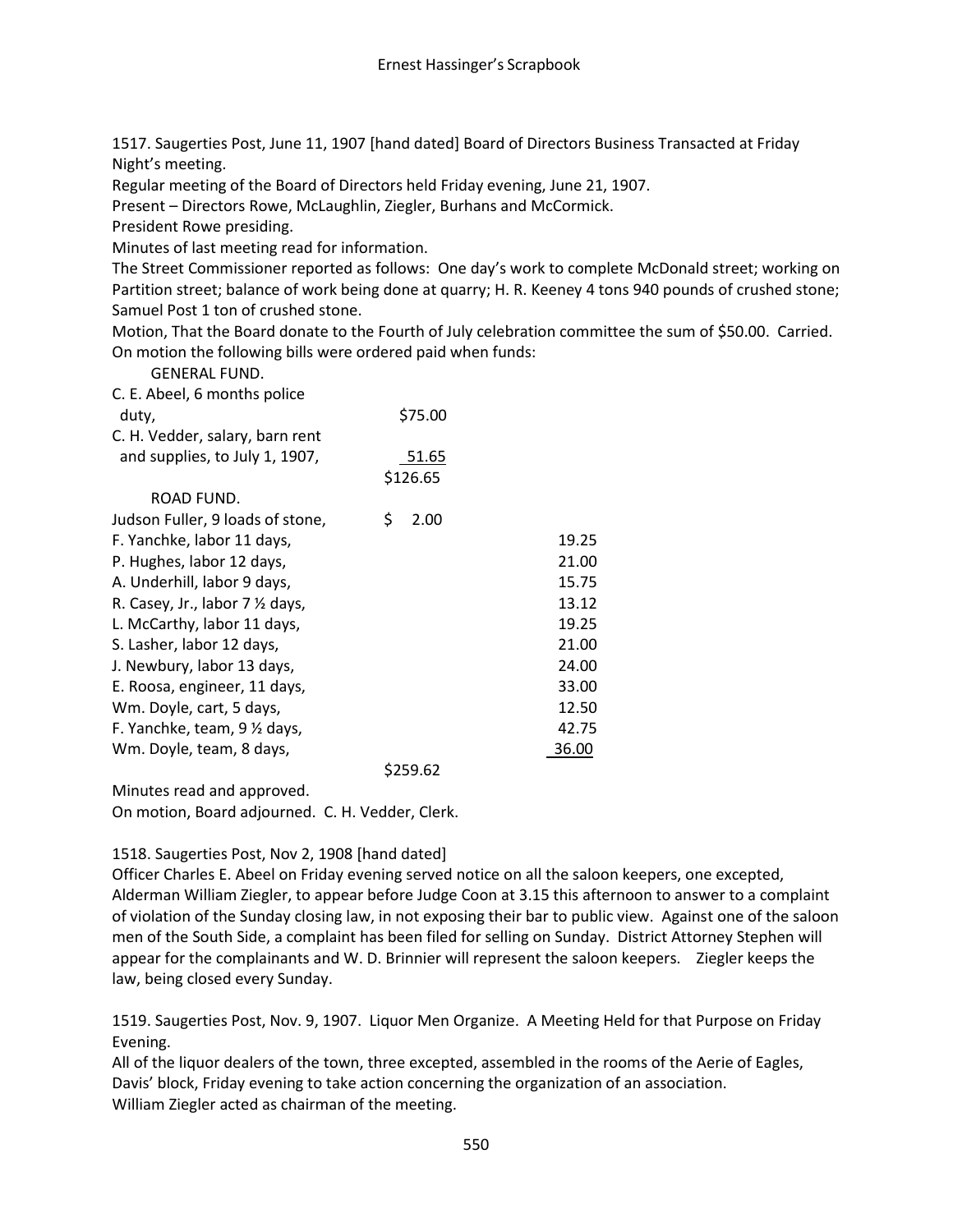1517. Saugerties Post, June 11, 1907 [hand dated] Board of Directors Business Transacted at Friday Night's meeting.

Regular meeting of the Board of Directors held Friday evening, June 21, 1907.

Present – Directors Rowe, McLaughlin, Ziegler, Burhans and McCormick.

President Rowe presiding.

Minutes of last meeting read for information.

The Street Commissioner reported as follows: One day's work to complete McDonald street; working on Partition street; balance of work being done at quarry; H. R. Keeney 4 tons 940 pounds of crushed stone; Samuel Post 1 ton of crushed stone.

Motion, That the Board donate to the Fourth of July celebration committee the sum of $50.00. Carried.

On motion the following bills were ordered paid when funds:

| GENERAL FUND. | | |
|---|---|---|
| C. E. Abeel, 6 months police duty, | $75.00 | |
| C. H. Vedder, salary, barn rent and supplies, to July 1, 1907, | 51.65 | |
| | $126.65 | |
| ROAD FUND. | | |
| Judson Fuller, 9 loads of stone, | $ 2.00 | |
| F. Yanchke, labor 11 days, | | 19.25 |
| P. Hughes, labor 12 days, | | 21.00 |
| A. Underhill, labor 9 days, | | 15.75 |
| R. Casey, Jr., labor 7 ½ days, | | 13.12 |
| L. McCarthy, labor 11 days, | | 19.25 |
| S. Lasher, labor 12 days, | | 21.00 |
| J. Newbury, labor 13 days, | | 24.00 |
| E. Roosa, engineer, 11 days, | | 33.00 |
| Wm. Doyle, cart, 5 days, | | 12.50 |
| F. Yanchke, team, 9 ½ days, | | 42.75 |
| Wm. Doyle, team, 8 days, | | 36.00 |
| | $259.62 | |

Minutes read and approved.

On motion, Board adjourned. C. H. Vedder, Clerk.

1518. Saugerties Post, Nov 2, 1908 [hand dated]

Officer Charles E. Abeel on Friday evening served notice on all the saloon keepers, one excepted, Alderman William Ziegler, to appear before Judge Coon at 3.15 this afternoon to answer to a complaint of violation of the Sunday closing law, in not exposing their bar to public view. Against one of the saloon men of the South Side, a complaint has been filed for selling on Sunday. District Attorney Stephen will appear for the complainants and W. D. Brinnier will represent the saloon keepers. Ziegler keeps the law, being closed every Sunday.

1519. Saugerties Post, Nov. 9, 1907. Liquor Men Organize. A Meeting Held for that Purpose on Friday Evening.

All of the liquor dealers of the town, three excepted, assembled in the rooms of the Aerie of Eagles, Davis' block, Friday evening to take action concerning the organization of an association.

William Ziegler acted as chairman of the meeting.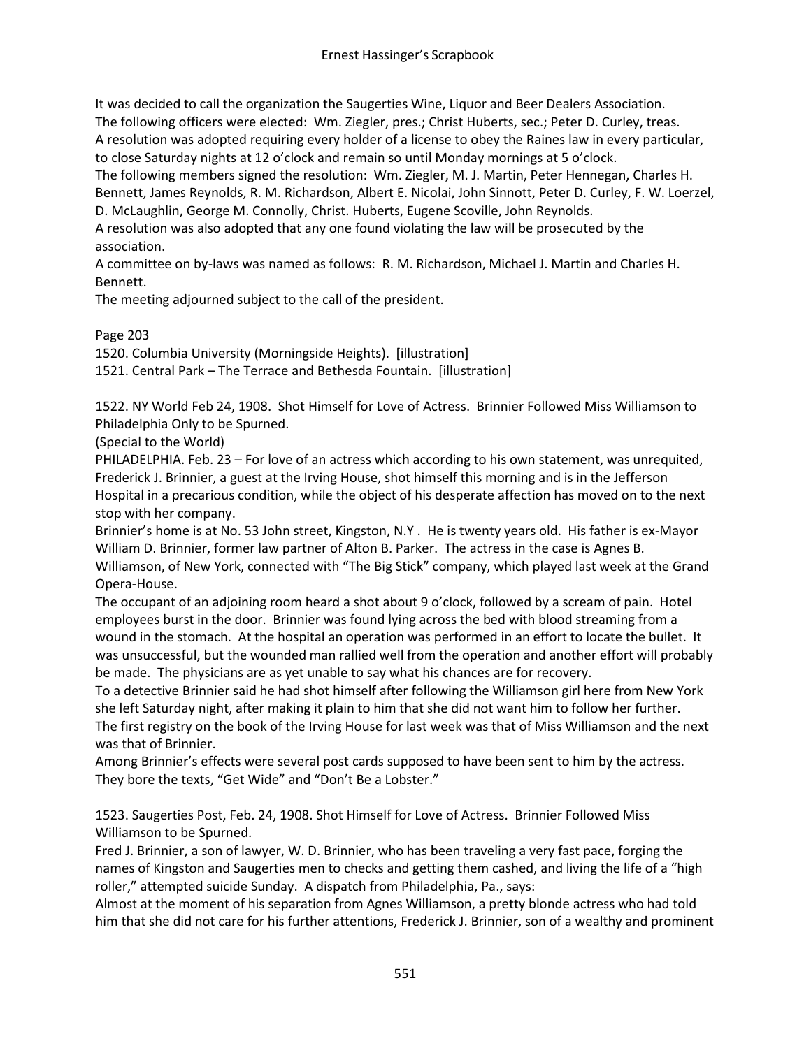It was decided to call the organization the Saugerties Wine, Liquor and Beer Dealers Association.
The following officers were elected: Wm. Ziegler, pres.; Christ Huberts, sec.; Peter D. Curley, treas.
A resolution was adopted requiring every holder of a license to obey the Raines law in every particular, to close Saturday nights at 12 o'clock and remain so until Monday mornings at 5 o'clock.
The following members signed the resolution: Wm. Ziegler, M. J. Martin, Peter Hennegan, Charles H. Bennett, James Reynolds, R. M. Richardson, Albert E. Nicolai, John Sinnott, Peter D. Curley, F. W. Loerzel, D. McLaughlin, George M. Connolly, Christ. Huberts, Eugene Scoville, John Reynolds.
A resolution was also adopted that any one found violating the law will be prosecuted by the association.
A committee on by-laws was named as follows: R. M. Richardson, Michael J. Martin and Charles H. Bennett.
The meeting adjourned subject to the call of the president.

Page 203
1520. Columbia University (Morningside Heights). [illustration]
1521. Central Park – The Terrace and Bethesda Fountain. [illustration]

1522. NY World Feb 24, 1908. Shot Himself for Love of Actress. Brinnier Followed Miss Williamson to Philadelphia Only to be Spurned.
(Special to the World)
PHILADELPHIA. Feb. 23 – For love of an actress which according to his own statement, was unrequited, Frederick J. Brinnier, a guest at the Irving House, shot himself this morning and is in the Jefferson Hospital in a precarious condition, while the object of his desperate affection has moved on to the next stop with her company.
Brinnier's home is at No. 53 John street, Kingston, N.Y . He is twenty years old. His father is ex-Mayor William D. Brinnier, former law partner of Alton B. Parker. The actress in the case is Agnes B. Williamson, of New York, connected with "The Big Stick" company, which played last week at the Grand Opera-House.
The occupant of an adjoining room heard a shot about 9 o'clock, followed by a scream of pain. Hotel employees burst in the door. Brinnier was found lying across the bed with blood streaming from a wound in the stomach. At the hospital an operation was performed in an effort to locate the bullet. It was unsuccessful, but the wounded man rallied well from the operation and another effort will probably be made. The physicians are as yet unable to say what his chances are for recovery.
To a detective Brinnier said he had shot himself after following the Williamson girl here from New York she left Saturday night, after making it plain to him that she did not want him to follow her further.
The first registry on the book of the Irving House for last week was that of Miss Williamson and the next was that of Brinnier.
Among Brinnier's effects were several post cards supposed to have been sent to him by the actress. They bore the texts, "Get Wide" and "Don't Be a Lobster."

1523. Saugerties Post, Feb. 24, 1908. Shot Himself for Love of Actress. Brinnier Followed Miss Williamson to be Spurned.
Fred J. Brinnier, a son of lawyer, W. D. Brinnier, who has been traveling a very fast pace, forging the names of Kingston and Saugerties men to checks and getting them cashed, and living the life of a "high roller," attempted suicide Sunday. A dispatch from Philadelphia, Pa., says:
Almost at the moment of his separation from Agnes Williamson, a pretty blonde actress who had told him that she did not care for his further attentions, Frederick J. Brinnier, son of a wealthy and prominent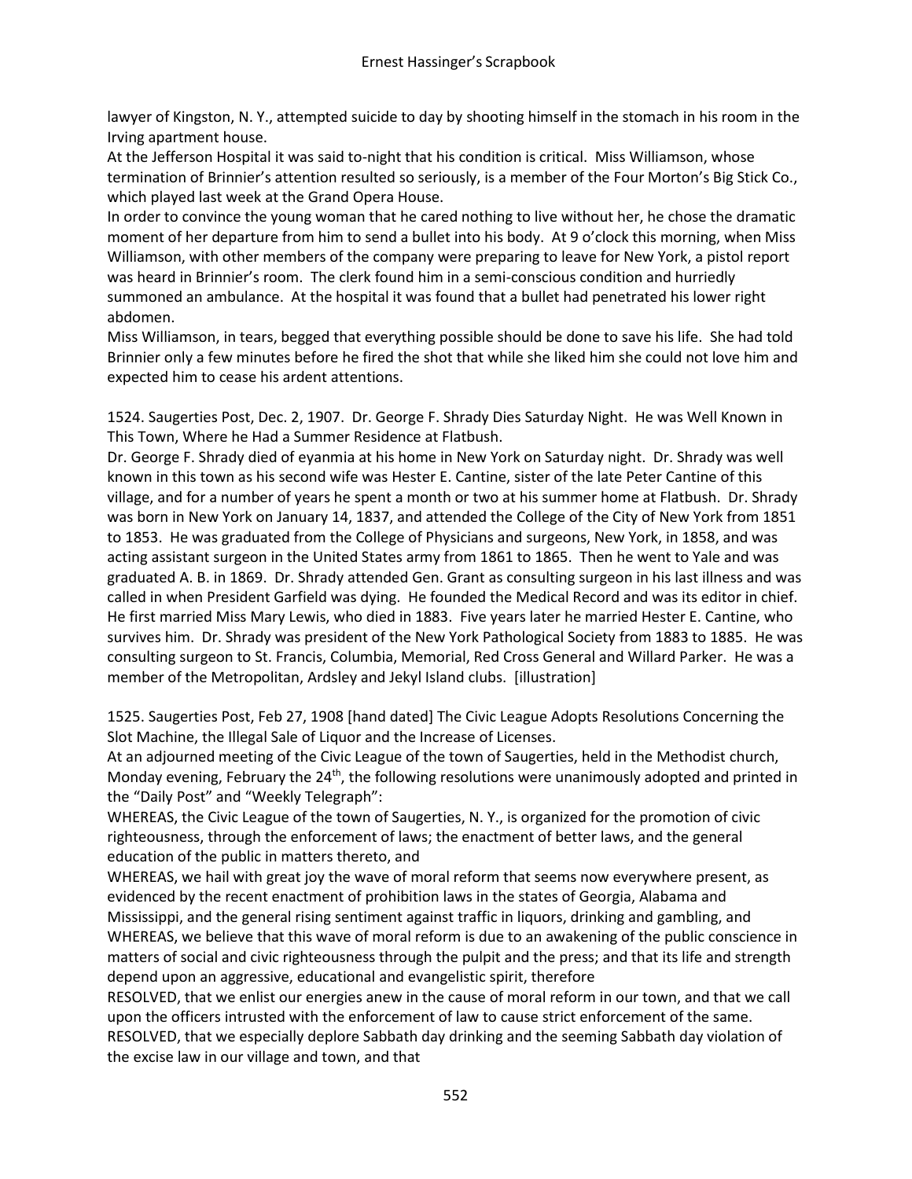lawyer of Kingston, N. Y., attempted suicide to day by shooting himself in the stomach in his room in the Irving apartment house.

At the Jefferson Hospital it was said to-night that his condition is critical. Miss Williamson, whose termination of Brinnier's attention resulted so seriously, is a member of the Four Morton's Big Stick Co., which played last week at the Grand Opera House.

In order to convince the young woman that he cared nothing to live without her, he chose the dramatic moment of her departure from him to send a bullet into his body. At 9 o'clock this morning, when Miss Williamson, with other members of the company were preparing to leave for New York, a pistol report was heard in Brinnier's room. The clerk found him in a semi-conscious condition and hurriedly summoned an ambulance. At the hospital it was found that a bullet had penetrated his lower right abdomen.

Miss Williamson, in tears, begged that everything possible should be done to save his life. She had told Brinnier only a few minutes before he fired the shot that while she liked him she could not love him and expected him to cease his ardent attentions.

1524. Saugerties Post, Dec. 2, 1907. Dr. George F. Shrady Dies Saturday Night. He was Well Known in This Town, Where he Had a Summer Residence at Flatbush.

Dr. George F. Shrady died of eyanmia at his home in New York on Saturday night. Dr. Shrady was well known in this town as his second wife was Hester E. Cantine, sister of the late Peter Cantine of this village, and for a number of years he spent a month or two at his summer home at Flatbush. Dr. Shrady was born in New York on January 14, 1837, and attended the College of the City of New York from 1851 to 1853. He was graduated from the College of Physicians and surgeons, New York, in 1858, and was acting assistant surgeon in the United States army from 1861 to 1865. Then he went to Yale and was graduated A. B. in 1869. Dr. Shrady attended Gen. Grant as consulting surgeon in his last illness and was called in when President Garfield was dying. He founded the Medical Record and was its editor in chief. He first married Miss Mary Lewis, who died in 1883. Five years later he married Hester E. Cantine, who survives him. Dr. Shrady was president of the New York Pathological Society from 1883 to 1885. He was consulting surgeon to St. Francis, Columbia, Memorial, Red Cross General and Willard Parker. He was a member of the Metropolitan, Ardsley and Jekyl Island clubs. [illustration]

1525. Saugerties Post, Feb 27, 1908 [hand dated] The Civic League Adopts Resolutions Concerning the Slot Machine, the Illegal Sale of Liquor and the Increase of Licenses.

At an adjourned meeting of the Civic League of the town of Saugerties, held in the Methodist church, Monday evening, February the 24th, the following resolutions were unanimously adopted and printed in the "Daily Post" and "Weekly Telegraph":

WHEREAS, the Civic League of the town of Saugerties, N. Y., is organized for the promotion of civic righteousness, through the enforcement of laws; the enactment of better laws, and the general education of the public in matters thereto, and

WHEREAS, we hail with great joy the wave of moral reform that seems now everywhere present, as evidenced by the recent enactment of prohibition laws in the states of Georgia, Alabama and Mississippi, and the general rising sentiment against traffic in liquors, drinking and gambling, and

WHEREAS, we believe that this wave of moral reform is due to an awakening of the public conscience in matters of social and civic righteousness through the pulpit and the press; and that its life and strength depend upon an aggressive, educational and evangelistic spirit, therefore

RESOLVED, that we enlist our energies anew in the cause of moral reform in our town, and that we call upon the officers intrusted with the enforcement of law to cause strict enforcement of the same.

RESOLVED, that we especially deplore Sabbath day drinking and the seeming Sabbath day violation of the excise law in our village and town, and that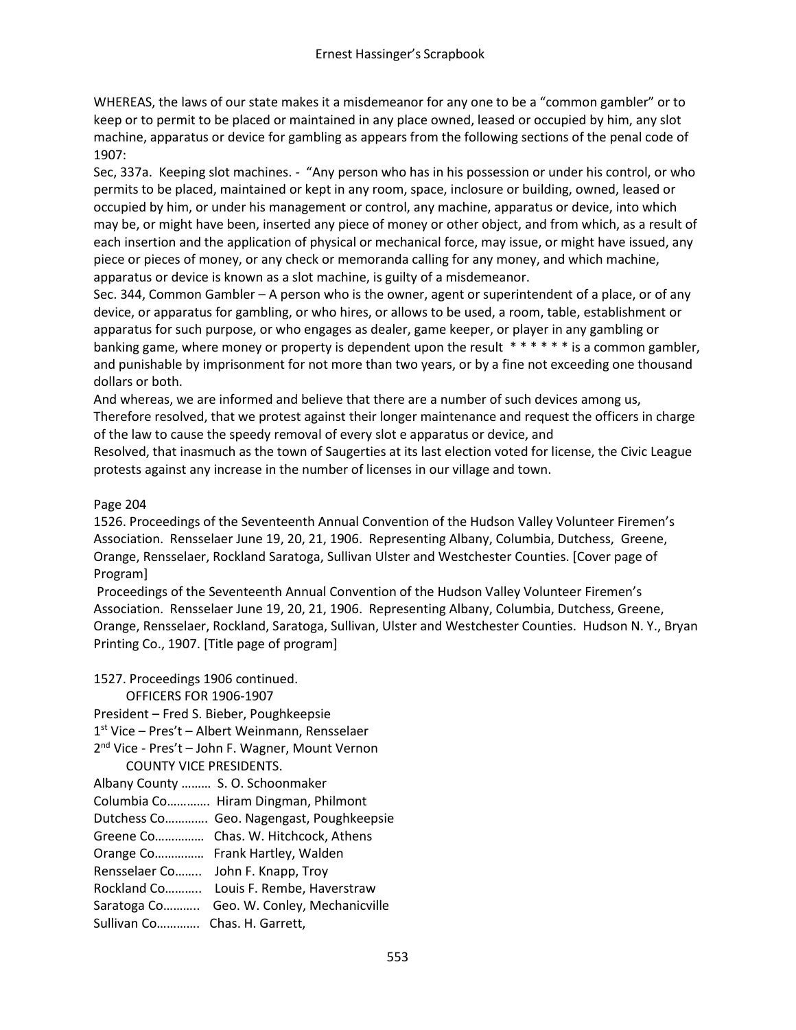WHEREAS, the laws of our state makes it a misdemeanor for any one to be a "common gambler" or to keep or to permit to be placed or maintained in any place owned, leased or occupied by him, any slot machine, apparatus or device for gambling as appears from the following sections of the penal code of 1907:

Sec, 337a. Keeping slot machines. - "Any person who has in his possession or under his control, or who permits to be placed, maintained or kept in any room, space, inclosure or building, owned, leased or occupied by him, or under his management or control, any machine, apparatus or device, into which may be, or might have been, inserted any piece of money or other object, and from which, as a result of each insertion and the application of physical or mechanical force, may issue, or might have issued, any piece or pieces of money, or any check or memoranda calling for any money, and which machine, apparatus or device is known as a slot machine, is guilty of a misdemeanor.

Sec. 344, Common Gambler – A person who is the owner, agent or superintendent of a place, or of any device, or apparatus for gambling, or who hires, or allows to be used, a room, table, establishment or apparatus for such purpose, or who engages as dealer, game keeper, or player in any gambling or banking game, where money or property is dependent upon the result * * * * * * is a common gambler, and punishable by imprisonment for not more than two years, or by a fine not exceeding one thousand dollars or both.

And whereas, we are informed and believe that there are a number of such devices among us,

Therefore resolved, that we protest against their longer maintenance and request the officers in charge of the law to cause the speedy removal of every slot e apparatus or device, and

Resolved, that inasmuch as the town of Saugerties at its last election voted for license, the Civic League protests against any increase in the number of licenses in our village and town.

Page 204

1526. Proceedings of the Seventeenth Annual Convention of the Hudson Valley Volunteer Firemen's Association. Rensselaer June 19, 20, 21, 1906. Representing Albany, Columbia, Dutchess, Greene, Orange, Rensselaer, Rockland Saratoga, Sullivan Ulster and Westchester Counties. [Cover page of Program]

Proceedings of the Seventeenth Annual Convention of the Hudson Valley Volunteer Firemen's Association. Rensselaer June 19, 20, 21, 1906. Representing Albany, Columbia, Dutchess, Greene, Orange, Rensselaer, Rockland, Saratoga, Sullivan, Ulster and Westchester Counties. Hudson N. Y., Bryan Printing Co., 1907. [Title page of program]

1527. Proceedings 1906 continued.

OFFICERS FOR 1906-1907

President – Fred S. Bieber, Poughkeepsie

1st Vice – Pres't – Albert Weinmann, Rensselaer

2nd Vice - Pres't – John F. Wagner, Mount Vernon

COUNTY VICE PRESIDENTS.

Albany County ……… S. O. Schoonmaker

Columbia Co…………. Hiram Dingman, Philmont

Dutchess Co…………. Geo. Nagengast, Poughkeepsie

Greene Co…………… Chas. W. Hitchcock, Athens

Orange Co…………… Frank Hartley, Walden

Rensselaer Co…….. John F. Knapp, Troy

Rockland Co……….. Louis F. Rembe, Haverstraw

Saratoga Co……….. Geo. W. Conley, Mechanicville

Sullivan Co…………. Chas. H. Garrett,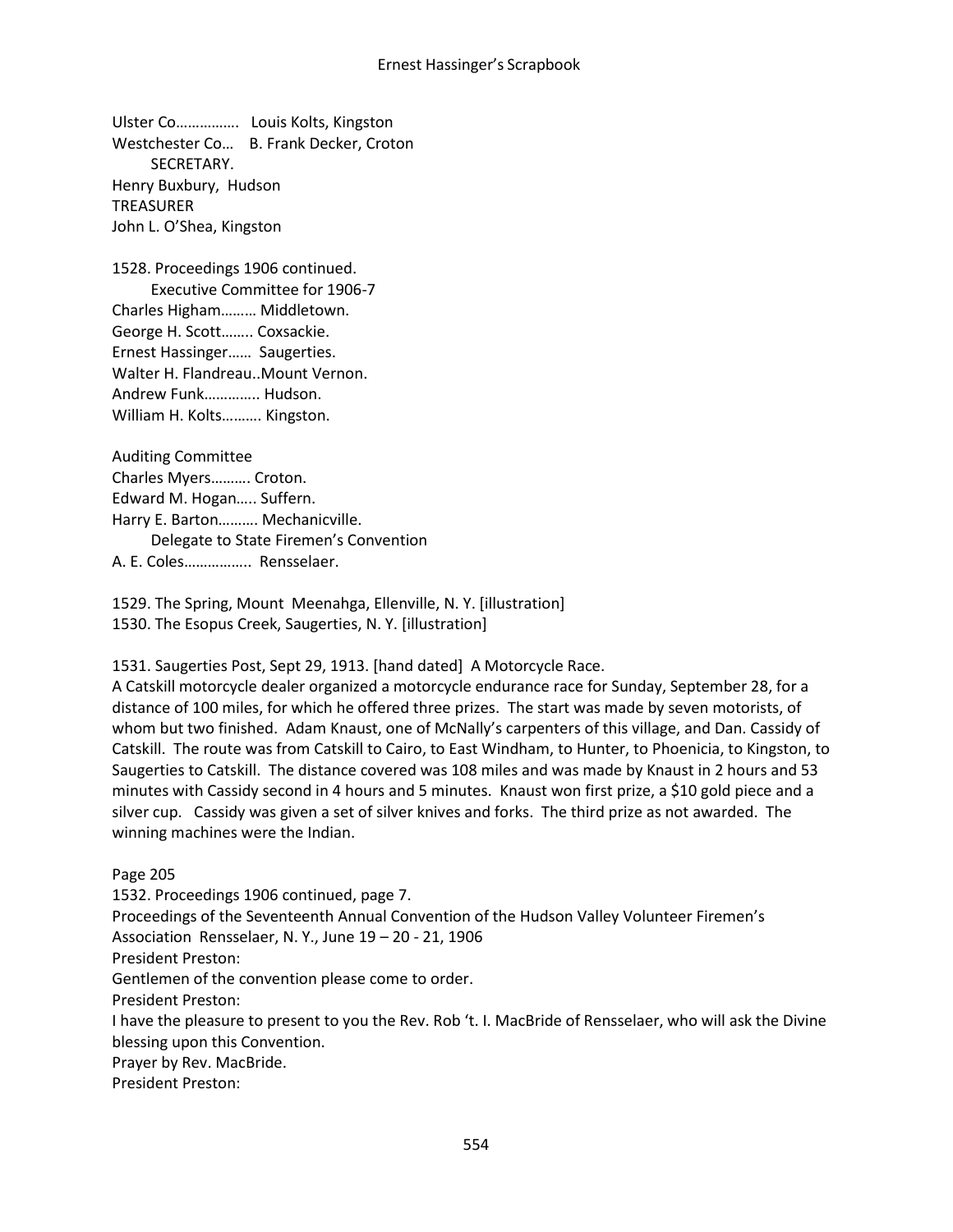Ulster Co……………. Louis Kolts, Kingston
Westchester Co… B. Frank Decker, Croton
SECRETARY.
Henry Buxbury, Hudson
TREASURER
John L. O'Shea, Kingston

1528. Proceedings 1906 continued.
Executive Committee for 1906-7
Charles Higham……… Middletown.
George H. Scott…….. Coxsackie.
Ernest Hassinger…… Saugerties.
Walter H. Flandreau..Mount Vernon.
Andrew Funk………….. Hudson.
William H. Kolts………. Kingston.

Auditing Committee
Charles Myers………. Croton.
Edward M. Hogan….. Suffern.
Harry E. Barton………. Mechanicville.
Delegate to State Firemen's Convention
A. E. Coles…………….. Rensselaer.

1529. The Spring, Mount Meenahga, Ellenville, N. Y. [illustration]
1530. The Esopus Creek, Saugerties, N. Y. [illustration]

1531. Saugerties Post, Sept 29, 1913. [hand dated] A Motorcycle Race.
A Catskill motorcycle dealer organized a motorcycle endurance race for Sunday, September 28, for a distance of 100 miles, for which he offered three prizes. The start was made by seven motorists, of whom but two finished. Adam Knaust, one of McNally's carpenters of this village, and Dan. Cassidy of Catskill. The route was from Catskill to Cairo, to East Windham, to Hunter, to Phoenicia, to Kingston, to Saugerties to Catskill. The distance covered was 108 miles and was made by Knaust in 2 hours and 53 minutes with Cassidy second in 4 hours and 5 minutes. Knaust won first prize, a $10 gold piece and a silver cup. Cassidy was given a set of silver knives and forks. The third prize as not awarded. The winning machines were the Indian.

Page 205
1532. Proceedings 1906 continued, page 7.
Proceedings of the Seventeenth Annual Convention of the Hudson Valley Volunteer Firemen's Association Rensselaer, N. Y., June 19 – 20 - 21, 1906
President Preston:
Gentlemen of the convention please come to order.
President Preston:
I have the pleasure to present to you the Rev. Rob 't. I. MacBride of Rensselaer, who will ask the Divine blessing upon this Convention.
Prayer by Rev. MacBride.
President Preston: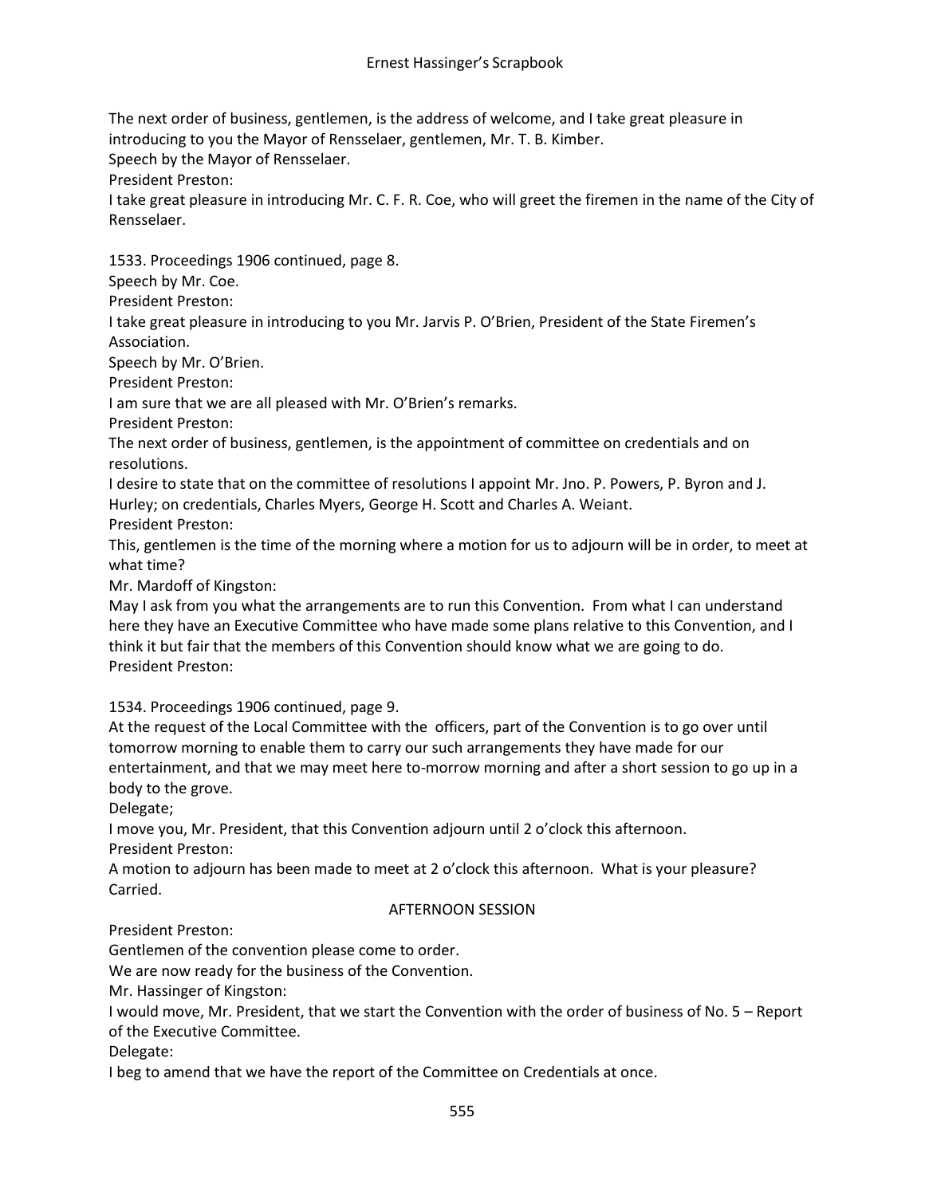The next order of business, gentlemen, is the address of welcome, and I take great pleasure in introducing to you the Mayor of Rensselaer, gentlemen, Mr. T. B. Kimber.

Speech by the Mayor of Rensselaer.

President Preston:

I take great pleasure in introducing Mr. C. F. R. Coe, who will greet the firemen in the name of the City of Rensselaer.

1533. Proceedings 1906 continued, page 8.

Speech by Mr. Coe.

President Preston:

I take great pleasure in introducing to you Mr. Jarvis P. O'Brien, President of the State Firemen's Association.

Speech by Mr. O'Brien.

President Preston:

I am sure that we are all pleased with Mr. O'Brien's remarks.

President Preston:

The next order of business, gentlemen, is the appointment of committee on credentials and on resolutions.

I desire to state that on the committee of resolutions I appoint Mr. Jno. P. Powers, P. Byron and J. Hurley; on credentials, Charles Myers, George H. Scott and Charles A. Weiant.

President Preston:

This, gentlemen is the time of the morning where a motion for us to adjourn will be in order, to meet at what time?

Mr. Mardoff of Kingston:

May I ask from you what the arrangements are to run this Convention. From what I can understand here they have an Executive Committee who have made some plans relative to this Convention, and I think it but fair that the members of this Convention should know what we are going to do.

President Preston:

1534. Proceedings 1906 continued, page 9.

At the request of the Local Committee with the officers, part of the Convention is to go over until tomorrow morning to enable them to carry our such arrangements they have made for our entertainment, and that we may meet here to-morrow morning and after a short session to go up in a body to the grove.

Delegate;

I move you, Mr. President, that this Convention adjourn until 2 o'clock this afternoon.

President Preston:

A motion to adjourn has been made to meet at 2 o'clock this afternoon. What is your pleasure? Carried.

## AFTERNOON SESSION

President Preston:

Gentlemen of the convention please come to order.

We are now ready for the business of the Convention.

Mr. Hassinger of Kingston:

I would move, Mr. President, that we start the Convention with the order of business of No. 5 – Report of the Executive Committee.

Delegate:

I beg to amend that we have the report of the Committee on Credentials at once.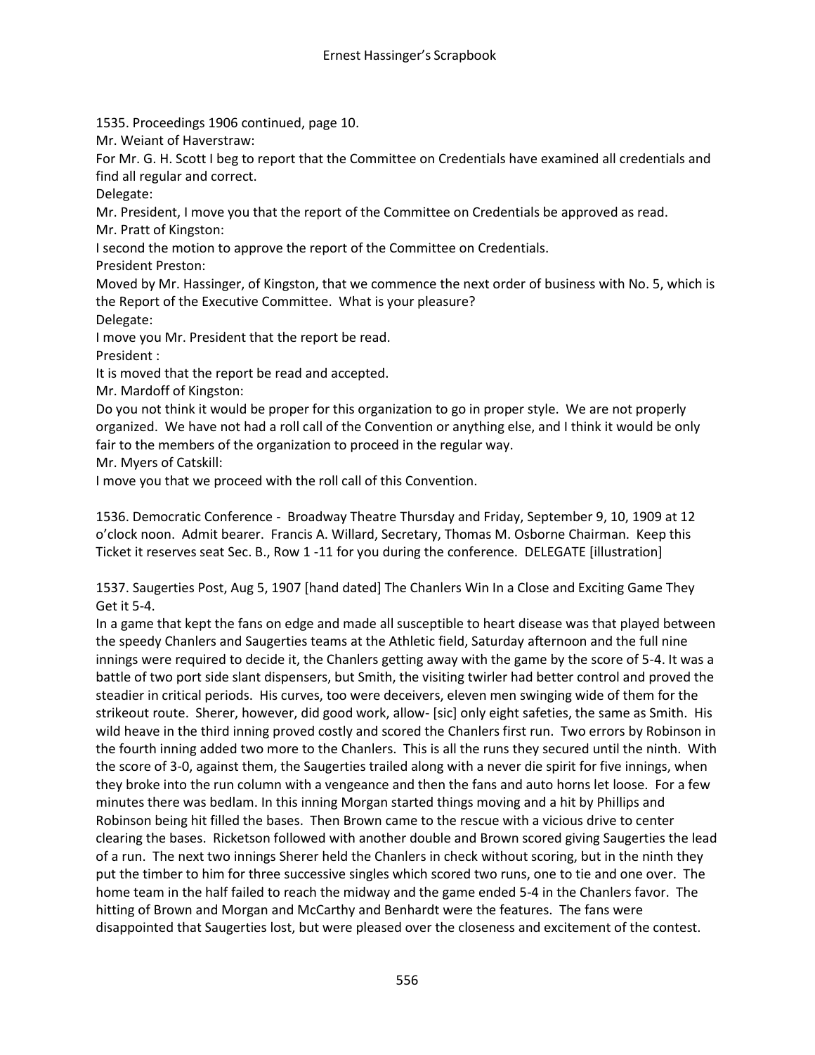1535. Proceedings 1906 continued, page 10.

Mr. Weiant of Haverstraw:

For Mr. G. H. Scott I beg to report that the Committee on Credentials have examined all credentials and find all regular and correct.

Delegate:

Mr. President, I move you that the report of the Committee on Credentials be approved as read.

Mr. Pratt of Kingston:

I second the motion to approve the report of the Committee on Credentials.

President Preston:

Moved by Mr. Hassinger, of Kingston, that we commence the next order of business with No. 5, which is the Report of the Executive Committee. What is your pleasure?

Delegate:

I move you Mr. President that the report be read.

President :

It is moved that the report be read and accepted.

Mr. Mardoff of Kingston:

Do you not think it would be proper for this organization to go in proper style. We are not properly organized. We have not had a roll call of the Convention or anything else, and I think it would be only fair to the members of the organization to proceed in the regular way.

Mr. Myers of Catskill:

I move you that we proceed with the roll call of this Convention.

1536. Democratic Conference - Broadway Theatre Thursday and Friday, September 9, 10, 1909 at 12 o'clock noon. Admit bearer. Francis A. Willard, Secretary, Thomas M. Osborne Chairman. Keep this Ticket it reserves seat Sec. B., Row 1 -11 for you during the conference. DELEGATE [illustration]

1537. Saugerties Post, Aug 5, 1907 [hand dated] The Chanlers Win In a Close and Exciting Game They Get it 5-4.

In a game that kept the fans on edge and made all susceptible to heart disease was that played between the speedy Chanlers and Saugerties teams at the Athletic field, Saturday afternoon and the full nine innings were required to decide it, the Chanlers getting away with the game by the score of 5-4. It was a battle of two port side slant dispensers, but Smith, the visiting twirler had better control and proved the steadier in critical periods. His curves, too were deceivers, eleven men swinging wide of them for the strikeout route. Sherer, however, did good work, allow- [sic] only eight safeties, the same as Smith. His wild heave in the third inning proved costly and scored the Chanlers first run. Two errors by Robinson in the fourth inning added two more to the Chanlers. This is all the runs they secured until the ninth. With the score of 3-0, against them, the Saugerties trailed along with a never die spirit for five innings, when they broke into the run column with a vengeance and then the fans and auto horns let loose. For a few minutes there was bedlam. In this inning Morgan started things moving and a hit by Phillips and Robinson being hit filled the bases. Then Brown came to the rescue with a vicious drive to center clearing the bases. Ricketson followed with another double and Brown scored giving Saugerties the lead of a run. The next two innings Sherer held the Chanlers in check without scoring, but in the ninth they put the timber to him for three successive singles which scored two runs, one to tie and one over. The home team in the half failed to reach the midway and the game ended 5-4 in the Chanlers favor. The hitting of Brown and Morgan and McCarthy and Benhardt were the features. The fans were disappointed that Saugerties lost, but were pleased over the closeness and excitement of the contest.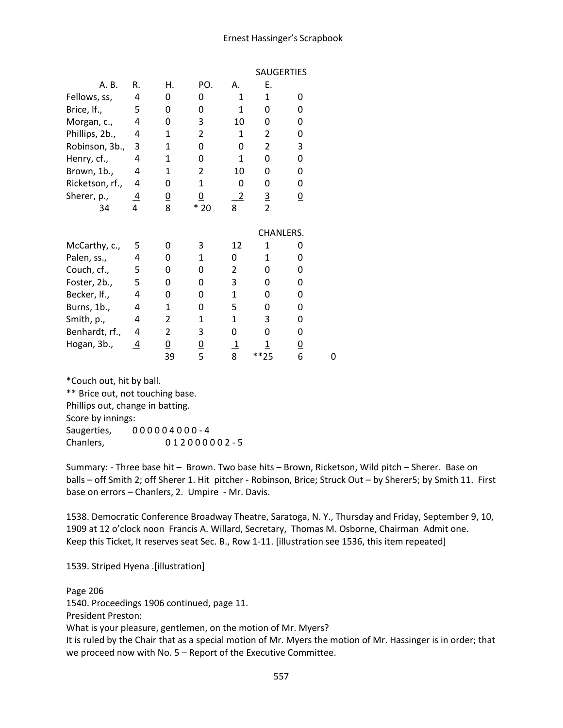| | A. B. | R. | H. | PO. | A. | E. |
|---|---|---|---|---|---|---|
| **SAUGERTIES** | | | | | | |
| Fellows, ss, | 4 | 0 | 0 | 1 | 1 | 0 |
| Brice, lf., | 5 | 0 | 0 | 1 | 0 | 0 |
| Morgan, c., | 4 | 0 | 3 | 10 | 0 | 0 |
| Phillips, 2b., | 4 | 1 | 2 | 1 | 2 | 0 |
| Robinson, 3b., | 3 | 1 | 0 | 0 | 2 | 3 |
| Henry, cf., | 4 | 1 | 0 | 1 | 0 | 0 |
| Brown, 1b., | 4 | 1 | 2 | 10 | 0 | 0 |
| Ricketson, rf., | 4 | 0 | 1 | 0 | 0 | 0 |
| Sherer, p., | 4 | 0 | 0 | 2 | 3 | 0 |
| | 34 | 4 | 8 | * 20 | 8 | 2 |
| **CHANLERS.** | | | | | | |
| McCarthy, c., | 5 | 0 | 3 | 12 | 1 | 0 |
| Palen, ss., | 4 | 0 | 1 | 0 | 1 | 0 |
| Couch, cf., | 5 | 0 | 0 | 2 | 0 | 0 |
| Foster, 2b., | 5 | 0 | 0 | 3 | 0 | 0 |
| Becker, lf., | 4 | 0 | 0 | 1 | 0 | 0 |
| Burns, 1b., | 4 | 1 | 0 | 5 | 0 | 0 |
| Smith, p., | 4 | 2 | 1 | 1 | 3 | 0 |
| Benhardt, rf., | 4 | 2 | 3 | 0 | 0 | 0 |
| Hogan, 3b., | 4 | 0 | 0 | 1 | 1 | 0 |
| | | 39 | 5 | 8 | **25 | 6 | 0 |

*Couch out, hit by ball.
** Brice out, not touching base.
Phillips out, change in batting.
Score by innings:
Saugerties, 0 0 0 0 0 4 0 0 0 - 4
Chanlers, 0 1 2 0 0 0 0 0 2 - 5

Summary: - Three base hit – Brown. Two base hits – Brown, Ricketson, Wild pitch – Sherer. Base on balls – off Smith 2; off Sherer 1. Hit pitcher - Robinson, Brice; Struck Out – by Sherer5; by Smith 11. First base on errors – Chanlers, 2. Umpire - Mr. Davis.

1538. Democratic Conference Broadway Theatre, Saratoga, N. Y., Thursday and Friday, September 9, 10, 1909 at 12 o'clock noon Francis A. Willard, Secretary, Thomas M. Osborne, Chairman Admit one. Keep this Ticket, It reserves seat Sec. B., Row 1-11. [illustration see 1536, this item repeated]

1539. Striped Hyena .[illustration]

Page 206
1540. Proceedings 1906 continued, page 11.
President Preston:
What is your pleasure, gentlemen, on the motion of Mr. Myers?
It is ruled by the Chair that as a special motion of Mr. Myers the motion of Mr. Hassinger is in order; that we proceed now with No. 5 – Report of the Executive Committee.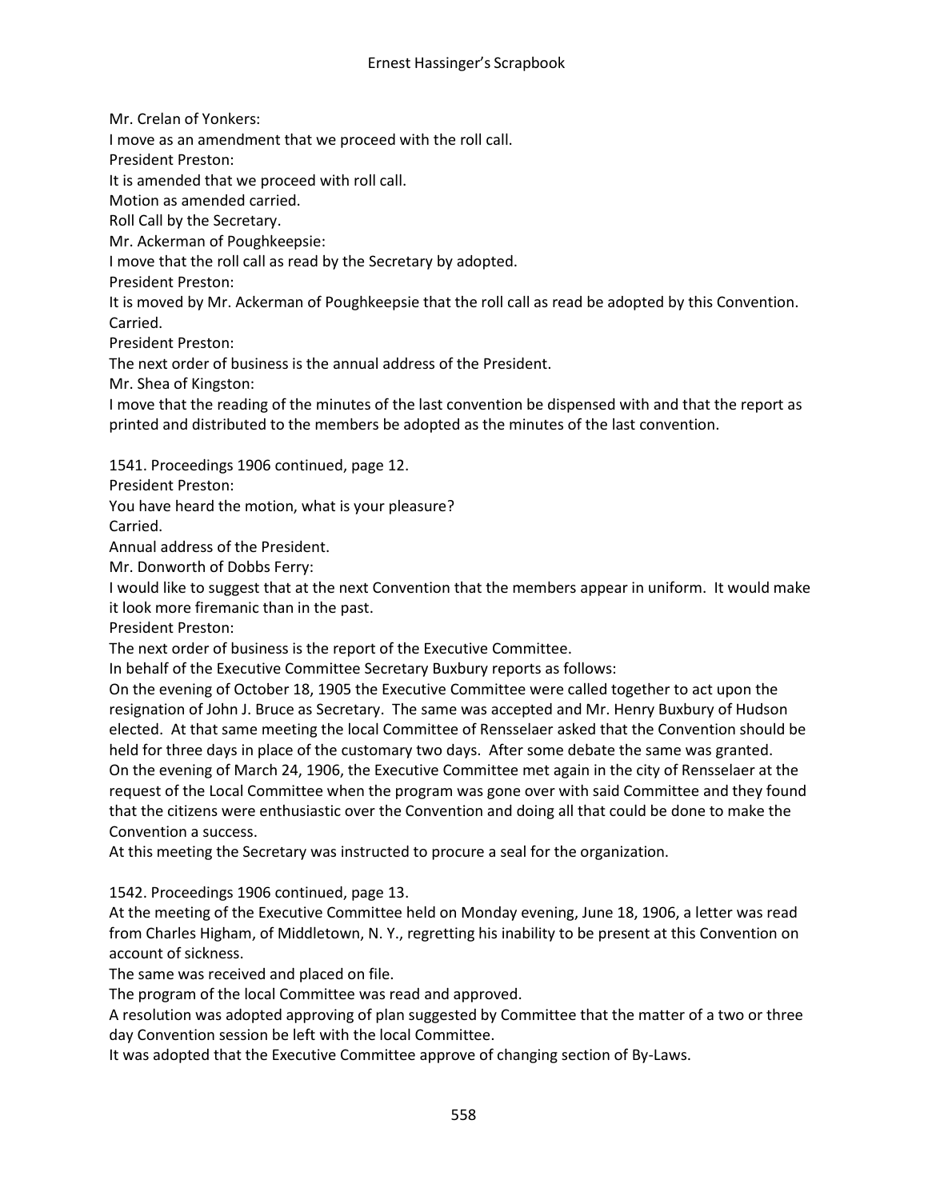Mr. Crelan of Yonkers:

I move as an amendment that we proceed with the roll call.

President Preston:

It is amended that we proceed with roll call.

Motion as amended carried.

Roll Call by the Secretary.

Mr. Ackerman of Poughkeepsie:

I move that the roll call as read by the Secretary by adopted.

President Preston:

It is moved by Mr. Ackerman of Poughkeepsie that the roll call as read be adopted by this Convention. Carried.

President Preston:

The next order of business is the annual address of the President.

Mr. Shea of Kingston:

I move that the reading of the minutes of the last convention be dispensed with and that the report as printed and distributed to the members be adopted as the minutes of the last convention.

1541. Proceedings 1906 continued, page 12.

President Preston:

You have heard the motion, what is your pleasure?

Carried.

Annual address of the President.

Mr. Donworth of Dobbs Ferry:

I would like to suggest that at the next Convention that the members appear in uniform. It would make it look more firemanic than in the past.

President Preston:

The next order of business is the report of the Executive Committee.

In behalf of the Executive Committee Secretary Buxbury reports as follows:

On the evening of October 18, 1905 the Executive Committee were called together to act upon the resignation of John J. Bruce as Secretary. The same was accepted and Mr. Henry Buxbury of Hudson elected. At that same meeting the local Committee of Rensselaer asked that the Convention should be held for three days in place of the customary two days. After some debate the same was granted.

On the evening of March 24, 1906, the Executive Committee met again in the city of Rensselaer at the request of the Local Committee when the program was gone over with said Committee and they found that the citizens were enthusiastic over the Convention and doing all that could be done to make the Convention a success.

At this meeting the Secretary was instructed to procure a seal for the organization.

1542. Proceedings 1906 continued, page 13.

At the meeting of the Executive Committee held on Monday evening, June 18, 1906, a letter was read from Charles Higham, of Middletown, N. Y., regretting his inability to be present at this Convention on account of sickness.

The same was received and placed on file.

The program of the local Committee was read and approved.

A resolution was adopted approving of plan suggested by Committee that the matter of a two or three day Convention session be left with the local Committee.

It was adopted that the Executive Committee approve of changing section of By-Laws.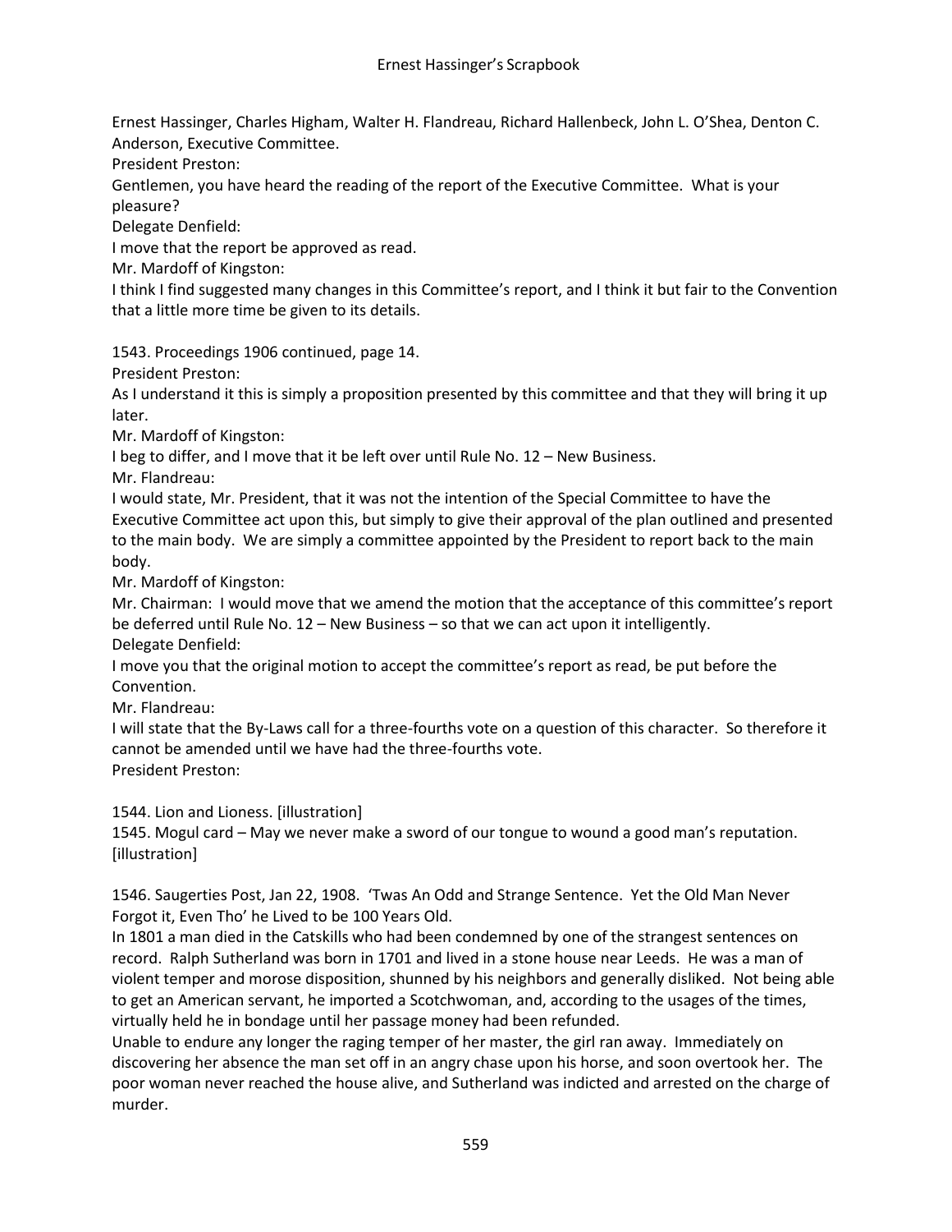Ernest Hassinger, Charles Higham, Walter H. Flandreau, Richard Hallenbeck, John L. O'Shea, Denton C. Anderson, Executive Committee.

President Preston:

Gentlemen, you have heard the reading of the report of the Executive Committee. What is your pleasure?

Delegate Denfield:

I move that the report be approved as read.

Mr. Mardoff of Kingston:

I think I find suggested many changes in this Committee's report, and I think it but fair to the Convention that a little more time be given to its details.

1543. Proceedings 1906 continued, page 14.

President Preston:

As I understand it this is simply a proposition presented by this committee and that they will bring it up later.

Mr. Mardoff of Kingston:

I beg to differ, and I move that it be left over until Rule No. 12 – New Business.

Mr. Flandreau:

I would state, Mr. President, that it was not the intention of the Special Committee to have the Executive Committee act upon this, but simply to give their approval of the plan outlined and presented to the main body. We are simply a committee appointed by the President to report back to the main body.

Mr. Mardoff of Kingston:

Mr. Chairman: I would move that we amend the motion that the acceptance of this committee's report be deferred until Rule No. 12 – New Business – so that we can act upon it intelligently.

Delegate Denfield:

I move you that the original motion to accept the committee's report as read, be put before the Convention.

Mr. Flandreau:

I will state that the By-Laws call for a three-fourths vote on a question of this character. So therefore it cannot be amended until we have had the three-fourths vote.

President Preston:

1544. Lion and Lioness. [illustration]

1545. Mogul card – May we never make a sword of our tongue to wound a good man's reputation. [illustration]

1546. Saugerties Post, Jan 22, 1908. 'Twas An Odd and Strange Sentence. Yet the Old Man Never Forgot it, Even Tho' he Lived to be 100 Years Old.

In 1801 a man died in the Catskills who had been condemned by one of the strangest sentences on record. Ralph Sutherland was born in 1701 and lived in a stone house near Leeds. He was a man of violent temper and morose disposition, shunned by his neighbors and generally disliked. Not being able to get an American servant, he imported a Scotchwoman, and, according to the usages of the times, virtually held he in bondage until her passage money had been refunded.

Unable to endure any longer the raging temper of her master, the girl ran away. Immediately on discovering her absence the man set off in an angry chase upon his horse, and soon overtook her. The poor woman never reached the house alive, and Sutherland was indicted and arrested on the charge of murder.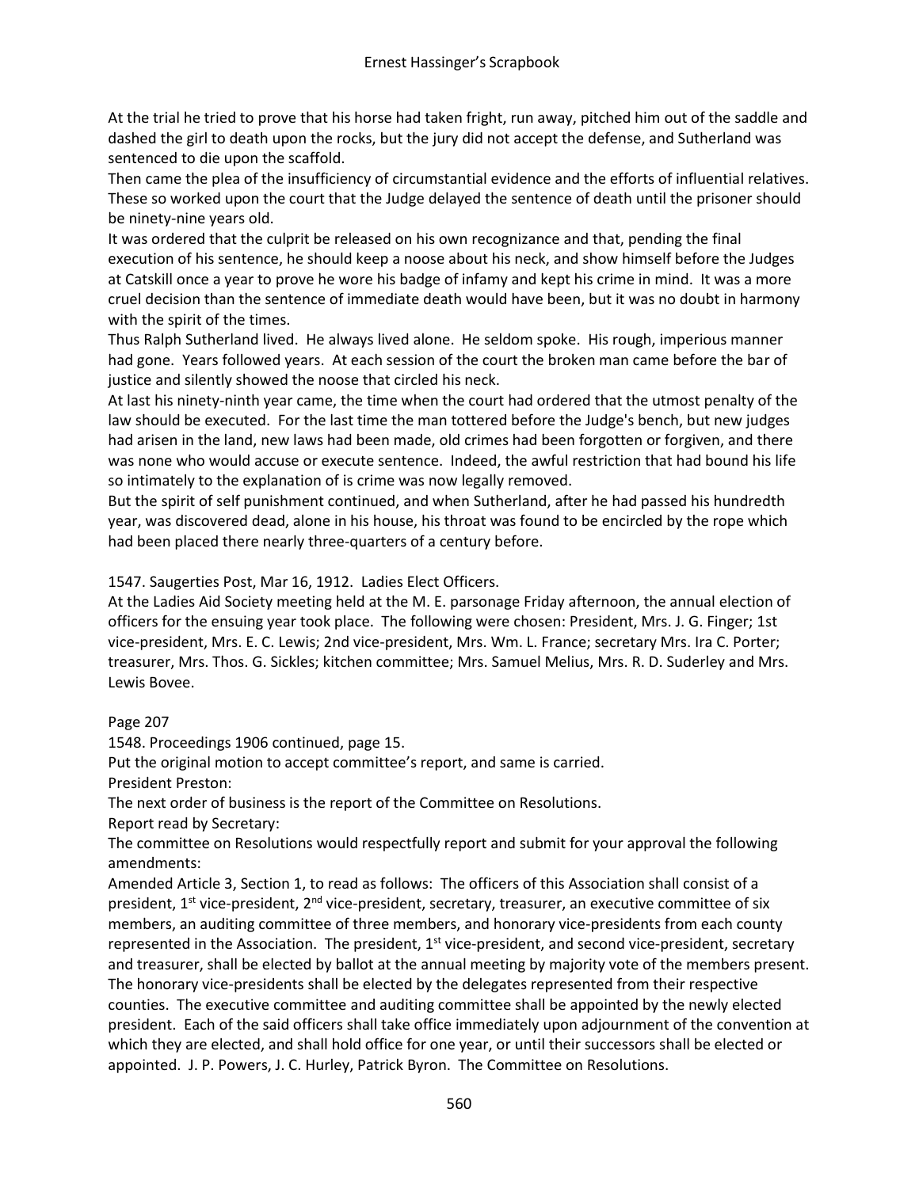At the trial he tried to prove that his horse had taken fright, run away, pitched him out of the saddle and dashed the girl to death upon the rocks, but the jury did not accept the defense, and Sutherland was sentenced to die upon the scaffold.

Then came the plea of the insufficiency of circumstantial evidence and the efforts of influential relatives. These so worked upon the court that the Judge delayed the sentence of death until the prisoner should be ninety-nine years old.

It was ordered that the culprit be released on his own recognizance and that, pending the final execution of his sentence, he should keep a noose about his neck, and show himself before the Judges at Catskill once a year to prove he wore his badge of infamy and kept his crime in mind. It was a more cruel decision than the sentence of immediate death would have been, but it was no doubt in harmony with the spirit of the times.

Thus Ralph Sutherland lived. He always lived alone. He seldom spoke. His rough, imperious manner had gone. Years followed years. At each session of the court the broken man came before the bar of justice and silently showed the noose that circled his neck.

At last his ninety-ninth year came, the time when the court had ordered that the utmost penalty of the law should be executed. For the last time the man tottered before the Judge's bench, but new judges had arisen in the land, new laws had been made, old crimes had been forgotten or forgiven, and there was none who would accuse or execute sentence. Indeed, the awful restriction that had bound his life so intimately to the explanation of is crime was now legally removed.

But the spirit of self punishment continued, and when Sutherland, after he had passed his hundredth year, was discovered dead, alone in his house, his throat was found to be encircled by the rope which had been placed there nearly three-quarters of a century before.

1547. Saugerties Post, Mar 16, 1912. Ladies Elect Officers.

At the Ladies Aid Society meeting held at the M. E. parsonage Friday afternoon, the annual election of officers for the ensuing year took place. The following were chosen: President, Mrs. J. G. Finger; 1st vice-president, Mrs. E. C. Lewis; 2nd vice-president, Mrs. Wm. L. France; secretary Mrs. Ira C. Porter; treasurer, Mrs. Thos. G. Sickles; kitchen committee; Mrs. Samuel Melius, Mrs. R. D. Suderley and Mrs. Lewis Bovee.

Page 207

1548. Proceedings 1906 continued, page 15.

Put the original motion to accept committee's report, and same is carried.

President Preston:

The next order of business is the report of the Committee on Resolutions.

Report read by Secretary:

The committee on Resolutions would respectfully report and submit for your approval the following amendments:

Amended Article 3, Section 1, to read as follows: The officers of this Association shall consist of a president, 1st vice-president, 2nd vice-president, secretary, treasurer, an executive committee of six members, an auditing committee of three members, and honorary vice-presidents from each county represented in the Association. The president, 1st vice-president, and second vice-president, secretary and treasurer, shall be elected by ballot at the annual meeting by majority vote of the members present. The honorary vice-presidents shall be elected by the delegates represented from their respective counties. The executive committee and auditing committee shall be appointed by the newly elected president. Each of the said officers shall take office immediately upon adjournment of the convention at which they are elected, and shall hold office for one year, or until their successors shall be elected or appointed. J. P. Powers, J. C. Hurley, Patrick Byron. The Committee on Resolutions.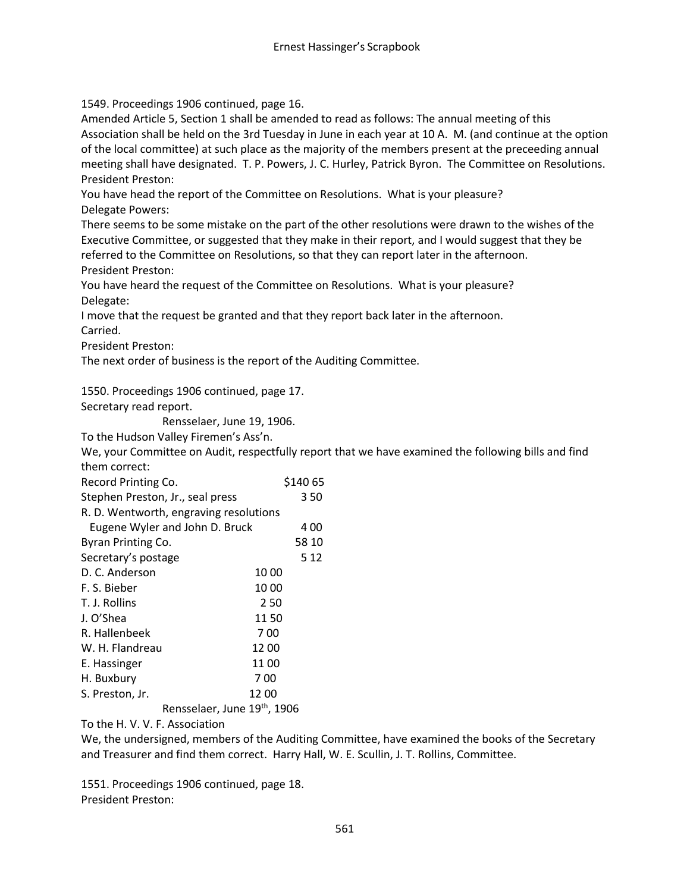1549. Proceedings 1906 continued, page 16.

Amended Article 5, Section 1 shall be amended to read as follows: The annual meeting of this Association shall be held on the 3rd Tuesday in June in each year at 10 A. M. (and continue at the option of the local committee) at such place as the majority of the members present at the preceeding annual meeting shall have designated. T. P. Powers, J. C. Hurley, Patrick Byron. The Committee on Resolutions.

President Preston:

You have head the report of the Committee on Resolutions. What is your pleasure?

Delegate Powers:

There seems to be some mistake on the part of the other resolutions were drawn to the wishes of the Executive Committee, or suggested that they make in their report, and I would suggest that they be referred to the Committee on Resolutions, so that they can report later in the afternoon.

President Preston:

You have heard the request of the Committee on Resolutions. What is your pleasure?

Delegate:

I move that the request be granted and that they report back later in the afternoon.

Carried.

President Preston:

The next order of business is the report of the Auditing Committee.

1550. Proceedings 1906 continued, page 17.

Secretary read report.

Rensselaer, June 19, 1906.

To the Hudson Valley Firemen's Ass'n.

We, your Committee on Audit, respectfully report that we have examined the following bills and find them correct:

| | | |
|---|---|---|
| Record Printing Co. | | $140 65 |
| Stephen Preston, Jr., seal press | | 3 50 |
| R. D. Wentworth, engraving resolutions Eugene Wyler and John D. Bruck | | 4 00 |
| Byran Printing Co. | | 58 10 |
| Secretary's postage | | 5 12 |
| D. C. Anderson | 10 00 | |
| F. S. Bieber | 10 00 | |
| T. J. Rollins | 2 50 | |
| J. O'Shea | 11 50 | |
| R. Hallenbeek | 7 00 | |
| W. H. Flandreau | 12 00 | |
| E. Hassinger | 11 00 | |
| H. Buxbury | 7 00 | |
| S. Preston, Jr. | 12 00 | |

Rensselaer, June 19th, 1906

To the H. V. V. F. Association

We, the undersigned, members of the Auditing Committee, have examined the books of the Secretary and Treasurer and find them correct. Harry Hall, W. E. Scullin, J. T. Rollins, Committee.

1551. Proceedings 1906 continued, page 18.

President Preston: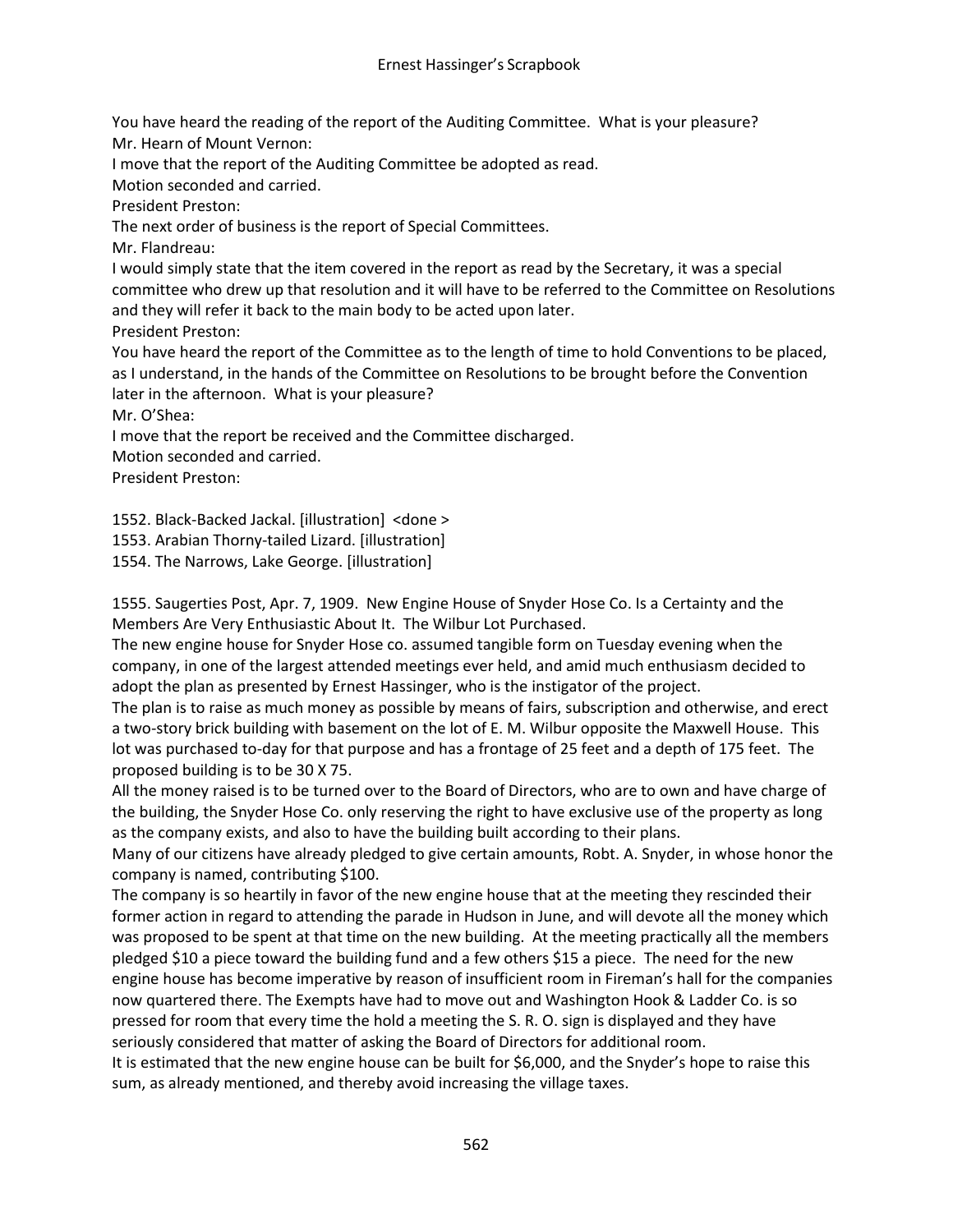You have heard the reading of the report of the Auditing Committee. What is your pleasure?
Mr. Hearn of Mount Vernon:
I move that the report of the Auditing Committee be adopted as read.
Motion seconded and carried.
President Preston:
The next order of business is the report of Special Committees.
Mr. Flandreau:
I would simply state that the item covered in the report as read by the Secretary, it was a special committee who drew up that resolution and it will have to be referred to the Committee on Resolutions and they will refer it back to the main body to be acted upon later.
President Preston:
You have heard the report of the Committee as to the length of time to hold Conventions to be placed, as I understand, in the hands of the Committee on Resolutions to be brought before the Convention later in the afternoon. What is your pleasure?
Mr. O'Shea:
I move that the report be received and the Committee discharged.
Motion seconded and carried.
President Preston:

1552. Black-Backed Jackal. [illustration] <done >
1553. Arabian Thorny-tailed Lizard. [illustration]
1554. The Narrows, Lake George. [illustration]

1555. Saugerties Post, Apr. 7, 1909. New Engine House of Snyder Hose Co. Is a Certainty and the Members Are Very Enthusiastic About It. The Wilbur Lot Purchased.
The new engine house for Snyder Hose co. assumed tangible form on Tuesday evening when the company, in one of the largest attended meetings ever held, and amid much enthusiasm decided to adopt the plan as presented by Ernest Hassinger, who is the instigator of the project.
The plan is to raise as much money as possible by means of fairs, subscription and otherwise, and erect a two-story brick building with basement on the lot of E. M. Wilbur opposite the Maxwell House. This lot was purchased to-day for that purpose and has a frontage of 25 feet and a depth of 175 feet. The proposed building is to be 30 X 75.
All the money raised is to be turned over to the Board of Directors, who are to own and have charge of the building, the Snyder Hose Co. only reserving the right to have exclusive use of the property as long as the company exists, and also to have the building built according to their plans.
Many of our citizens have already pledged to give certain amounts, Robt. A. Snyder, in whose honor the company is named, contributing $100.
The company is so heartily in favor of the new engine house that at the meeting they rescinded their former action in regard to attending the parade in Hudson in June, and will devote all the money which was proposed to be spent at that time on the new building. At the meeting practically all the members pledged $10 a piece toward the building fund and a few others $15 a piece. The need for the new engine house has become imperative by reason of insufficient room in Fireman's hall for the companies now quartered there. The Exempts have had to move out and Washington Hook & Ladder Co. is so pressed for room that every time the hold a meeting the S. R. O. sign is displayed and they have seriously considered that matter of asking the Board of Directors for additional room.
It is estimated that the new engine house can be built for $6,000, and the Snyder's hope to raise this sum, as already mentioned, and thereby avoid increasing the village taxes.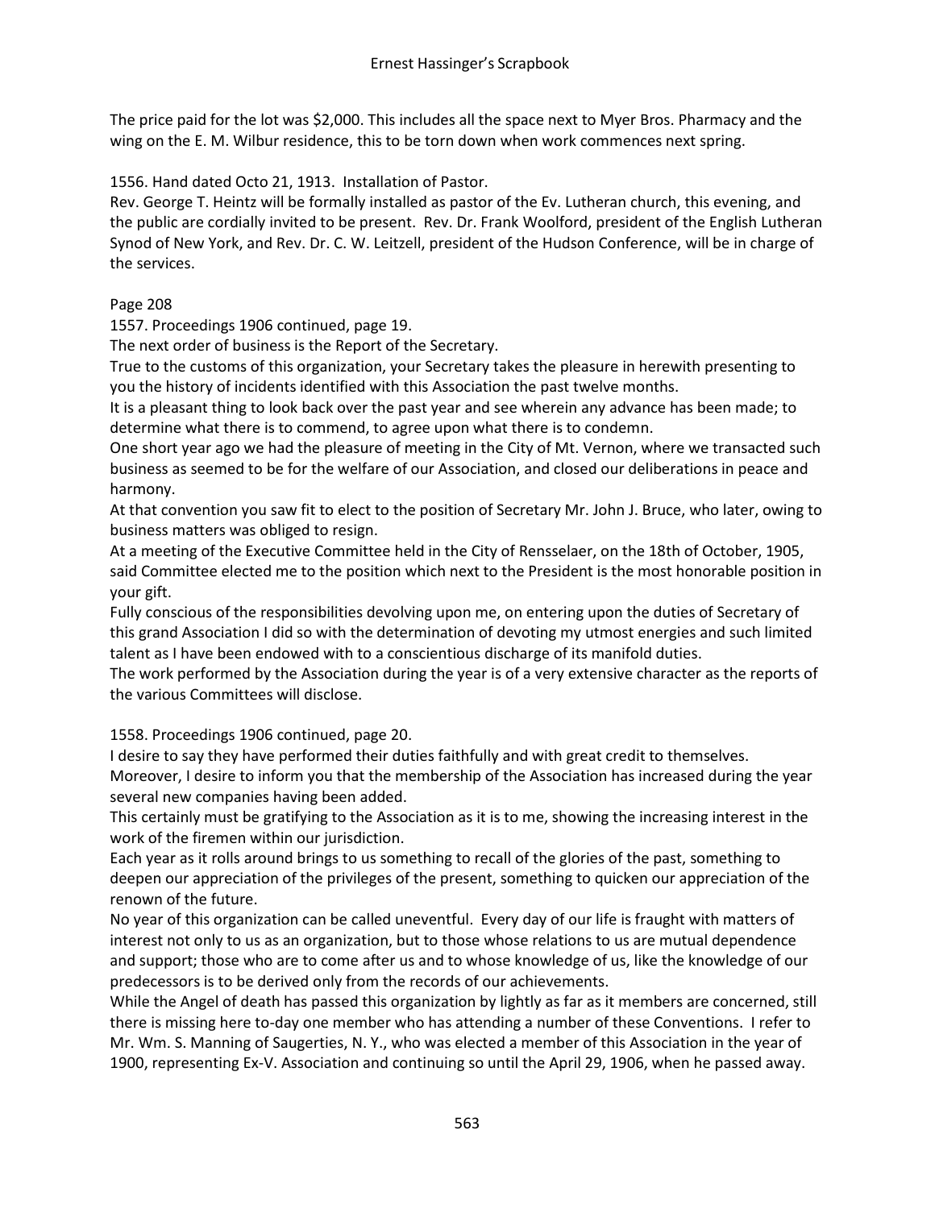The price paid for the lot was $2,000. This includes all the space next to Myer Bros. Pharmacy and the wing on the E. M. Wilbur residence, this to be torn down when work commences next spring.

1556. Hand dated Octo 21, 1913. Installation of Pastor.
Rev. George T. Heintz will be formally installed as pastor of the Ev. Lutheran church, this evening, and the public are cordially invited to be present. Rev. Dr. Frank Woolford, president of the English Lutheran Synod of New York, and Rev. Dr. C. W. Leitzell, president of the Hudson Conference, will be in charge of the services.

Page 208
1557. Proceedings 1906 continued, page 19.
The next order of business is the Report of the Secretary.
True to the customs of this organization, your Secretary takes the pleasure in herewith presenting to you the history of incidents identified with this Association the past twelve months.
It is a pleasant thing to look back over the past year and see wherein any advance has been made; to determine what there is to commend, to agree upon what there is to condemn.
One short year ago we had the pleasure of meeting in the City of Mt. Vernon, where we transacted such business as seemed to be for the welfare of our Association, and closed our deliberations in peace and harmony.
At that convention you saw fit to elect to the position of Secretary Mr. John J. Bruce, who later, owing to business matters was obliged to resign.
At a meeting of the Executive Committee held in the City of Rensselaer, on the 18th of October, 1905, said Committee elected me to the position which next to the President is the most honorable position in your gift.
Fully conscious of the responsibilities devolving upon me, on entering upon the duties of Secretary of this grand Association I did so with the determination of devoting my utmost energies and such limited talent as I have been endowed with to a conscientious discharge of its manifold duties.
The work performed by the Association during the year is of a very extensive character as the reports of the various Committees will disclose.

1558. Proceedings 1906 continued, page 20.
I desire to say they have performed their duties faithfully and with great credit to themselves.
Moreover, I desire to inform you that the membership of the Association has increased during the year several new companies having been added.
This certainly must be gratifying to the Association as it is to me, showing the increasing interest in the work of the firemen within our jurisdiction.
Each year as it rolls around brings to us something to recall of the glories of the past, something to deepen our appreciation of the privileges of the present, something to quicken our appreciation of the renown of the future.
No year of this organization can be called uneventful. Every day of our life is fraught with matters of interest not only to us as an organization, but to those whose relations to us are mutual dependence and support; those who are to come after us and to whose knowledge of us, like the knowledge of our predecessors is to be derived only from the records of our achievements.
While the Angel of death has passed this organization by lightly as far as it members are concerned, still there is missing here to-day one member who has attending a number of these Conventions. I refer to Mr. Wm. S. Manning of Saugerties, N. Y., who was elected a member of this Association in the year of 1900, representing Ex-V. Association and continuing so until the April 29, 1906, when he passed away.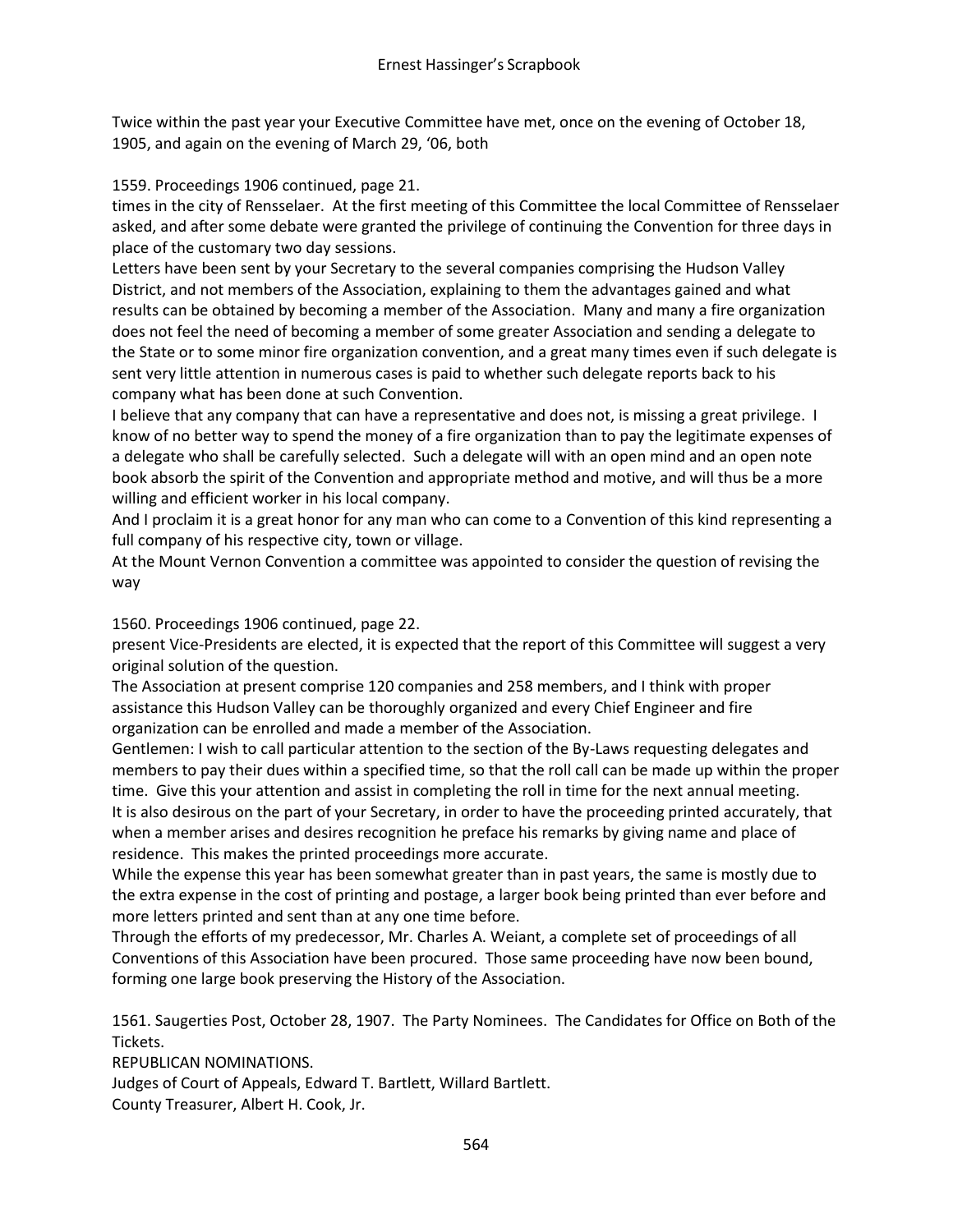Twice within the past year your Executive Committee have met, once on the evening of October 18, 1905, and again on the evening of March 29, '06, both

1559. Proceedings 1906 continued, page 21.

times in the city of Rensselaer. At the first meeting of this Committee the local Committee of Rensselaer asked, and after some debate were granted the privilege of continuing the Convention for three days in place of the customary two day sessions.

Letters have been sent by your Secretary to the several companies comprising the Hudson Valley District, and not members of the Association, explaining to them the advantages gained and what results can be obtained by becoming a member of the Association. Many and many a fire organization does not feel the need of becoming a member of some greater Association and sending a delegate to the State or to some minor fire organization convention, and a great many times even if such delegate is sent very little attention in numerous cases is paid to whether such delegate reports back to his company what has been done at such Convention.

I believe that any company that can have a representative and does not, is missing a great privilege. I know of no better way to spend the money of a fire organization than to pay the legitimate expenses of a delegate who shall be carefully selected. Such a delegate will with an open mind and an open note book absorb the spirit of the Convention and appropriate method and motive, and will thus be a more willing and efficient worker in his local company.

And I proclaim it is a great honor for any man who can come to a Convention of this kind representing a full company of his respective city, town or village.

At the Mount Vernon Convention a committee was appointed to consider the question of revising the way

1560. Proceedings 1906 continued, page 22.

present Vice-Presidents are elected, it is expected that the report of this Committee will suggest a very original solution of the question.

The Association at present comprise 120 companies and 258 members, and I think with proper assistance this Hudson Valley can be thoroughly organized and every Chief Engineer and fire organization can be enrolled and made a member of the Association.

Gentlemen: I wish to call particular attention to the section of the By-Laws requesting delegates and members to pay their dues within a specified time, so that the roll call can be made up within the proper time. Give this your attention and assist in completing the roll in time for the next annual meeting.

It is also desirous on the part of your Secretary, in order to have the proceeding printed accurately, that when a member arises and desires recognition he preface his remarks by giving name and place of residence. This makes the printed proceedings more accurate.

While the expense this year has been somewhat greater than in past years, the same is mostly due to the extra expense in the cost of printing and postage, a larger book being printed than ever before and more letters printed and sent than at any one time before.

Through the efforts of my predecessor, Mr. Charles A. Weiant, a complete set of proceedings of all Conventions of this Association have been procured. Those same proceeding have now been bound, forming one large book preserving the History of the Association.

1561. Saugerties Post, October 28, 1907. The Party Nominees. The Candidates for Office on Both of the Tickets.

REPUBLICAN NOMINATIONS.

Judges of Court of Appeals, Edward T. Bartlett, Willard Bartlett.

County Treasurer, Albert H. Cook, Jr.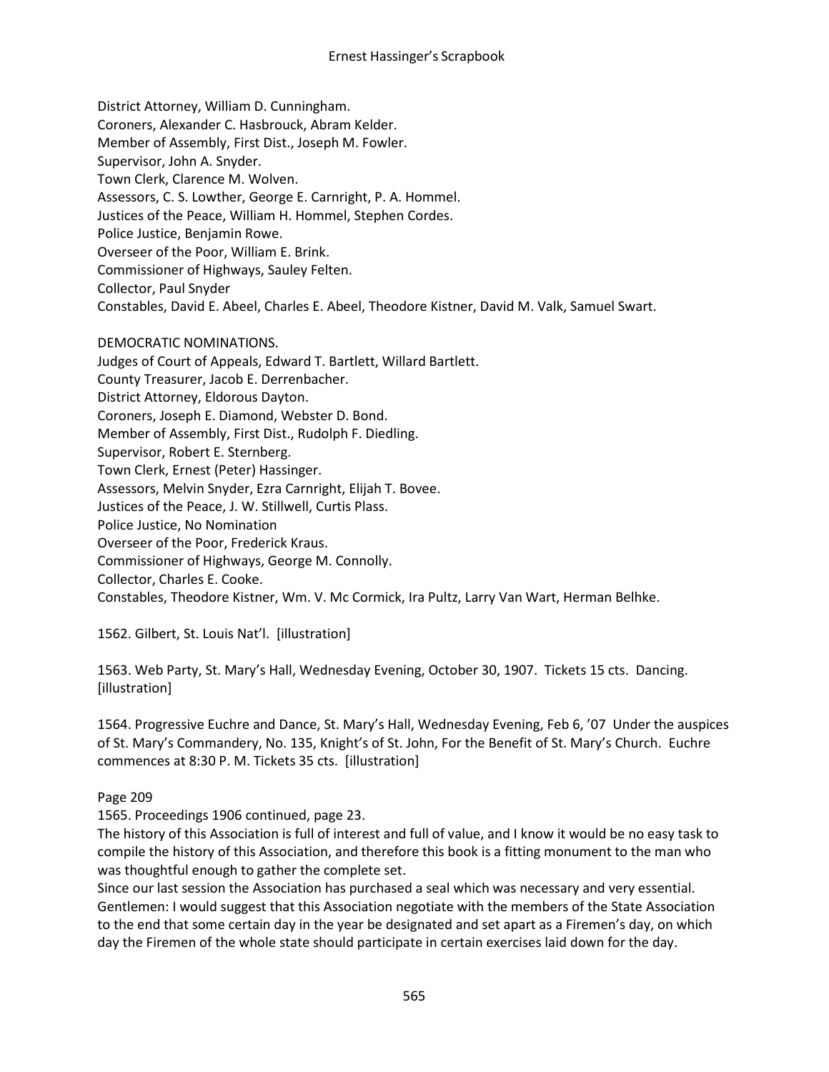District Attorney, William D. Cunningham.
Coroners, Alexander C. Hasbrouck, Abram Kelder.
Member of Assembly, First Dist., Joseph M. Fowler.
Supervisor, John A. Snyder.
Town Clerk, Clarence M. Wolven.
Assessors, C. S. Lowther, George E. Carnright, P. A. Hommel.
Justices of the Peace, William H. Hommel, Stephen Cordes.
Police Justice, Benjamin Rowe.
Overseer of the Poor, William E. Brink.
Commissioner of Highways, Sauley Felten.
Collector, Paul Snyder
Constables, David E. Abeel, Charles E. Abeel, Theodore Kistner, David M. Valk, Samuel Swart.

DEMOCRATIC NOMINATIONS.
Judges of Court of Appeals, Edward T. Bartlett, Willard Bartlett.
County Treasurer, Jacob E. Derrenbacher.
District Attorney, Eldorous Dayton.
Coroners, Joseph E. Diamond, Webster D. Bond.
Member of Assembly, First Dist., Rudolph F. Diedling.
Supervisor, Robert E. Sternberg.
Town Clerk, Ernest (Peter) Hassinger.
Assessors, Melvin Snyder, Ezra Carnright, Elijah T. Bovee.
Justices of the Peace, J. W. Stillwell, Curtis Plass.
Police Justice, No Nomination
Overseer of the Poor, Frederick Kraus.
Commissioner of Highways, George M. Connolly.
Collector, Charles E. Cooke.
Constables, Theodore Kistner, Wm. V. Mc Cormick, Ira Pultz, Larry Van Wart, Herman Belhke.

1562. Gilbert, St. Louis Nat'l. [illustration]

1563. Web Party, St. Mary's Hall, Wednesday Evening, October 30, 1907. Tickets 15 cts. Dancing. [illustration]

1564. Progressive Euchre and Dance, St. Mary's Hall, Wednesday Evening, Feb 6, '07 Under the auspices of St. Mary's Commandery, No. 135, Knight's of St. John, For the Benefit of St. Mary's Church. Euchre commences at 8:30 P. M. Tickets 35 cts. [illustration]

Page 209
1565. Proceedings 1906 continued, page 23.
The history of this Association is full of interest and full of value, and I know it would be no easy task to compile the history of this Association, and therefore this book is a fitting monument to the man who was thoughtful enough to gather the complete set.
Since our last session the Association has purchased a seal which was necessary and very essential.
Gentlemen: I would suggest that this Association negotiate with the members of the State Association to the end that some certain day in the year be designated and set apart as a Firemen's day, on which day the Firemen of the whole state should participate in certain exercises laid down for the day.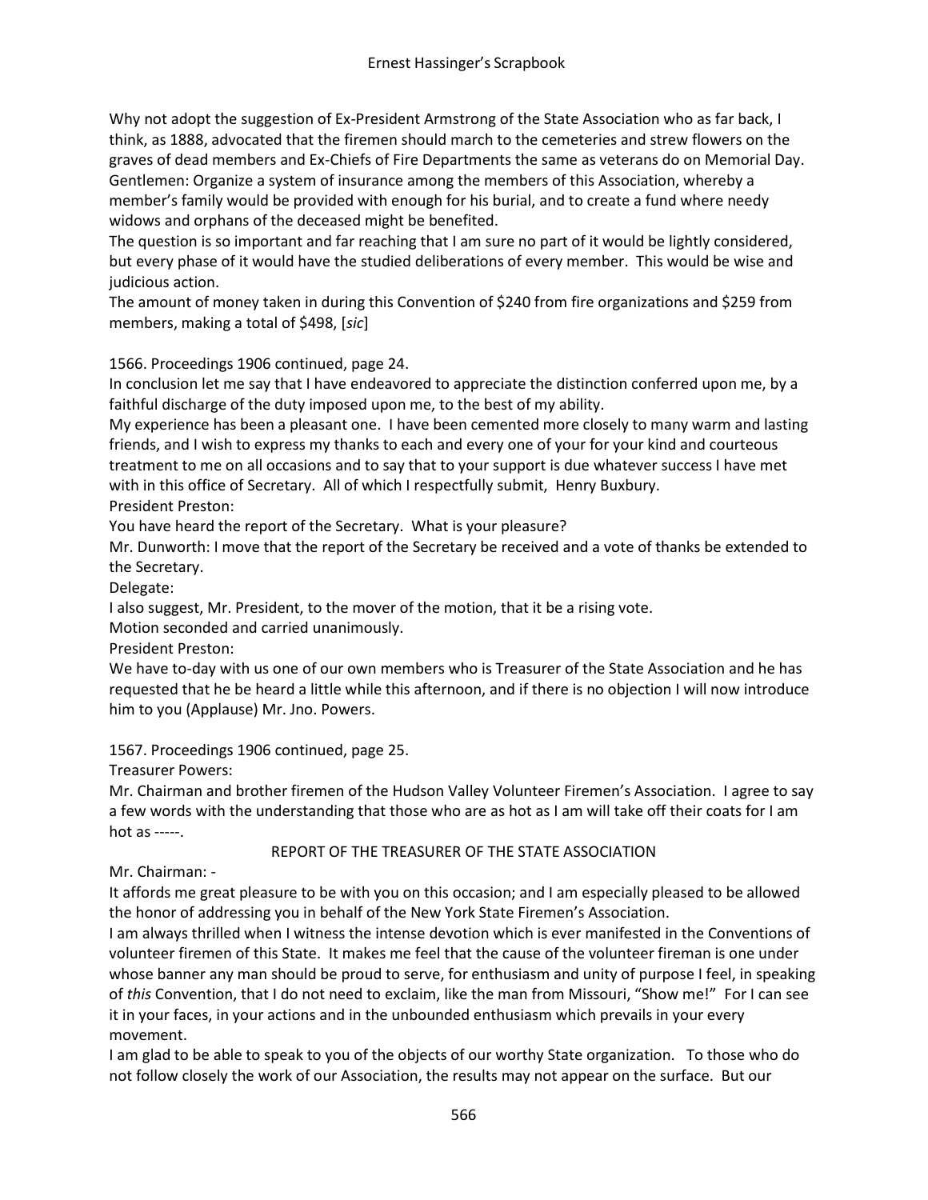Why not adopt the suggestion of Ex-President Armstrong of the State Association who as far back, I think, as 1888, advocated that the firemen should march to the cemeteries and strew flowers on the graves of dead members and Ex-Chiefs of Fire Departments the same as veterans do on Memorial Day.

Gentlemen: Organize a system of insurance among the members of this Association, whereby a member's family would be provided with enough for his burial, and to create a fund where needy widows and orphans of the deceased might be benefited.

The question is so important and far reaching that I am sure no part of it would be lightly considered, but every phase of it would have the studied deliberations of every member. This would be wise and judicious action.

The amount of money taken in during this Convention of $240 from fire organizations and $259 from members, making a total of $498, [*sic*]

1566. Proceedings 1906 continued, page 24.

In conclusion let me say that I have endeavored to appreciate the distinction conferred upon me, by a faithful discharge of the duty imposed upon me, to the best of my ability.

My experience has been a pleasant one. I have been cemented more closely to many warm and lasting friends, and I wish to express my thanks to each and every one of your for your kind and courteous treatment to me on all occasions and to say that to your support is due whatever success I have met with in this office of Secretary. All of which I respectfully submit, Henry Buxbury.

President Preston:

You have heard the report of the Secretary. What is your pleasure?

Mr. Dunworth: I move that the report of the Secretary be received and a vote of thanks be extended to the Secretary.

Delegate:

I also suggest, Mr. President, to the mover of the motion, that it be a rising vote.

Motion seconded and carried unanimously.

President Preston:

We have to-day with us one of our own members who is Treasurer of the State Association and he has requested that he be heard a little while this afternoon, and if there is no objection I will now introduce him to you (Applause) Mr. Jno. Powers.

1567. Proceedings 1906 continued, page 25.

Treasurer Powers:

Mr. Chairman and brother firemen of the Hudson Valley Volunteer Firemen's Association. I agree to say a few words with the understanding that those who are as hot as I am will take off their coats for I am hot as -----.

REPORT OF THE TREASURER OF THE STATE ASSOCIATION

Mr. Chairman: -

It affords me great pleasure to be with you on this occasion; and I am especially pleased to be allowed the honor of addressing you in behalf of the New York State Firemen's Association.

I am always thrilled when I witness the intense devotion which is ever manifested in the Conventions of volunteer firemen of this State. It makes me feel that the cause of the volunteer fireman is one under whose banner any man should be proud to serve, for enthusiasm and unity of purpose I feel, in speaking of *this* Convention, that I do not need to exclaim, like the man from Missouri, "Show me!" For I can see it in your faces, in your actions and in the unbounded enthusiasm which prevails in your every movement.

I am glad to be able to speak to you of the objects of our worthy State organization. To those who do not follow closely the work of our Association, the results may not appear on the surface. But our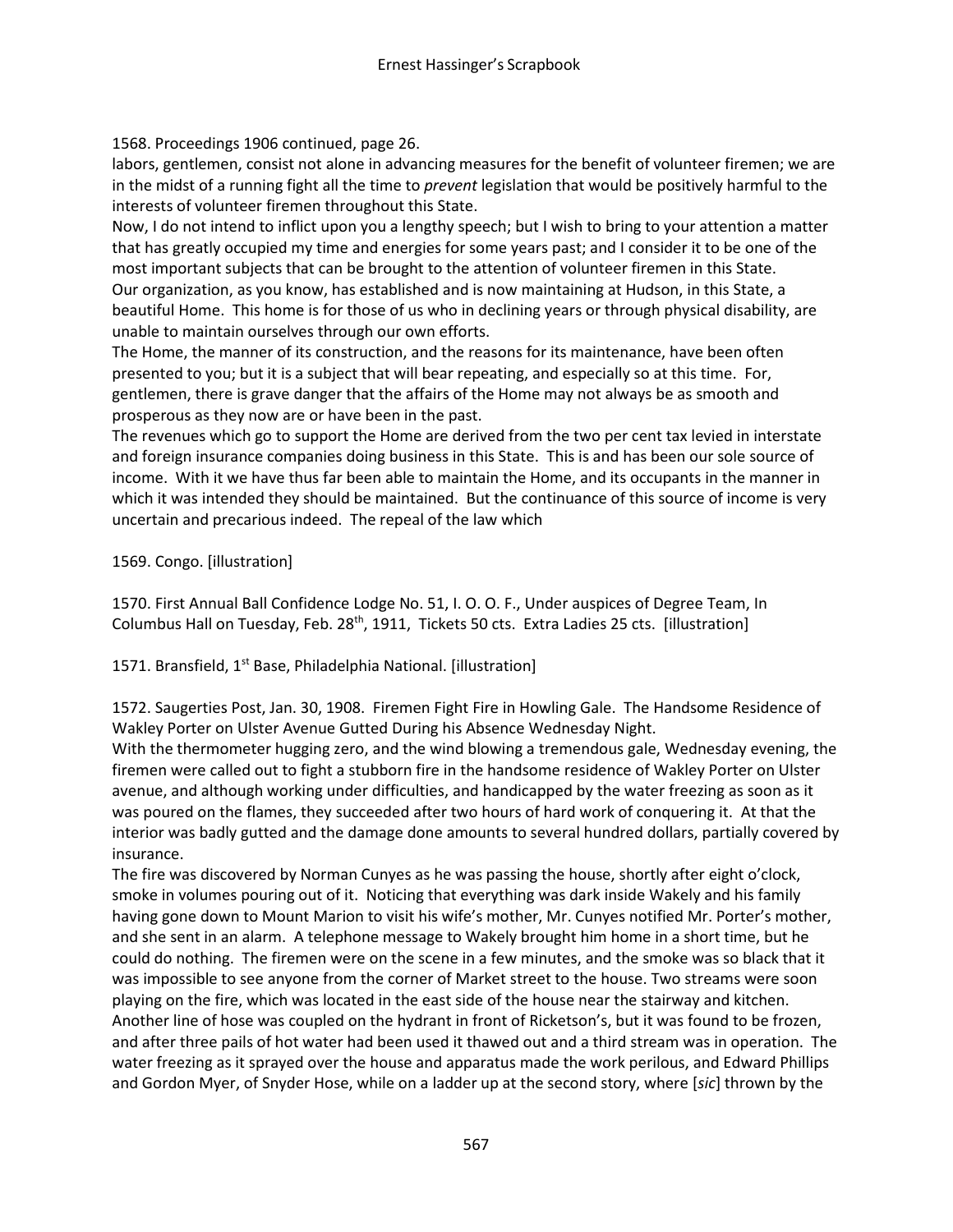1568. Proceedings 1906 continued, page 26.

labors, gentlemen, consist not alone in advancing measures for the benefit of volunteer firemen; we are in the midst of a running fight all the time to *prevent* legislation that would be positively harmful to the interests of volunteer firemen throughout this State.

Now, I do not intend to inflict upon you a lengthy speech; but I wish to bring to your attention a matter that has greatly occupied my time and energies for some years past; and I consider it to be one of the most important subjects that can be brought to the attention of volunteer firemen in this State.

Our organization, as you know, has established and is now maintaining at Hudson, in this State, a beautiful Home. This home is for those of us who in declining years or through physical disability, are unable to maintain ourselves through our own efforts.

The Home, the manner of its construction, and the reasons for its maintenance, have been often presented to you; but it is a subject that will bear repeating, and especially so at this time. For, gentlemen, there is grave danger that the affairs of the Home may not always be as smooth and prosperous as they now are or have been in the past.

The revenues which go to support the Home are derived from the two per cent tax levied in interstate and foreign insurance companies doing business in this State. This is and has been our sole source of income. With it we have thus far been able to maintain the Home, and its occupants in the manner in which it was intended they should be maintained. But the continuance of this source of income is very uncertain and precarious indeed. The repeal of the law which

1569. Congo. [illustration]

1570. First Annual Ball Confidence Lodge No. 51, I. O. O. F., Under auspices of Degree Team, In Columbus Hall on Tuesday, Feb. 28th, 1911, Tickets 50 cts. Extra Ladies 25 cts. [illustration]

1571. Bransfield, 1st Base, Philadelphia National. [illustration]

1572. Saugerties Post, Jan. 30, 1908. Firemen Fight Fire in Howling Gale. The Handsome Residence of Wakley Porter on Ulster Avenue Gutted During his Absence Wednesday Night.

With the thermometer hugging zero, and the wind blowing a tremendous gale, Wednesday evening, the firemen were called out to fight a stubborn fire in the handsome residence of Wakley Porter on Ulster avenue, and although working under difficulties, and handicapped by the water freezing as soon as it was poured on the flames, they succeeded after two hours of hard work of conquering it. At that the interior was badly gutted and the damage done amounts to several hundred dollars, partially covered by insurance.

The fire was discovered by Norman Cunyes as he was passing the house, shortly after eight o'clock, smoke in volumes pouring out of it. Noticing that everything was dark inside Wakely and his family having gone down to Mount Marion to visit his wife's mother, Mr. Cunyes notified Mr. Porter's mother, and she sent in an alarm. A telephone message to Wakely brought him home in a short time, but he could do nothing. The firemen were on the scene in a few minutes, and the smoke was so black that it was impossible to see anyone from the corner of Market street to the house. Two streams were soon playing on the fire, which was located in the east side of the house near the stairway and kitchen. Another line of hose was coupled on the hydrant in front of Ricketson's, but it was found to be frozen, and after three pails of hot water had been used it thawed out and a third stream was in operation. The water freezing as it sprayed over the house and apparatus made the work perilous, and Edward Phillips and Gordon Myer, of Snyder Hose, while on a ladder up at the second story, where [*sic*] thrown by the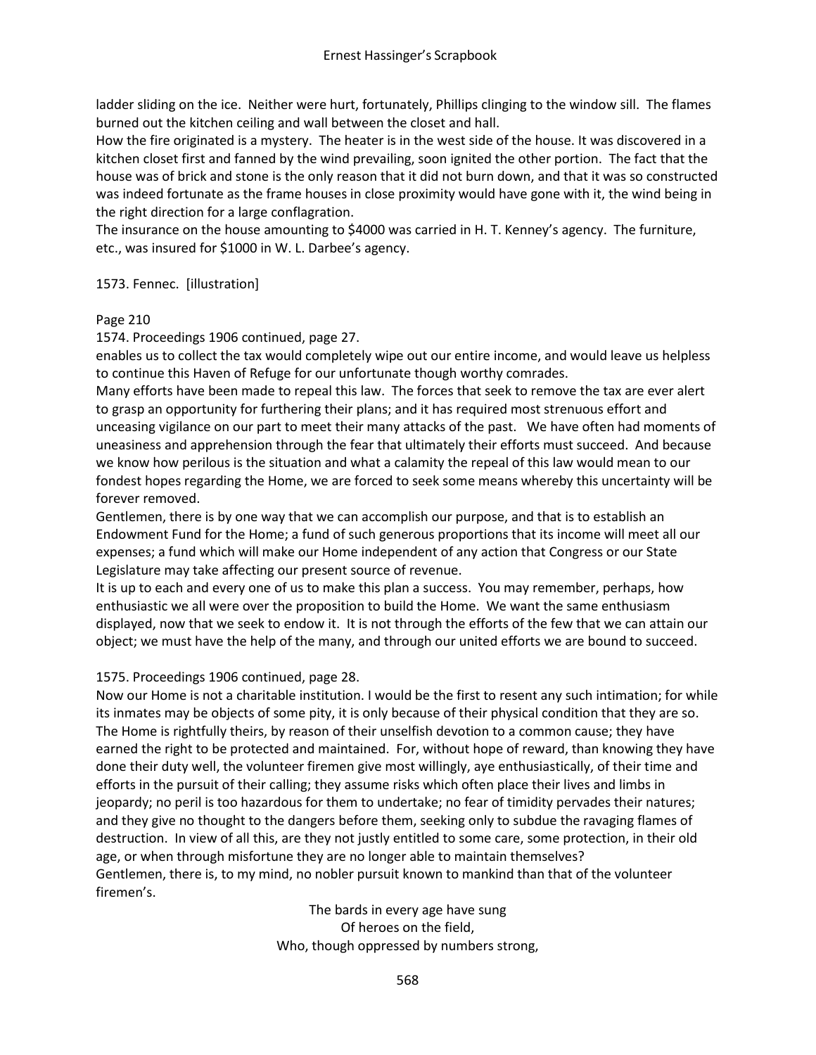ladder sliding on the ice. Neither were hurt, fortunately, Phillips clinging to the window sill. The flames burned out the kitchen ceiling and wall between the closet and hall.

How the fire originated is a mystery. The heater is in the west side of the house. It was discovered in a kitchen closet first and fanned by the wind prevailing, soon ignited the other portion. The fact that the house was of brick and stone is the only reason that it did not burn down, and that it was so constructed was indeed fortunate as the frame houses in close proximity would have gone with it, the wind being in the right direction for a large conflagration.

The insurance on the house amounting to $4000 was carried in H. T. Kenney's agency. The furniture, etc., was insured for $1000 in W. L. Darbee's agency.

1573. Fennec. [illustration]

Page 210

1574. Proceedings 1906 continued, page 27.

enables us to collect the tax would completely wipe out our entire income, and would leave us helpless to continue this Haven of Refuge for our unfortunate though worthy comrades.

Many efforts have been made to repeal this law. The forces that seek to remove the tax are ever alert to grasp an opportunity for furthering their plans; and it has required most strenuous effort and unceasing vigilance on our part to meet their many attacks of the past. We have often had moments of uneasiness and apprehension through the fear that ultimately their efforts must succeed. And because we know how perilous is the situation and what a calamity the repeal of this law would mean to our fondest hopes regarding the Home, we are forced to seek some means whereby this uncertainty will be forever removed.

Gentlemen, there is by one way that we can accomplish our purpose, and that is to establish an Endowment Fund for the Home; a fund of such generous proportions that its income will meet all our expenses; a fund which will make our Home independent of any action that Congress or our State Legislature may take affecting our present source of revenue.

It is up to each and every one of us to make this plan a success. You may remember, perhaps, how enthusiastic we all were over the proposition to build the Home. We want the same enthusiasm displayed, now that we seek to endow it. It is not through the efforts of the few that we can attain our object; we must have the help of the many, and through our united efforts we are bound to succeed.

1575. Proceedings 1906 continued, page 28.

Now our Home is not a charitable institution. I would be the first to resent any such intimation; for while its inmates may be objects of some pity, it is only because of their physical condition that they are so. The Home is rightfully theirs, by reason of their unselfish devotion to a common cause; they have earned the right to be protected and maintained. For, without hope of reward, than knowing they have done their duty well, the volunteer firemen give most willingly, aye enthusiastically, of their time and efforts in the pursuit of their calling; they assume risks which often place their lives and limbs in jeopardy; no peril is too hazardous for them to undertake; no fear of timidity pervades their natures; and they give no thought to the dangers before them, seeking only to subdue the ravaging flames of destruction. In view of all this, are they not justly entitled to some care, some protection, in their old age, or when through misfortune they are no longer able to maintain themselves?

Gentlemen, there is, to my mind, no nobler pursuit known to mankind than that of the volunteer firemen's.

The bards in every age have sung  
Of heroes on the field,  
Who, though oppressed by numbers strong,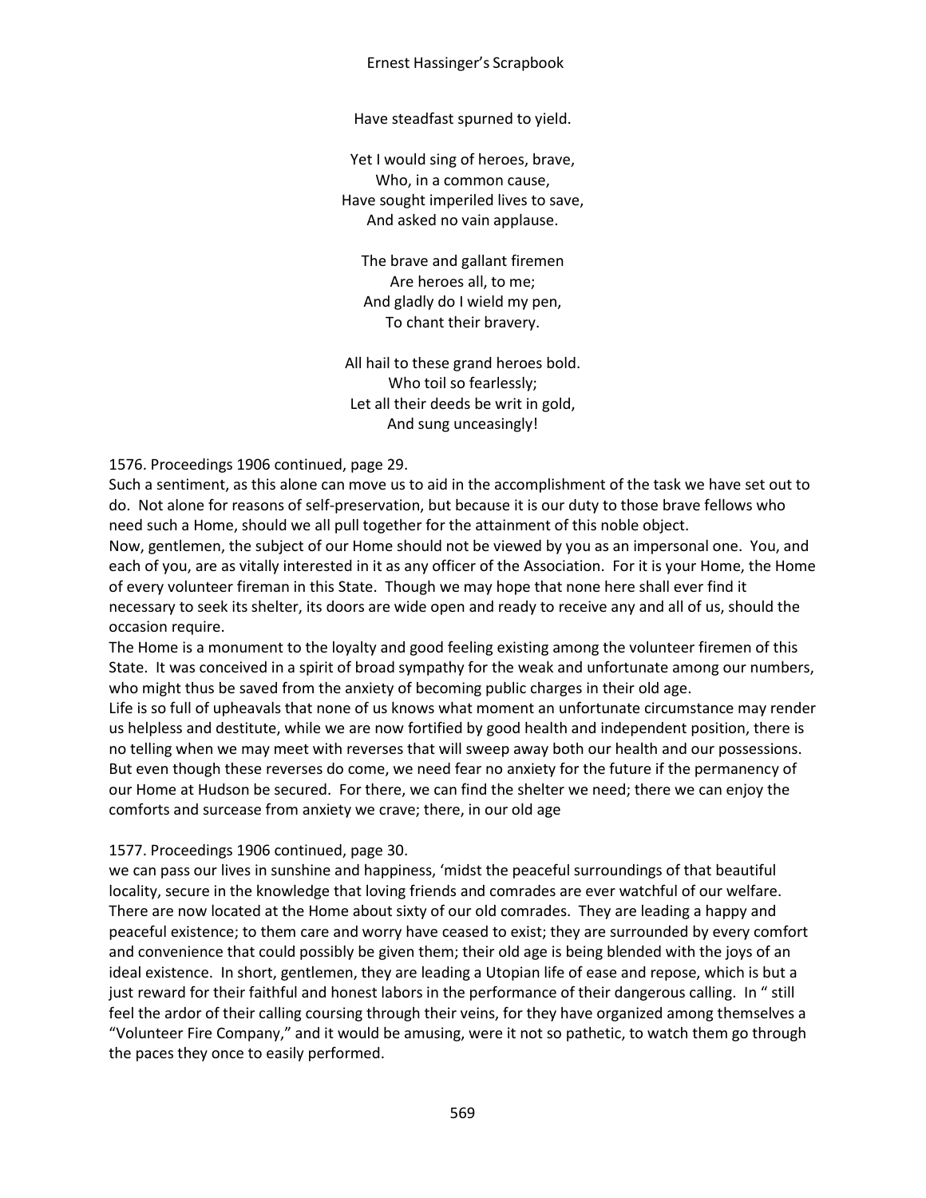Have steadfast spurned to yield.

Yet I would sing of heroes, brave,
Who, in a common cause,
Have sought imperiled lives to save,
And asked no vain applause.

The brave and gallant firemen
Are heroes all, to me;
And gladly do I wield my pen,
To chant their bravery.

All hail to these grand heroes bold.
Who toil so fearlessly;
Let all their deeds be writ in gold,
And sung unceasingly!

1576. Proceedings 1906 continued, page 29.

Such a sentiment, as this alone can move us to aid in the accomplishment of the task we have set out to do. Not alone for reasons of self-preservation, but because it is our duty to those brave fellows who need such a Home, should we all pull together for the attainment of this noble object.

Now, gentlemen, the subject of our Home should not be viewed by you as an impersonal one. You, and each of you, are as vitally interested in it as any officer of the Association. For it is your Home, the Home of every volunteer fireman in this State. Though we may hope that none here shall ever find it necessary to seek its shelter, its doors are wide open and ready to receive any and all of us, should the occasion require.

The Home is a monument to the loyalty and good feeling existing among the volunteer firemen of this State. It was conceived in a spirit of broad sympathy for the weak and unfortunate among our numbers, who might thus be saved from the anxiety of becoming public charges in their old age.

Life is so full of upheavals that none of us knows what moment an unfortunate circumstance may render us helpless and destitute, while we are now fortified by good health and independent position, there is no telling when we may meet with reverses that will sweep away both our health and our possessions. But even though these reverses do come, we need fear no anxiety for the future if the permanency of our Home at Hudson be secured. For there, we can find the shelter we need; there we can enjoy the comforts and surcease from anxiety we crave; there, in our old age

1577. Proceedings 1906 continued, page 30.

we can pass our lives in sunshine and happiness, 'midst the peaceful surroundings of that beautiful locality, secure in the knowledge that loving friends and comrades are ever watchful of our welfare. There are now located at the Home about sixty of our old comrades. They are leading a happy and peaceful existence; to them care and worry have ceased to exist; they are surrounded by every comfort and convenience that could possibly be given them; their old age is being blended with the joys of an ideal existence. In short, gentlemen, they are leading a Utopian life of ease and repose, which is but a just reward for their faithful and honest labors in the performance of their dangerous calling. In " still feel the ardor of their calling coursing through their veins, for they have organized among themselves a "Volunteer Fire Company," and it would be amusing, were it not so pathetic, to watch them go through the paces they once to easily performed.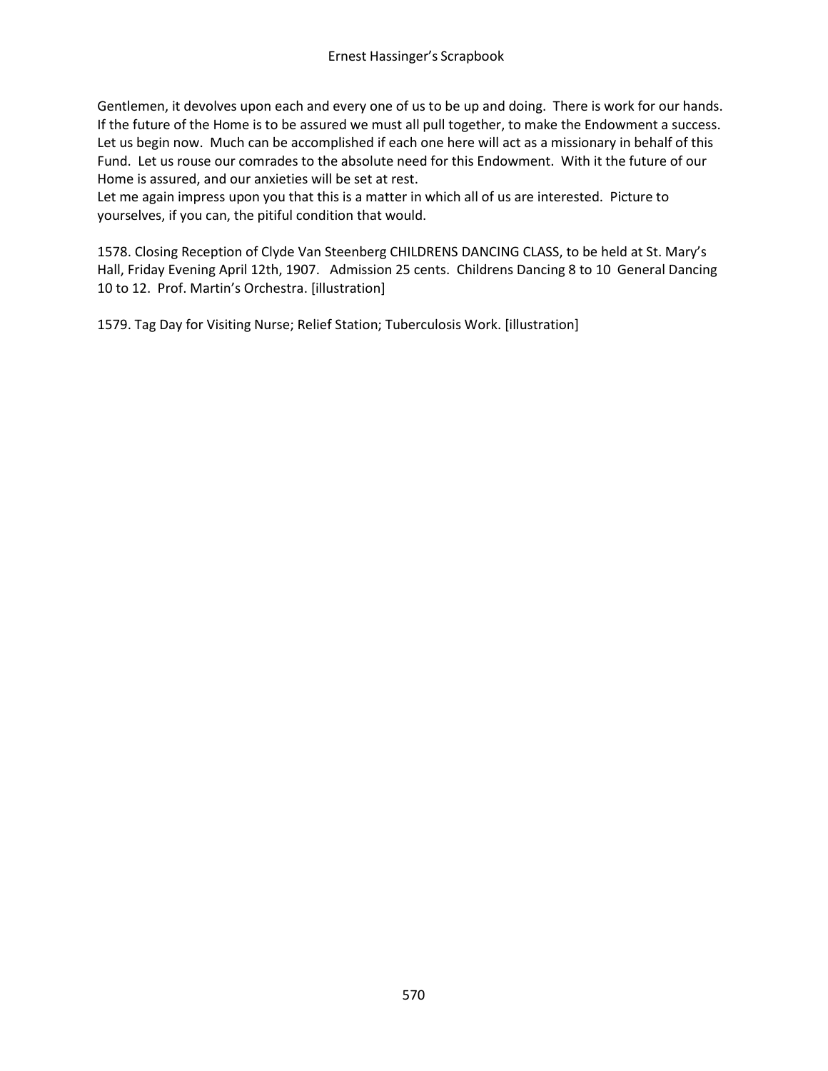Gentlemen, it devolves upon each and every one of us to be up and doing. There is work for our hands. If the future of the Home is to be assured we must all pull together, to make the Endowment a success. Let us begin now. Much can be accomplished if each one here will act as a missionary in behalf of this Fund. Let us rouse our comrades to the absolute need for this Endowment. With it the future of our Home is assured, and our anxieties will be set at rest.
Let me again impress upon you that this is a matter in which all of us are interested. Picture to yourselves, if you can, the pitiful condition that would.

1578. Closing Reception of Clyde Van Steenberg CHILDRENS DANCING CLASS, to be held at St. Mary's Hall, Friday Evening April 12th, 1907. Admission 25 cents. Childrens Dancing 8 to 10 General Dancing 10 to 12. Prof. Martin's Orchestra. [illustration]

1579. Tag Day for Visiting Nurse; Relief Station; Tuberculosis Work. [illustration]